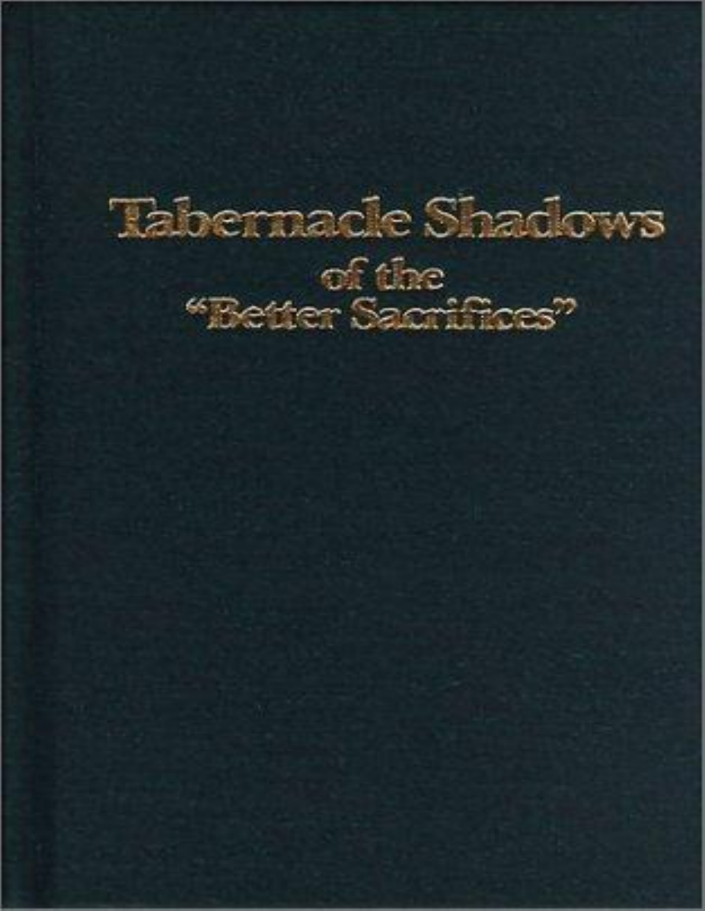# Tabernacle Shadows

## of the "Better Sacrifices"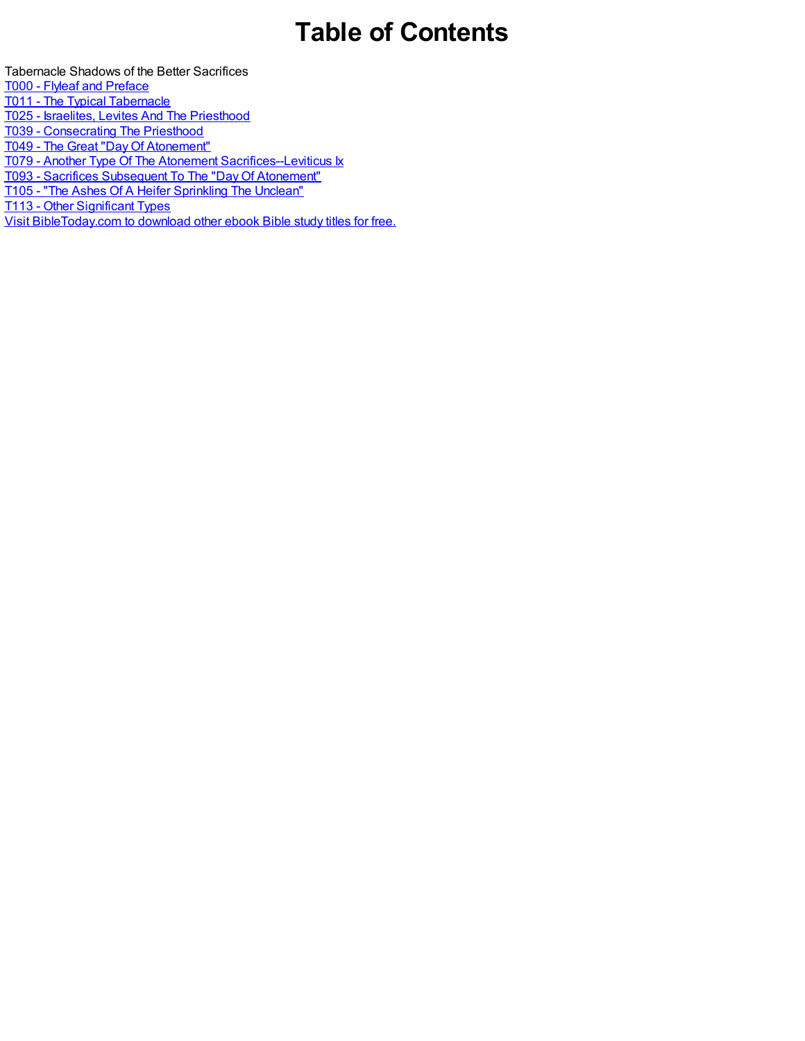# Table of Contents

Tabernacle Shadows of the Better Sacrifices

T000 - Flyleaf and Preface
T011 - The Typical Tabernacle
T025 - Israelites, Levites And The Priesthood
T039 - Consecrating The Priesthood
T049 - The Great "Day Of Atonement"
T079 - Another Type Of The Atonement Sacrifices--Leviticus Ix
T093 - Sacrifices Subsequent To The "Day Of Atonement"
T105 - "The Ashes Of A Heifer Sprinkling The Unclean"
T113 - Other Significant Types
Visit BibleToday.com to download other ebook Bible study titles for free.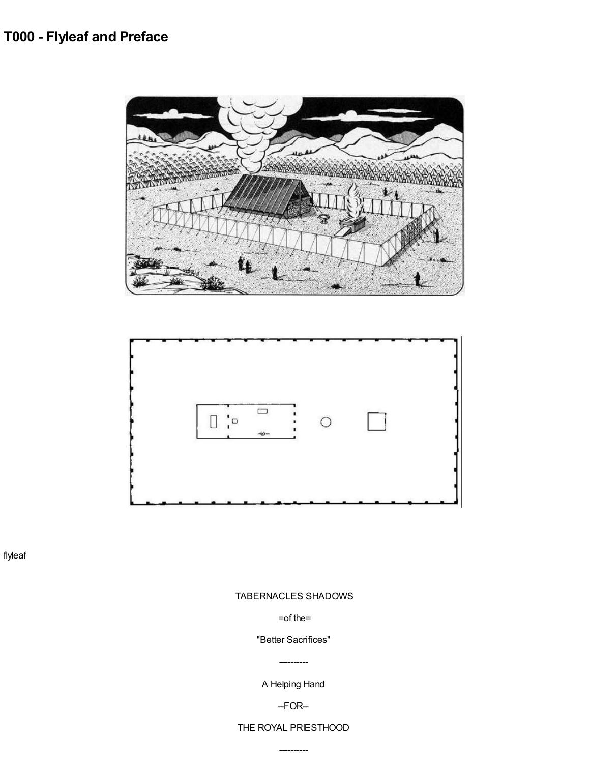# T000 - Flyleaf and Preface

flyleaf

TABERNACLES SHADOWS

=of the=

"Better Sacrifices"

----------

A Helping Hand

--FOR--

THE ROYAL PRIESTHOOD

----------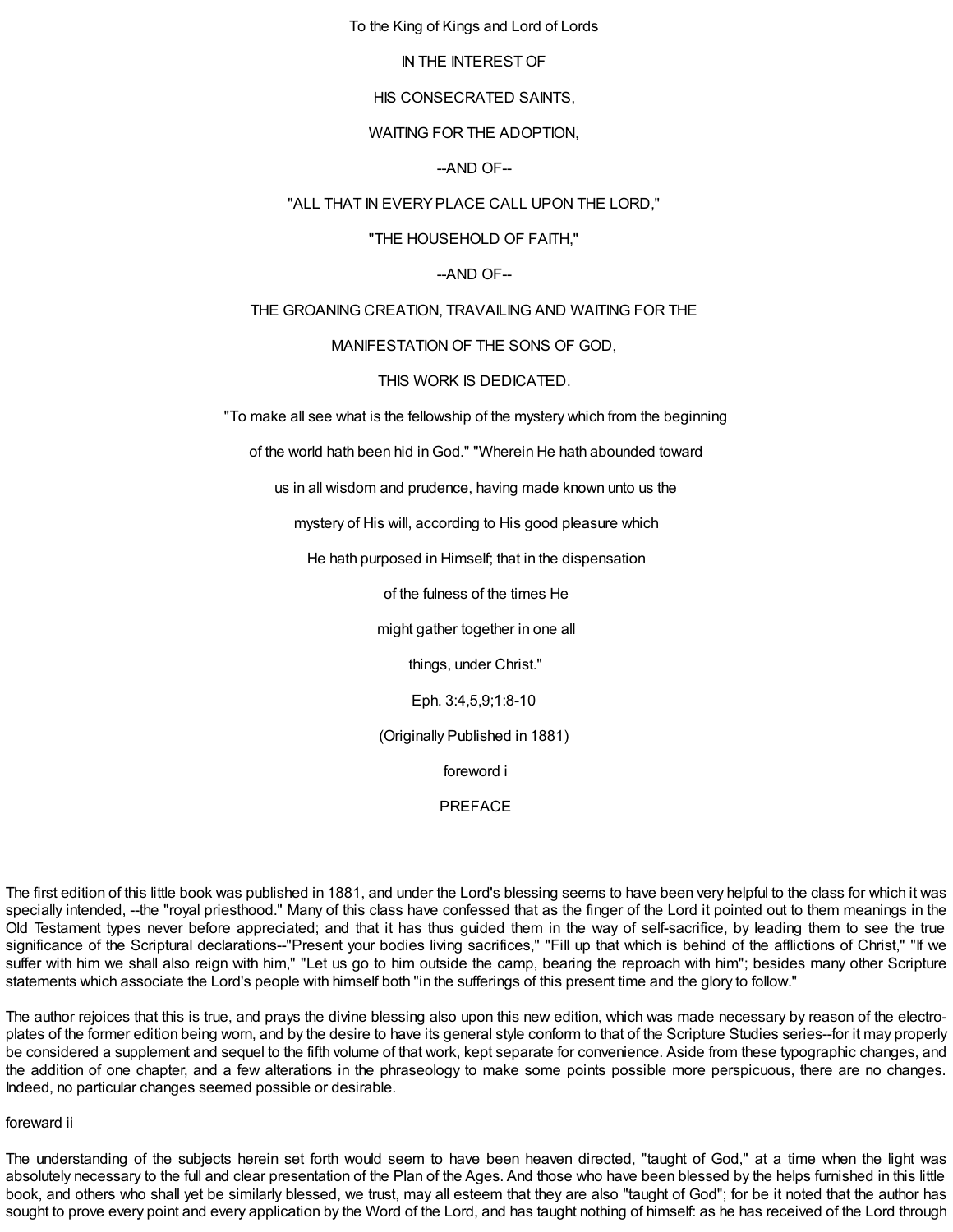To the King of Kings and Lord of Lords

IN THE INTEREST OF

HIS CONSECRATED SAINTS,

WAITING FOR THE ADOPTION,

--AND OF--

"ALL THAT IN EVERY PLACE CALL UPON THE LORD,"

"THE HOUSEHOLD OF FAITH,"

--AND OF--

THE GROANING CREATION, TRAVAILING AND WAITING FOR THE

MANIFESTATION OF THE SONS OF GOD,

THIS WORK IS DEDICATED.

"To make all see what is the fellowship of the mystery which from the beginning

of the world hath been hid in God." "Wherein He hath abounded toward

us in all wisdom and prudence, having made known unto us the

mystery of His will, according to His good pleasure which

He hath purposed in Himself; that in the dispensation

of the fulness of the times He

might gather together in one all

things, under Christ."

Eph. 3:4,5,9;1:8-10

(Originally Published in 1881)

foreword i

## PREFACE

The first edition of this little book was published in 1881, and under the Lord's blessing seems to have been very helpful to the class for which it was specially intended, --the "royal priesthood." Many of this class have confessed that as the finger of the Lord it pointed out to them meanings in the Old Testament types never before appreciated; and that it has thus guided them in the way of self-sacrifice, by leading them to see the true significance of the Scriptural declarations--"Present your bodies living sacrifices," "Fill up that which is behind of the afflictions of Christ," "If we suffer with him we shall also reign with him," "Let us go to him outside the camp, bearing the reproach with him"; besides many other Scripture statements which associate the Lord's people with himself both "in the sufferings of this present time and the glory to follow."

The author rejoices that this is true, and prays the divine blessing also upon this new edition, which was made necessary by reason of the electro-plates of the former edition being worn, and by the desire to have its general style conform to that of the Scripture Studies series--for it may properly be considered a supplement and sequel to the fifth volume of that work, kept separate for convenience. Aside from these typographic changes, and the addition of one chapter, and a few alterations in the phraseology to make some points possible more perspicuous, there are no changes. Indeed, no particular changes seemed possible or desirable.

foreward ii

The understanding of the subjects herein set forth would seem to have been heaven directed, "taught of God," at a time when the light was absolutely necessary to the full and clear presentation of the Plan of the Ages. And those who have been blessed by the helps furnished in this little book, and others who shall yet be similarly blessed, we trust, may all esteem that they are also "taught of God"; for be it noted that the author has sought to prove every point and every application by the Word of the Lord, and has taught nothing of himself: as he has received of the Lord through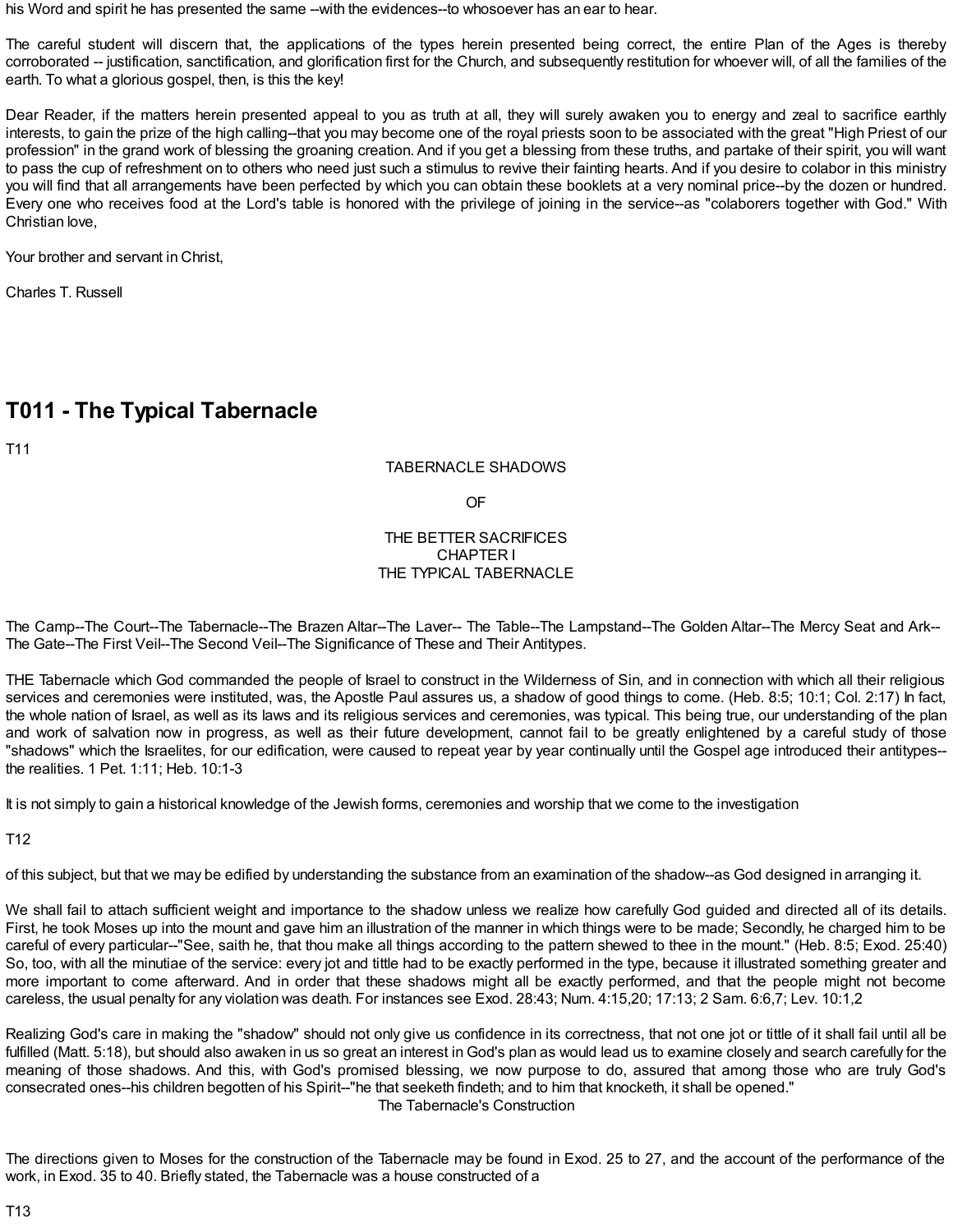his Word and spirit he has presented the same --with the evidences--to whosoever has an ear to hear.

The careful student will discern that, the applications of the types herein presented being correct, the entire Plan of the Ages is thereby corroborated -- justification, sanctification, and glorification first for the Church, and subsequently restitution for whoever will, of all the families of the earth. To what a glorious gospel, then, is this the key!

Dear Reader, if the matters herein presented appeal to you as truth at all, they will surely awaken you to energy and zeal to sacrifice earthly interests, to gain the prize of the high calling--that you may become one of the royal priests soon to be associated with the great "High Priest of our profession" in the grand work of blessing the groaning creation. And if you get a blessing from these truths, and partake of their spirit, you will want to pass the cup of refreshment on to others who need just such a stimulus to revive their fainting hearts. And if you desire to colabor in this ministry you will find that all arrangements have been perfected by which you can obtain these booklets at a very nominal price--by the dozen or hundred. Every one who receives food at the Lord's table is honored with the privilege of joining in the service--as "colaborers together with God." With Christian love,

Your brother and servant in Christ,

Charles T. Russell

# T011 - The Typical Tabernacle

T11

TABERNACLE SHADOWS

OF

THE BETTER SACRIFICES
CHAPTER I
THE TYPICAL TABERNACLE

The Camp--The Court--The Tabernacle--The Brazen Altar--The Laver-- The Table--The Lampstand--The Golden Altar--The Mercy Seat and Ark--The Gate--The First Veil--The Second Veil--The Significance of These and Their Antitypes.

THE Tabernacle which God commanded the people of Israel to construct in the Wilderness of Sin, and in connection with which all their religious services and ceremonies were instituted, was, the Apostle Paul assures us, a shadow of good things to come. (Heb. 8:5; 10:1; Col. 2:17) In fact, the whole nation of Israel, as well as its laws and its religious services and ceremonies, was typical. This being true, our understanding of the plan and work of salvation now in progress, as well as their future development, cannot fail to be greatly enlightened by a careful study of those "shadows" which the Israelites, for our edification, were caused to repeat year by year continually until the Gospel age introduced their antitypes--the realities. 1 Pet. 1:11; Heb. 10:1-3

It is not simply to gain a historical knowledge of the Jewish forms, ceremonies and worship that we come to the investigation

T12

of this subject, but that we may be edified by understanding the substance from an examination of the shadow--as God designed in arranging it.

We shall fail to attach sufficient weight and importance to the shadow unless we realize how carefully God guided and directed all of its details. First, he took Moses up into the mount and gave him an illustration of the manner in which things were to be made; Secondly, he charged him to be careful of every particular--"See, saith he, that thou make all things according to the pattern shewed to thee in the mount." (Heb. 8:5; Exod. 25:40) So, too, with all the minutiae of the service: every jot and tittle had to be exactly performed in the type, because it illustrated something greater and more important to come afterward. And in order that these shadows might all be exactly performed, and that the people might not become careless, the usual penalty for any violation was death. For instances see Exod. 28:43; Num. 4:15,20; 17:13; 2 Sam. 6:6,7; Lev. 10:1,2

Realizing God's care in making the "shadow" should not only give us confidence in its correctness, that not one jot or tittle of it shall fail until all be fulfilled (Matt. 5:18), but should also awaken in us so great an interest in God's plan as would lead us to examine closely and search carefully for the meaning of those shadows. And this, with God's promised blessing, we now purpose to do, assured that among those who are truly God's consecrated ones--his children begotten of his Spirit--"he that seeketh findeth; and to him that knocketh, it shall be opened."

The Tabernacle's Construction

The directions given to Moses for the construction of the Tabernacle may be found in Exod. 25 to 27, and the account of the performance of the work, in Exod. 35 to 40. Briefly stated, the Tabernacle was a house constructed of a

T13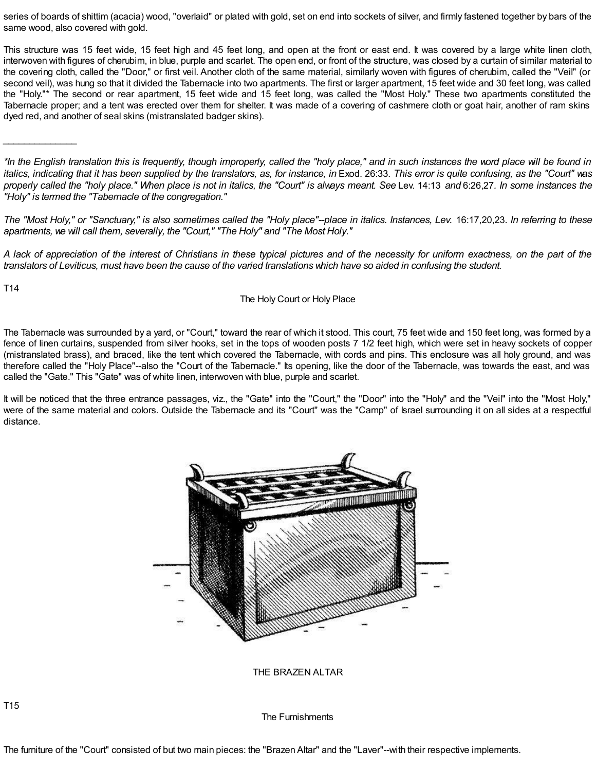series of boards of shittim (acacia) wood, "overlaid" or plated with gold, set on end into sockets of silver, and firmly fastened together by bars of the same wood, also covered with gold.

This structure was 15 feet wide, 15 feet high and 45 feet long, and open at the front or east end. It was covered by a large white linen cloth, interwoven with figures of cherubim, in blue, purple and scarlet. The open end, or front of the structure, was closed by a curtain of similar material to the covering cloth, called the "Door," or first veil. Another cloth of the same material, similarly woven with figures of cherubim, called the "Veil" (or second veil), was hung so that it divided the Tabernacle into two apartments. The first or larger apartment, 15 feet wide and 30 feet long, was called the "Holy."* The second or rear apartment, 15 feet wide and 15 feet long, was called the "Most Holy." These two apartments constituted the Tabernacle proper; and a tent was erected over them for shelter. It was made of a covering of cashmere cloth or goat hair, another of ram skins dyed red, and another of seal skins (mistranslated badger skins).

______________

*In the English translation this is frequently, though improperly, called the "holy place," and in such instances the word place will be found in italics, indicating that it has been supplied by the translators, as, for instance, in* Exod. 26:33. *This error is quite confusing, as the "Court" was properly called the "holy place." When place is not in italics, the "Court" is always meant. See* Lev. 14:13 *and* 6:26,27. *In some instances the "Holy" is termed the "Tabernacle of the congregation."*

*The "Most Holy," or "Sanctuary," is also sometimes called the "Holy place"--place in italics. Instances, Lev.* 16:17,20,23. *In referring to these apartments, we will call them, severally, the "Court," "The Holy" and "The Most Holy."*

*A lack of appreciation of the interest of Christians in these typical pictures and of the necessity for uniform exactness, on the part of the translators of Leviticus, must have been the cause of the varied translations which have so aided in confusing the student.*

T14

## The Holy Court or Holy Place

The Tabernacle was surrounded by a yard, or "Court," toward the rear of which it stood. This court, 75 feet wide and 150 feet long, was formed by a fence of linen curtains, suspended from silver hooks, set in the tops of wooden posts 7 1/2 feet high, which were set in heavy sockets of copper (mistranslated brass), and braced, like the tent which covered the Tabernacle, with cords and pins. This enclosure was all holy ground, and was therefore called the "Holy Place"--also the "Court of the Tabernacle." Its opening, like the door of the Tabernacle, was towards the east, and was called the "Gate." This "Gate" was of white linen, interwoven with blue, purple and scarlet.

It will be noticed that the three entrance passages, viz., the "Gate" into the "Court," the "Door" into the "Holy" and the "Veil" into the "Most Holy," were of the same material and colors. Outside the Tabernacle and its "Court" was the "Camp" of Israel surrounding it on all sides at a respectful distance.

THE BRAZEN ALTAR

T15

## The Furnishments

The furniture of the "Court" consisted of but two main pieces: the "Brazen Altar" and the "Laver"--with their respective implements.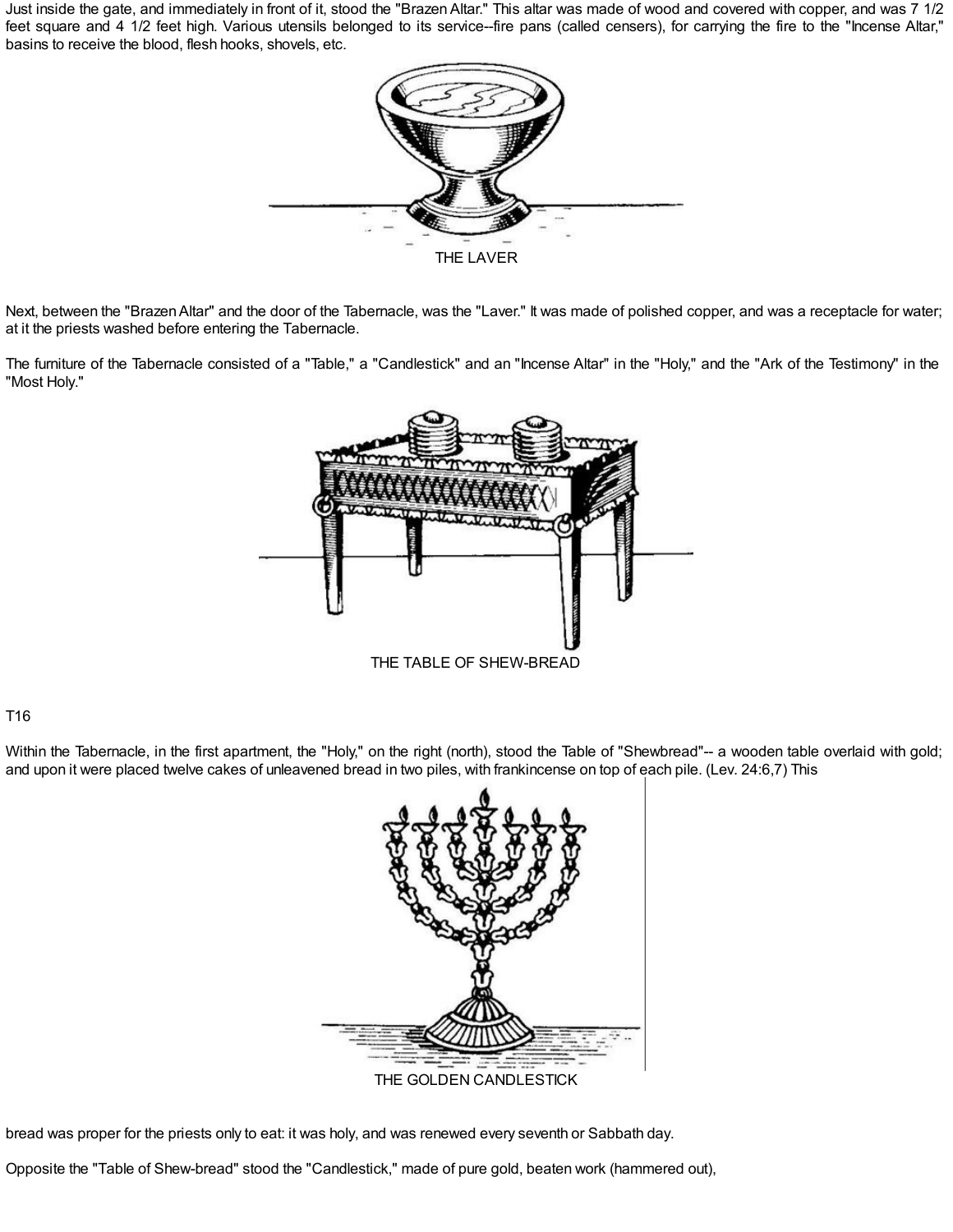Just inside the gate, and immediately in front of it, stood the "Brazen Altar." This altar was made of wood and covered with copper, and was 7 1/2 feet square and 4 1/2 feet high. Various utensils belonged to its service--fire pans (called censers), for carrying the fire to the "Incense Altar," basins to receive the blood, flesh hooks, shovels, etc.

THE LAVER

Next, between the "Brazen Altar" and the door of the Tabernacle, was the "Laver." It was made of polished copper, and was a receptacle for water; at it the priests washed before entering the Tabernacle.

The furniture of the Tabernacle consisted of a "Table," a "Candlestick" and an "Incense Altar" in the "Holy," and the "Ark of the Testimony" in the "Most Holy."

THE TABLE OF SHEW-BREAD

T16

Within the Tabernacle, in the first apartment, the "Holy," on the right (north), stood the Table of "Shewbread"-- a wooden table overlaid with gold; and upon it were placed twelve cakes of unleavened bread in two piles, with frankincense on top of each pile. (Lev. 24:6,7) This

THE GOLDEN CANDLESTICK

bread was proper for the priests only to eat: it was holy, and was renewed every seventh or Sabbath day.

Opposite the "Table of Shew-bread" stood the "Candlestick," made of pure gold, beaten work (hammered out),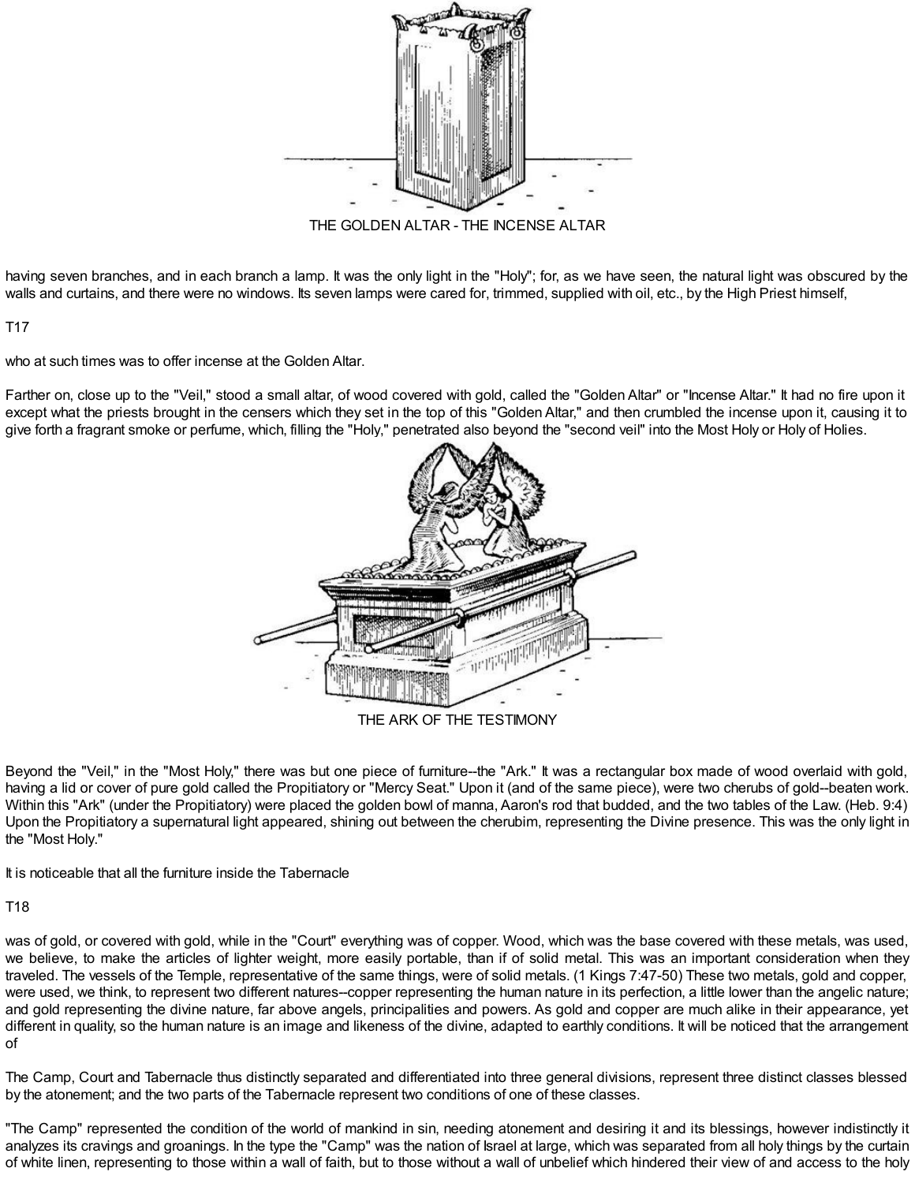THE GOLDEN ALTAR - THE INCENSE ALTAR

having seven branches, and in each branch a lamp. It was the only light in the "Holy"; for, as we have seen, the natural light was obscured by the walls and curtains, and there were no windows. Its seven lamps were cared for, trimmed, supplied with oil, etc., by the High Priest himself,

T17

who at such times was to offer incense at the Golden Altar.

Farther on, close up to the "Veil," stood a small altar, of wood covered with gold, called the "Golden Altar" or "Incense Altar." It had no fire upon it except what the priests brought in the censers which they set in the top of this "Golden Altar," and then crumbled the incense upon it, causing it to give forth a fragrant smoke or perfume, which, filling the "Holy," penetrated also beyond the "second veil" into the Most Holy or Holy of Holies.

THE ARK OF THE TESTIMONY

Beyond the "Veil," in the "Most Holy," there was but one piece of furniture--the "Ark." It was a rectangular box made of wood overlaid with gold, having a lid or cover of pure gold called the Propitiatory or "Mercy Seat." Upon it (and of the same piece), were two cherubs of gold--beaten work. Within this "Ark" (under the Propitiatory) were placed the golden bowl of manna, Aaron's rod that budded, and the two tables of the Law. (Heb. 9:4) Upon the Propitiatory a supernatural light appeared, shining out between the cherubim, representing the Divine presence. This was the only light in the "Most Holy."

It is noticeable that all the furniture inside the Tabernacle

T18

was of gold, or covered with gold, while in the "Court" everything was of copper. Wood, which was the base covered with these metals, was used, we believe, to make the articles of lighter weight, more easily portable, than if of solid metal. This was an important consideration when they traveled. The vessels of the Temple, representative of the same things, were of solid metals. (1 Kings 7:47-50) These two metals, gold and copper, were used, we think, to represent two different natures--copper representing the human nature in its perfection, a little lower than the angelic nature; and gold representing the divine nature, far above angels, principalities and powers. As gold and copper are much alike in their appearance, yet different in quality, so the human nature is an image and likeness of the divine, adapted to earthly conditions. It will be noticed that the arrangement of

The Camp, Court and Tabernacle thus distinctly separated and differentiated into three general divisions, represent three distinct classes blessed by the atonement; and the two parts of the Tabernacle represent two conditions of one of these classes.

"The Camp" represented the condition of the world of mankind in sin, needing atonement and desiring it and its blessings, however indistinctly it analyzes its cravings and groanings. In the type the "Camp" was the nation of Israel at large, which was separated from all holy things by the curtain of white linen, representing to those within a wall of faith, but to those without a wall of unbelief which hindered their view of and access to the holy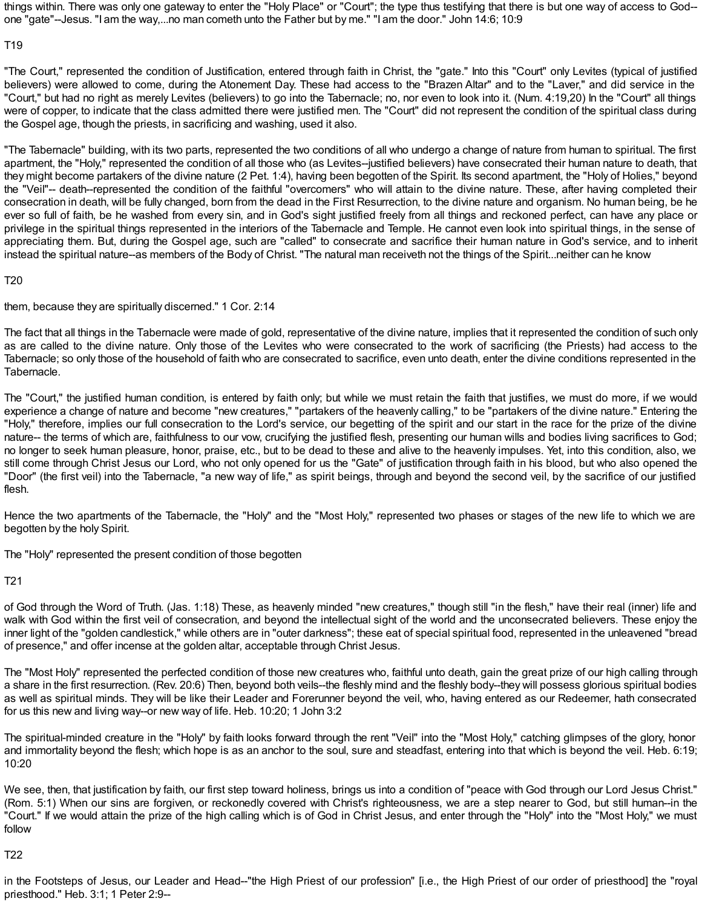things within. There was only one gateway to enter the "Holy Place" or "Court"; the type thus testifying that there is but one way of access to God--one "gate"--Jesus. "I am the way,...no man cometh unto the Father but by me." "I am the door." John 14:6; 10:9

"The Court," represented the condition of Justification, entered through faith in Christ, the "gate." Into this "Court" only Levites (typical of justified believers) were allowed to come, during the Atonement Day. These had access to the "Brazen Altar" and to the "Laver," and did service in the "Court," but had no right as merely Levites (believers) to go into the Tabernacle; no, nor even to look into it. (Num. 4:19,20) In the "Court" all things were of copper, to indicate that the class admitted there were justified men. The "Court" did not represent the condition of the spiritual class during the Gospel age, though the priests, in sacrificing and washing, used it also.

"The Tabernacle" building, with its two parts, represented the two conditions of all who undergo a change of nature from human to spiritual. The first apartment, the "Holy," represented the condition of all those who (as Levites--justified believers) have consecrated their human nature to death, that they might become partakers of the divine nature (2 Pet. 1:4), having been begotten of the Spirit. Its second apartment, the "Holy of Holies," beyond the "Veil"-- death--represented the condition of the faithful "overcomers" who will attain to the divine nature. These, after having completed their consecration in death, will be fully changed, born from the dead in the First Resurrection, to the divine nature and organism. No human being, be he ever so full of faith, be he washed from every sin, and in God's sight justified freely from all things and reckoned perfect, can have any place or privilege in the spiritual things represented in the interiors of the Tabernacle and Temple. He cannot even look into spiritual things, in the sense of appreciating them. But, during the Gospel age, such are "called" to consecrate and sacrifice their human nature in God's service, and to inherit instead the spiritual nature--as members of the Body of Christ. "The natural man receiveth not the things of the Spirit...neither can he know them, because they are spiritually discerned." 1 Cor. 2:14

The fact that all things in the Tabernacle were made of gold, representative of the divine nature, implies that it represented the condition of such only as are called to the divine nature. Only those of the Levites who were consecrated to the work of sacrificing (the Priests) had access to the Tabernacle; so only those of the household of faith who are consecrated to sacrifice, even unto death, enter the divine conditions represented in the Tabernacle.

The "Court," the justified human condition, is entered by faith only; but while we must retain the faith that justifies, we must do more, if we would experience a change of nature and become "new creatures," "partakers of the heavenly calling," to be "partakers of the divine nature." Entering the "Holy," therefore, implies our full consecration to the Lord's service, our begetting of the spirit and our start in the race for the prize of the divine nature-- the terms of which are, faithfulness to our vow, crucifying the justified flesh, presenting our human wills and bodies living sacrifices to God; no longer to seek human pleasure, honor, praise, etc., but to be dead to these and alive to the heavenly impulses. Yet, into this condition, also, we still come through Christ Jesus our Lord, who not only opened for us the "Gate" of justification through faith in his blood, but who also opened the "Door" (the first veil) into the Tabernacle, "a new way of life," as spirit beings, through and beyond the second veil, by the sacrifice of our justified flesh.

Hence the two apartments of the Tabernacle, the "Holy" and the "Most Holy," represented two phases or stages of the new life to which we are begotten by the holy Spirit.

The "Holy" represented the present condition of those begotten of God through the Word of Truth. (Jas. 1:18) These, as heavenly minded "new creatures," though still "in the flesh," have their real (inner) life and walk with God within the first veil of consecration, and beyond the intellectual sight of the world and the unconsecrated believers. These enjoy the inner light of the "golden candlestick," while others are in "outer darkness"; these eat of special spiritual food, represented in the unleavened "bread of presence," and offer incense at the golden altar, acceptable through Christ Jesus.

The "Most Holy" represented the perfected condition of those new creatures who, faithful unto death, gain the great prize of our high calling through a share in the first resurrection. (Rev. 20:6) Then, beyond both veils--the fleshly mind and the fleshly body--they will possess glorious spiritual bodies as well as spiritual minds. They will be like their Leader and Forerunner beyond the veil, who, having entered as our Redeemer, hath consecrated for us this new and living way--or new way of life. Heb. 10:20; 1 John 3:2

The spiritual-minded creature in the "Holy" by faith looks forward through the rent "Veil" into the "Most Holy," catching glimpses of the glory, honor and immortality beyond the flesh; which hope is as an anchor to the soul, sure and steadfast, entering into that which is beyond the veil. Heb. 6:19; 10:20

We see, then, that justification by faith, our first step toward holiness, brings us into a condition of "peace with God through our Lord Jesus Christ." (Rom. 5:1) When our sins are forgiven, or reckonedly covered with Christ's righteousness, we are a step nearer to God, but still human--in the "Court." If we would attain the prize of the high calling which is of God in Christ Jesus, and enter through the "Holy" into the "Most Holy," we must follow in the Footsteps of Jesus, our Leader and Head--"the High Priest of our profession" [i.e., the High Priest of our order of priesthood] the "royal priesthood." Heb. 3:1; 1 Peter 2:9--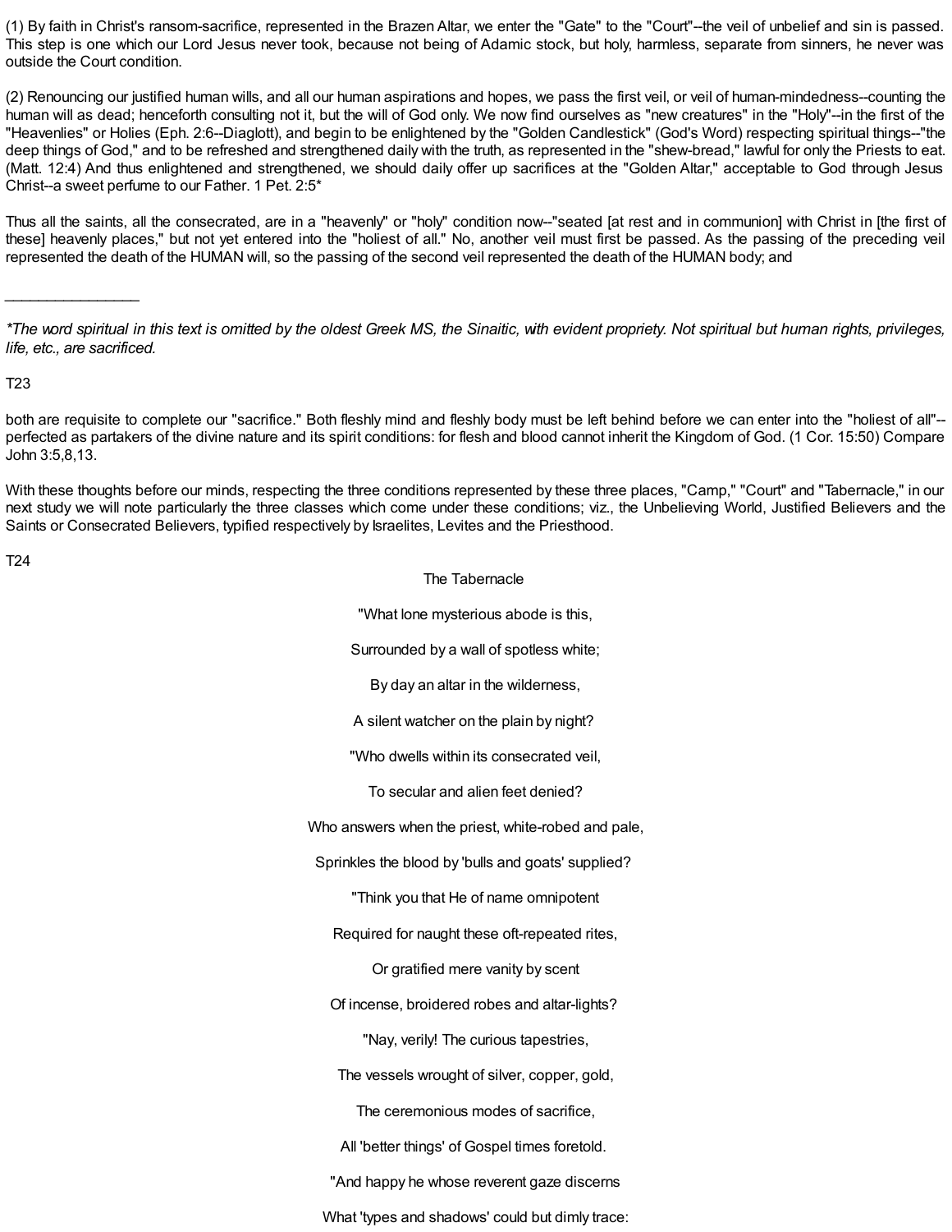(1) By faith in Christ's ransom-sacrifice, represented in the Brazen Altar, we enter the "Gate" to the "Court"--the veil of unbelief and sin is passed. This step is one which our Lord Jesus never took, because not being of Adamic stock, but holy, harmless, separate from sinners, he never was outside the Court condition.

(2) Renouncing our justified human wills, and all our human aspirations and hopes, we pass the first veil, or veil of human-mindedness--counting the human will as dead; henceforth consulting not it, but the will of God only. We now find ourselves as "new creatures" in the "Holy"--in the first of the "Heavenlies" or Holies (Eph. 2:6--Diaglott), and begin to be enlightened by the "Golden Candlestick" (God's Word) respecting spiritual things--"the deep things of God," and to be refreshed and strengthened daily with the truth, as represented in the "shew-bread," lawful for only the Priests to eat. (Matt. 12:4) And thus enlightened and strengthened, we should daily offer up sacrifices at the "Golden Altar," acceptable to God through Jesus Christ--a sweet perfume to our Father. 1 Pet. 2:5*

Thus all the saints, all the consecrated, are in a "heavenly" or "holy" condition now--"seated [at rest and in communion] with Christ in [the first of these] heavenly places," but not yet entered into the "holiest of all." No, another veil must first be passed. As the passing of the preceding veil represented the death of the HUMAN will, so the passing of the second veil represented the death of the HUMAN body; and

________________

*\*The word spiritual in this text is omitted by the oldest Greek MS, the Sinaitic, with evident propriety. Not spiritual but human rights, privileges, life, etc., are sacrificed.*

T23

both are requisite to complete our "sacrifice." Both fleshly mind and fleshly body must be left behind before we can enter into the "holiest of all"--perfected as partakers of the divine nature and its spirit conditions: for flesh and blood cannot inherit the Kingdom of God. (1 Cor. 15:50) Compare John 3:5,8,13.

With these thoughts before our minds, respecting the three conditions represented by these three places, "Camp," "Court" and "Tabernacle," in our next study we will note particularly the three classes which come under these conditions; viz., the Unbelieving World, Justified Believers and the Saints or Consecrated Believers, typified respectively by Israelites, Levites and the Priesthood.

T24

The Tabernacle

"What lone mysterious abode is this,

Surrounded by a wall of spotless white;

By day an altar in the wilderness,

A silent watcher on the plain by night?

"Who dwells within its consecrated veil,

To secular and alien feet denied?

Who answers when the priest, white-robed and pale,

Sprinkles the blood by 'bulls and goats' supplied?

"Think you that He of name omnipotent

Required for naught these oft-repeated rites,

Or gratified mere vanity by scent

Of incense, broidered robes and altar-lights?

"Nay, verily! The curious tapestries,

The vessels wrought of silver, copper, gold,

The ceremonious modes of sacrifice,

All 'better things' of Gospel times foretold.

"And happy he whose reverent gaze discerns

What 'types and shadows' could but dimly trace: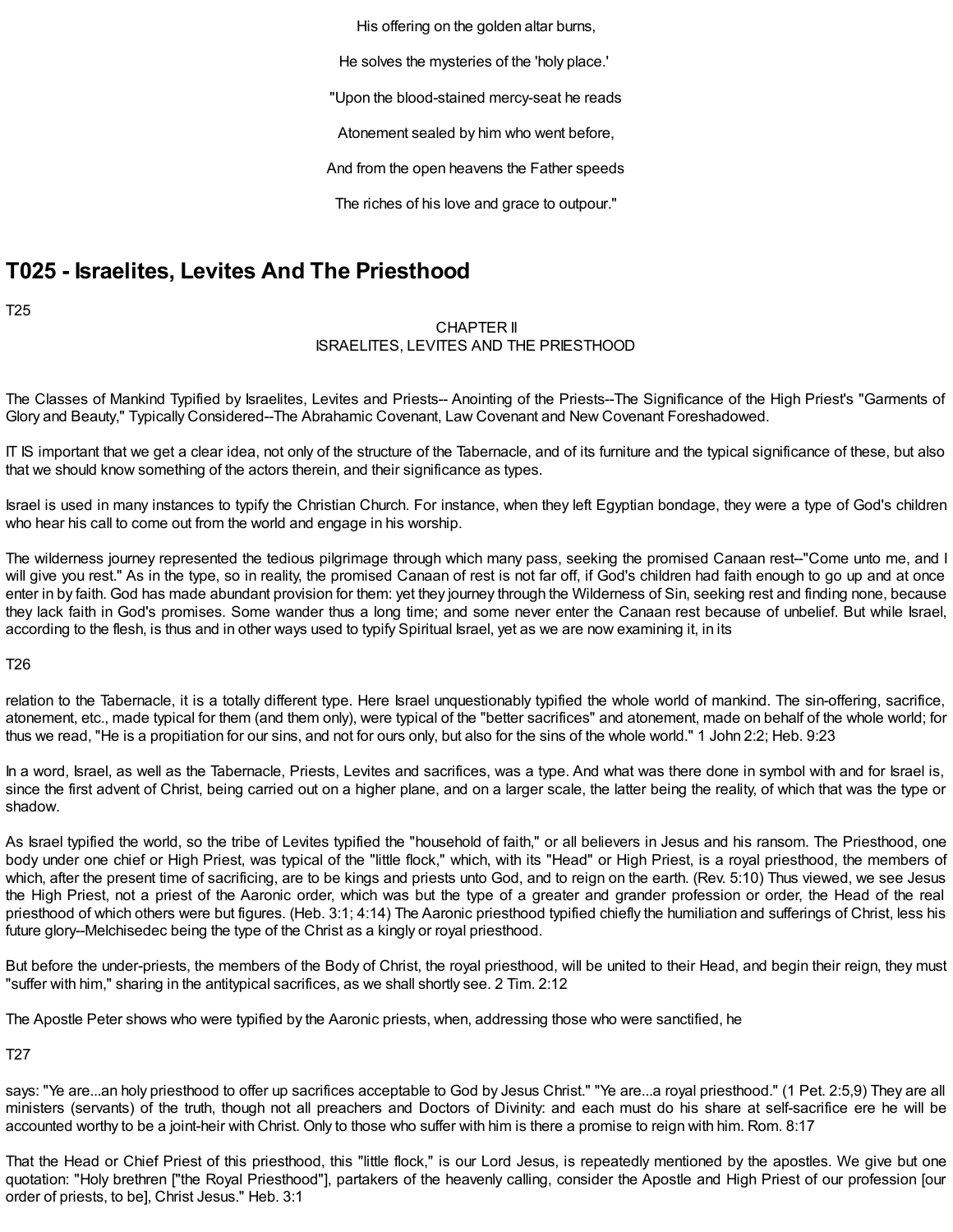His offering on the golden altar burns,

He solves the mysteries of the 'holy place.'

"Upon the blood-stained mercy-seat he reads

Atonement sealed by him who went before,

And from the open heavens the Father speeds

The riches of his love and grace to outpour."

## T025 - Israelites, Levites And The Priesthood

T25

CHAPTER II
ISRAELITES, LEVITES AND THE PRIESTHOOD

The Classes of Mankind Typified by Israelites, Levites and Priests-- Anointing of the Priests--The Significance of the High Priest's "Garments of Glory and Beauty," Typically Considered--The Abrahamic Covenant, Law Covenant and New Covenant Foreshadowed.

IT IS important that we get a clear idea, not only of the structure of the Tabernacle, and of its furniture and the typical significance of these, but also that we should know something of the actors therein, and their significance as types.

Israel is used in many instances to typify the Christian Church. For instance, when they left Egyptian bondage, they were a type of God's children who hear his call to come out from the world and engage in his worship.

The wilderness journey represented the tedious pilgrimage through which many pass, seeking the promised Canaan rest--"Come unto me, and I will give you rest." As in the type, so in reality, the promised Canaan of rest is not far off, if God's children had faith enough to go up and at once enter in by faith. God has made abundant provision for them: yet they journey through the Wilderness of Sin, seeking rest and finding none, because they lack faith in God's promises. Some wander thus a long time; and some never enter the Canaan rest because of unbelief. But while Israel, according to the flesh, is thus and in other ways used to typify Spiritual Israel, yet as we are now examining it, in its

T26

relation to the Tabernacle, it is a totally different type. Here Israel unquestionably typified the whole world of mankind. The sin-offering, sacrifice, atonement, etc., made typical for them (and them only), were typical of the "better sacrifices" and atonement, made on behalf of the whole world; for thus we read, "He is a propitiation for our sins, and not for ours only, but also for the sins of the whole world." 1 John 2:2; Heb. 9:23

In a word, Israel, as well as the Tabernacle, Priests, Levites and sacrifices, was a type. And what was there done in symbol with and for Israel is, since the first advent of Christ, being carried out on a higher plane, and on a larger scale, the latter being the reality, of which that was the type or shadow.

As Israel typified the world, so the tribe of Levites typified the "household of faith," or all believers in Jesus and his ransom. The Priesthood, one body under one chief or High Priest, was typical of the "little flock," which, with its "Head" or High Priest, is a royal priesthood, the members of which, after the present time of sacrificing, are to be kings and priests unto God, and to reign on the earth. (Rev. 5:10) Thus viewed, we see Jesus the High Priest, not a priest of the Aaronic order, which was but the type of a greater and grander profession or order, the Head of the real priesthood of which others were but figures. (Heb. 3:1; 4:14) The Aaronic priesthood typified chiefly the humiliation and sufferings of Christ, less his future glory--Melchisedec being the type of the Christ as a kingly or royal priesthood.

But before the under-priests, the members of the Body of Christ, the royal priesthood, will be united to their Head, and begin their reign, they must "suffer with him," sharing in the antitypical sacrifices, as we shall shortly see. 2 Tim. 2:12

The Apostle Peter shows who were typified by the Aaronic priests, when, addressing those who were sanctified, he

T27

says: "Ye are...an holy priesthood to offer up sacrifices acceptable to God by Jesus Christ." "Ye are...a royal priesthood." (1 Pet. 2:5,9) They are all ministers (servants) of the truth, though not all preachers and Doctors of Divinity: and each must do his share at self-sacrifice ere he will be accounted worthy to be a joint-heir with Christ. Only to those who suffer with him is there a promise to reign with him. Rom. 8:17

That the Head or Chief Priest of this priesthood, this "little flock," is our Lord Jesus, is repeatedly mentioned by the apostles. We give but one quotation: "Holy brethren ["the Royal Priesthood"], partakers of the heavenly calling, consider the Apostle and High Priest of our profession [our order of priests, to be], Christ Jesus." Heb. 3:1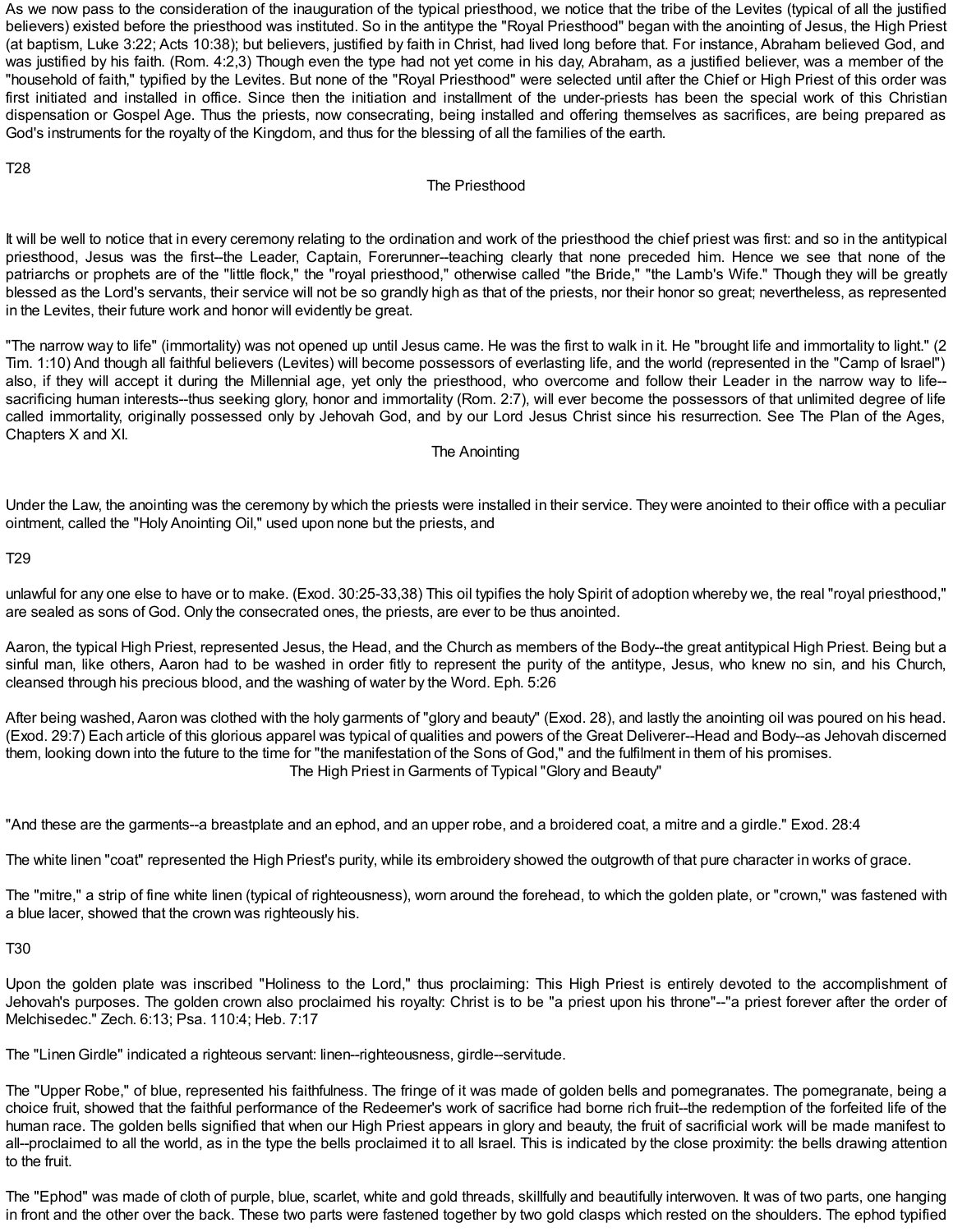As we now pass to the consideration of the inauguration of the typical priesthood, we notice that the tribe of the Levites (typical of all the justified believers) existed before the priesthood was instituted. So in the antitype the "Royal Priesthood" began with the anointing of Jesus, the High Priest (at baptism, Luke 3:22; Acts 10:38); but believers, justified by faith in Christ, had lived long before that. For instance, Abraham believed God, and was justified by his faith. (Rom. 4:2,3) Though even the type had not yet come in his day, Abraham, as a justified believer, was a member of the "household of faith," typified by the Levites. But none of the "Royal Priesthood" were selected until after the Chief or High Priest of this order was first initiated and installed in office. Since then the initiation and installment of the under-priests has been the special work of this Christian dispensation or Gospel Age. Thus the priests, now consecrating, being installed and offering themselves as sacrifices, are being prepared as God's instruments for the royalty of the Kingdom, and thus for the blessing of all the families of the earth.

T28

## The Priesthood

It will be well to notice that in every ceremony relating to the ordination and work of the priesthood the chief priest was first: and so in the antitypical priesthood, Jesus was the first--the Leader, Captain, Forerunner--teaching clearly that none preceded him. Hence we see that none of the patriarchs or prophets are of the "little flock," the "royal priesthood," otherwise called "the Bride," "the Lamb's Wife." Though they will be greatly blessed as the Lord's servants, their service will not be so grandly high as that of the priests, nor their honor so great; nevertheless, as represented in the Levites, their future work and honor will evidently be great.

"The narrow way to life" (immortality) was not opened up until Jesus came. He was the first to walk in it. He "brought life and immortality to light." (2 Tim. 1:10) And though all faithful believers (Levites) will become possessors of everlasting life, and the world (represented in the "Camp of Israel") also, if they will accept it during the Millennial age, yet only the priesthood, who overcome and follow their Leader in the narrow way to life--sacrificing human interests--thus seeking glory, honor and immortality (Rom. 2:7), will ever become the possessors of that unlimited degree of life called immortality, originally possessed only by Jehovah God, and by our Lord Jesus Christ since his resurrection. See The Plan of the Ages, Chapters X and XI.

## The Anointing

Under the Law, the anointing was the ceremony by which the priests were installed in their service. They were anointed to their office with a peculiar ointment, called the "Holy Anointing Oil," used upon none but the priests, and

T29

unlawful for any one else to have or to make. (Exod. 30:25-33,38) This oil typifies the holy Spirit of adoption whereby we, the real "royal priesthood," are sealed as sons of God. Only the consecrated ones, the priests, are ever to be thus anointed.

Aaron, the typical High Priest, represented Jesus, the Head, and the Church as members of the Body--the great antitypical High Priest. Being but a sinful man, like others, Aaron had to be washed in order fitly to represent the purity of the antitype, Jesus, who knew no sin, and his Church, cleansed through his precious blood, and the washing of water by the Word. Eph. 5:26

After being washed, Aaron was clothed with the holy garments of "glory and beauty" (Exod. 28), and lastly the anointing oil was poured on his head. (Exod. 29:7) Each article of this glorious apparel was typical of qualities and powers of the Great Deliverer--Head and Body--as Jehovah discerned them, looking down into the future to the time for "the manifestation of the Sons of God," and the fulfilment in them of his promises.

## The High Priest in Garments of Typical "Glory and Beauty"

"And these are the garments--a breastplate and an ephod, and an upper robe, and a broidered coat, a mitre and a girdle." Exod. 28:4

The white linen "coat" represented the High Priest's purity, while its embroidery showed the outgrowth of that pure character in works of grace.

The "mitre," a strip of fine white linen (typical of righteousness), worn around the forehead, to which the golden plate, or "crown," was fastened with a blue lacer, showed that the crown was righteously his.

T30

Upon the golden plate was inscribed "Holiness to the Lord," thus proclaiming: This High Priest is entirely devoted to the accomplishment of Jehovah's purposes. The golden crown also proclaimed his royalty: Christ is to be "a priest upon his throne"--"a priest forever after the order of Melchisedec." Zech. 6:13; Psa. 110:4; Heb. 7:17

The "Linen Girdle" indicated a righteous servant: linen--righteousness, girdle--servitude.

The "Upper Robe," of blue, represented his faithfulness. The fringe of it was made of golden bells and pomegranates. The pomegranate, being a choice fruit, showed that the faithful performance of the Redeemer's work of sacrifice had borne rich fruit--the redemption of the forfeited life of the human race. The golden bells signified that when our High Priest appears in glory and beauty, the fruit of sacrificial work will be made manifest to all--proclaimed to all the world, as in the type the bells proclaimed it to all Israel. This is indicated by the close proximity: the bells drawing attention to the fruit.

The "Ephod" was made of cloth of purple, blue, scarlet, white and gold threads, skillfully and beautifully interwoven. It was of two parts, one hanging in front and the other over the back. These two parts were fastened together by two gold clasps which rested on the shoulders. The ephod typified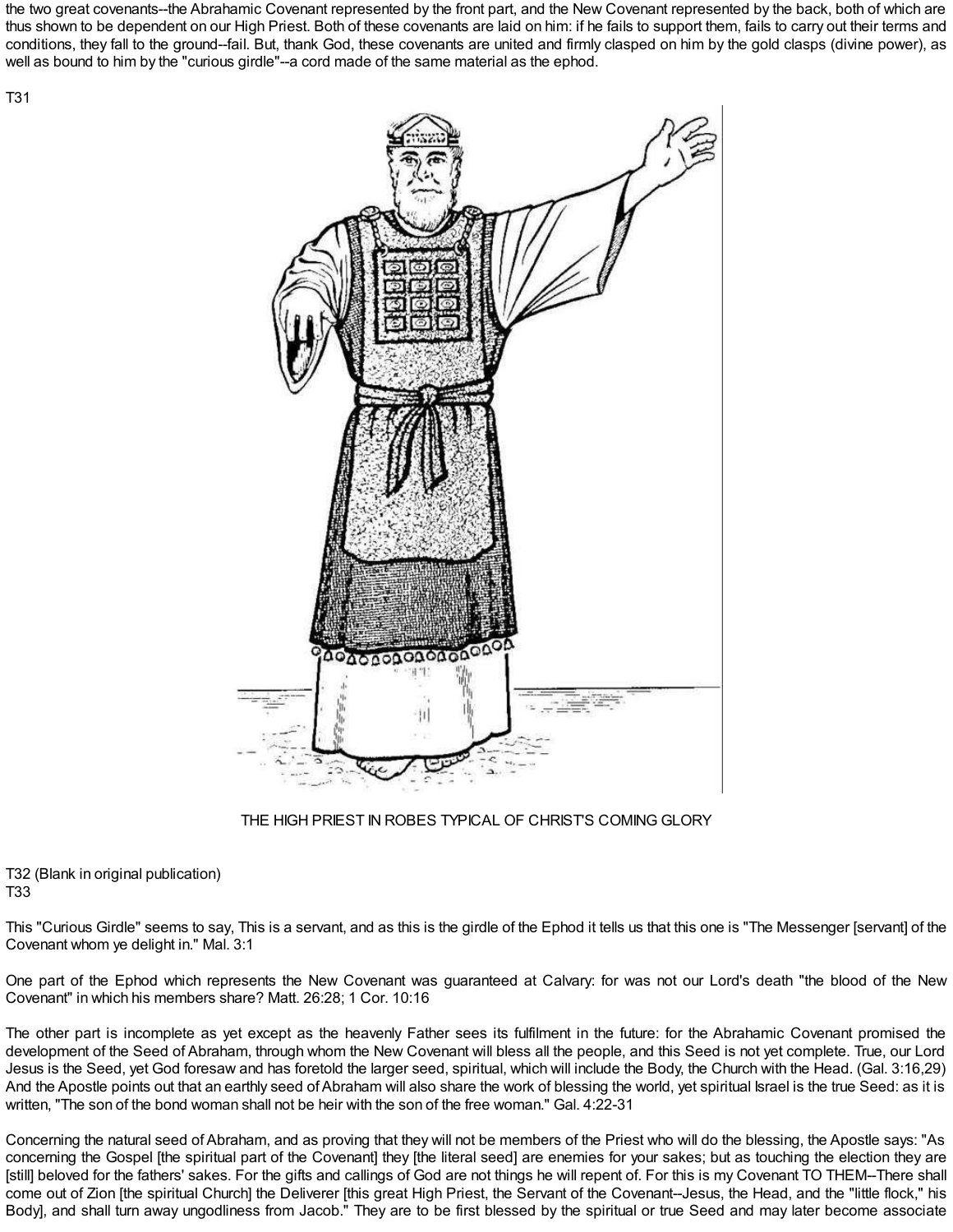the two great covenants--the Abrahamic Covenant represented by the front part, and the New Covenant represented by the back, both of which are thus shown to be dependent on our High Priest. Both of these covenants are laid on him: if he fails to support them, fails to carry out their terms and conditions, they fall to the ground--fail. But, thank God, these covenants are united and firmly clasped on him by the gold clasps (divine power), as well as bound to him by the "curious girdle"--a cord made of the same material as the ephod.

T31

THE HIGH PRIEST IN ROBES TYPICAL OF CHRIST'S COMING GLORY

T32 (Blank in original publication)
T33

This "Curious Girdle" seems to say, This is a servant, and as this is the girdle of the Ephod it tells us that this one is "The Messenger [servant] of the Covenant whom ye delight in." Mal. 3:1

One part of the Ephod which represents the New Covenant was guaranteed at Calvary: for was not our Lord's death "the blood of the New Covenant" in which his members share? Matt. 26:28; 1 Cor. 10:16

The other part is incomplete as yet except as the heavenly Father sees its fulfilment in the future: for the Abrahamic Covenant promised the development of the Seed of Abraham, through whom the New Covenant will bless all the people, and this Seed is not yet complete. True, our Lord Jesus is the Seed, yet God foresaw and has foretold the larger seed, spiritual, which will include the Body, the Church with the Head. (Gal. 3:16,29) And the Apostle points out that an earthly seed of Abraham will also share the work of blessing the world, yet spiritual Israel is the true Seed: as it is written, "The son of the bond woman shall not be heir with the son of the free woman." Gal. 4:22-31

Concerning the natural seed of Abraham, and as proving that they will not be members of the Priest who will do the blessing, the Apostle says: "As concerning the Gospel [the spiritual part of the Covenant] they [the literal seed] are enemies for your sakes; but as touching the election they are [still] beloved for the fathers' sakes. For the gifts and callings of God are not things he will repent of. For this is my Covenant TO THEM--There shall come out of Zion [the spiritual Church] the Deliverer [this great High Priest, the Servant of the Covenant--Jesus, the Head, and the "little flock," his Body], and shall turn away ungodliness from Jacob." They are to be first blessed by the spiritual or true Seed and may later become associate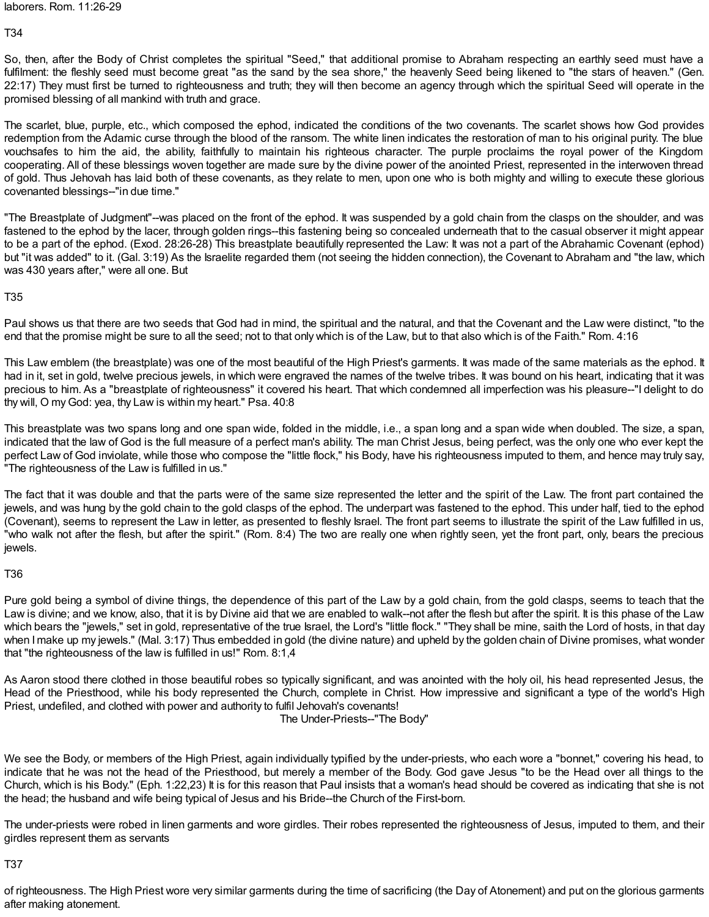laborers. Rom. 11:26-29

T34

So, then, after the Body of Christ completes the spiritual "Seed," that additional promise to Abraham respecting an earthly seed must have a fulfilment: the fleshly seed must become great "as the sand by the sea shore," the heavenly Seed being likened to "the stars of heaven." (Gen. 22:17) They must first be turned to righteousness and truth; they will then become an agency through which the spiritual Seed will operate in the promised blessing of all mankind with truth and grace.

The scarlet, blue, purple, etc., which composed the ephod, indicated the conditions of the two covenants. The scarlet shows how God provides redemption from the Adamic curse through the blood of the ransom. The white linen indicates the restoration of man to his original purity. The blue vouchsafes to him the aid, the ability, faithfully to maintain his righteous character. The purple proclaims the royal power of the Kingdom cooperating. All of these blessings woven together are made sure by the divine power of the anointed Priest, represented in the interwoven thread of gold. Thus Jehovah has laid both of these covenants, as they relate to men, upon one who is both mighty and willing to execute these glorious covenanted blessings--"in due time."

"The Breastplate of Judgment"--was placed on the front of the ephod. It was suspended by a gold chain from the clasps on the shoulder, and was fastened to the ephod by the lacer, through golden rings--this fastening being so concealed underneath that to the casual observer it might appear to be a part of the ephod. (Exod. 28:26-28) This breastplate beautifully represented the Law: It was not a part of the Abrahamic Covenant (ephod) but "it was added" to it. (Gal. 3:19) As the Israelite regarded them (not seeing the hidden connection), the Covenant to Abraham and "the law, which was 430 years after," were all one. But

T35

Paul shows us that there are two seeds that God had in mind, the spiritual and the natural, and that the Covenant and the Law were distinct, "to the end that the promise might be sure to all the seed; not to that only which is of the Law, but to that also which is of the Faith." Rom. 4:16

This Law emblem (the breastplate) was one of the most beautiful of the High Priest's garments. It was made of the same materials as the ephod. It had in it, set in gold, twelve precious jewels, in which were engraved the names of the twelve tribes. It was bound on his heart, indicating that it was precious to him. As a "breastplate of righteousness" it covered his heart. That which condemned all imperfection was his pleasure--"I delight to do thy will, O my God: yea, thy Law is within my heart." Psa. 40:8

This breastplate was two spans long and one span wide, folded in the middle, i.e., a span long and a span wide when doubled. The size, a span, indicated that the law of God is the full measure of a perfect man's ability. The man Christ Jesus, being perfect, was the only one who ever kept the perfect Law of God inviolate, while those who compose the "little flock," his Body, have his righteousness imputed to them, and hence may truly say, "The righteousness of the Law is fulfilled in us."

The fact that it was double and that the parts were of the same size represented the letter and the spirit of the Law. The front part contained the jewels, and was hung by the gold chain to the gold clasps of the ephod. The underpart was fastened to the ephod. This under half, tied to the ephod (Covenant), seems to represent the Law in letter, as presented to fleshly Israel. The front part seems to illustrate the spirit of the Law fulfilled in us, "who walk not after the flesh, but after the spirit." (Rom. 8:4) The two are really one when rightly seen, yet the front part, only, bears the precious jewels.

T36

Pure gold being a symbol of divine things, the dependence of this part of the Law by a gold chain, from the gold clasps, seems to teach that the Law is divine; and we know, also, that it is by Divine aid that we are enabled to walk--not after the flesh but after the spirit. It is this phase of the Law which bears the "jewels," set in gold, representative of the true Israel, the Lord's "little flock." "They shall be mine, saith the Lord of hosts, in that day when I make up my jewels." (Mal. 3:17) Thus embedded in gold (the divine nature) and upheld by the golden chain of Divine promises, what wonder that "the righteousness of the law is fulfilled in us!" Rom. 8:1,4

As Aaron stood there clothed in those beautiful robes so typically significant, and was anointed with the holy oil, his head represented Jesus, the Head of the Priesthood, while his body represented the Church, complete in Christ. How impressive and significant a type of the world's High Priest, undefiled, and clothed with power and authority to fulfil Jehovah's covenants!

## The Under-Priests--"The Body"

We see the Body, or members of the High Priest, again individually typified by the under-priests, who each wore a "bonnet," covering his head, to indicate that he was not the head of the Priesthood, but merely a member of the Body. God gave Jesus "to be the Head over all things to the Church, which is his Body." (Eph. 1:22,23) It is for this reason that Paul insists that a woman's head should be covered as indicating that she is not the head; the husband and wife being typical of Jesus and his Bride--the Church of the First-born.

The under-priests were robed in linen garments and wore girdles. Their robes represented the righteousness of Jesus, imputed to them, and their girdles represent them as servants

T37

of righteousness. The High Priest wore very similar garments during the time of sacrificing (the Day of Atonement) and put on the glorious garments after making atonement.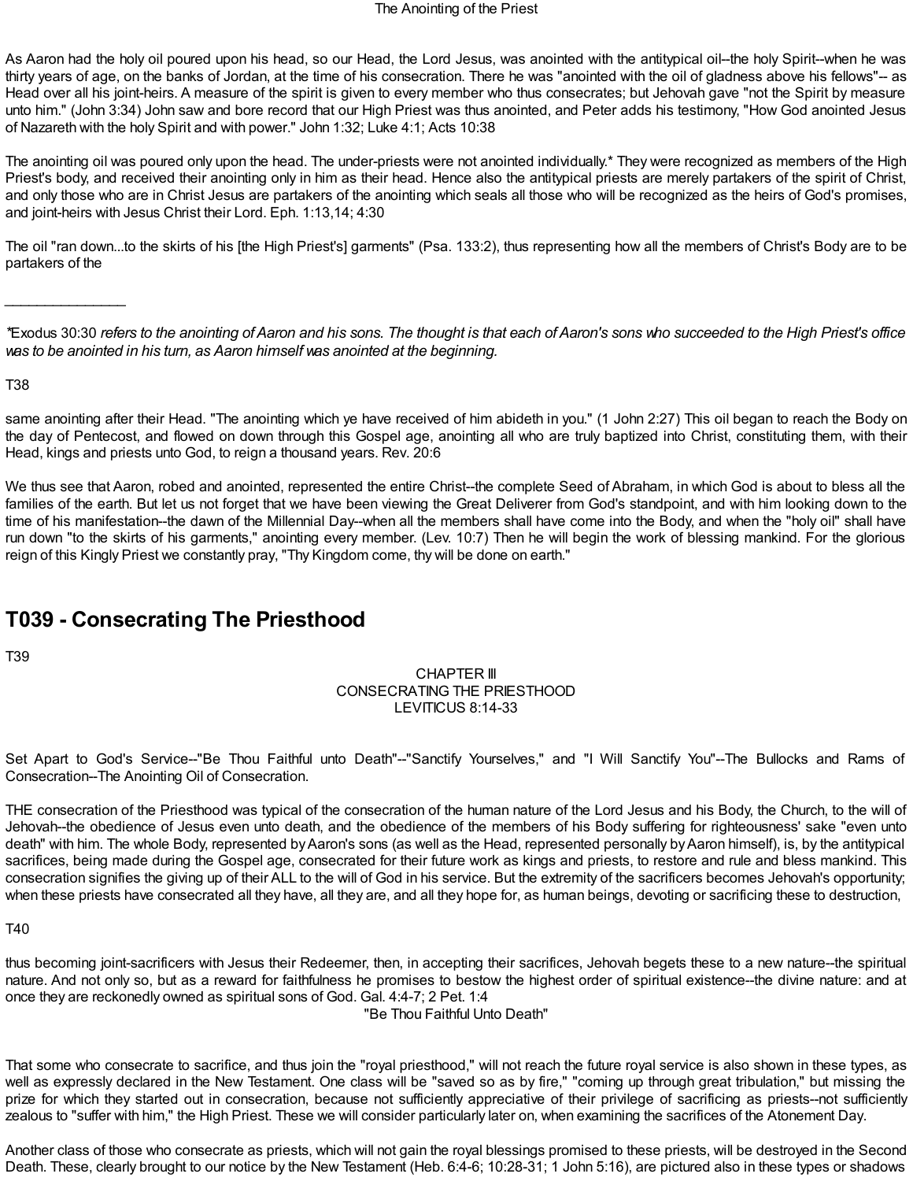As Aaron had the holy oil poured upon his head, so our Head, the Lord Jesus, was anointed with the antitypical oil--the holy Spirit--when he was thirty years of age, on the banks of Jordan, at the time of his consecration. There he was "anointed with the oil of gladness above his fellows"-- as Head over all his joint-heirs. A measure of the spirit is given to every member who thus consecrates; but Jehovah gave "not the Spirit by measure unto him." (John 3:34) John saw and bore record that our High Priest was thus anointed, and Peter adds his testimony, "How God anointed Jesus of Nazareth with the holy Spirit and with power." John 1:32; Luke 4:1; Acts 10:38

The anointing oil was poured only upon the head. The under-priests were not anointed individually.* They were recognized as members of the High Priest's body, and received their anointing only in him as their head. Hence also the antitypical priests are merely partakers of the spirit of Christ, and only those who are in Christ Jesus are partakers of the anointing which seals all those who will be recognized as the heirs of God's promises, and joint-heirs with Jesus Christ their Lord. Eph. 1:13,14; 4:30

The oil "ran down...to the skirts of his [the High Priest's] garments" (Psa. 133:2), thus representing how all the members of Christ's Body are to be partakers of the

---

*Exodus 30:30 *refers to the anointing of Aaron and his sons. The thought is that each of Aaron's sons who succeeded to the High Priest's office was to be anointed in his turn, as Aaron himself was anointed at the beginning.*

T38

same anointing after their Head. "The anointing which ye have received of him abideth in you." (1 John 2:27) This oil began to reach the Body on the day of Pentecost, and flowed on down through this Gospel age, anointing all who are truly baptized into Christ, constituting them, with their Head, kings and priests unto God, to reign a thousand years. Rev. 20:6

We thus see that Aaron, robed and anointed, represented the entire Christ--the complete Seed of Abraham, in which God is about to bless all the families of the earth. But let us not forget that we have been viewing the Great Deliverer from God's standpoint, and with him looking down to the time of his manifestation--the dawn of the Millennial Day--when all the members shall have come into the Body, and when the "holy oil" shall have run down "to the skirts of his garments," anointing every member. (Lev. 10:7) Then he will begin the work of blessing mankind. For the glorious reign of this Kingly Priest we constantly pray, "Thy Kingdom come, thy will be done on earth."

# T039 - Consecrating The Priesthood

T39

CHAPTER III
CONSECRATING THE PRIESTHOOD
LEVITICUS 8:14-33

Set Apart to God's Service--"Be Thou Faithful unto Death"--"Sanctify Yourselves," and "I Will Sanctify You"--The Bullocks and Rams of Consecration--The Anointing Oil of Consecration.

THE consecration of the Priesthood was typical of the consecration of the human nature of the Lord Jesus and his Body, the Church, to the will of Jehovah--the obedience of Jesus even unto death, and the obedience of the members of his Body suffering for righteousness' sake "even unto death" with him. The whole Body, represented by Aaron's sons (as well as the Head, represented personally by Aaron himself), is, by the antitypical sacrifices, being made during the Gospel age, consecrated for their future work as kings and priests, to restore and rule and bless mankind. This consecration signifies the giving up of their ALL to the will of God in his service. But the extremity of the sacrificers becomes Jehovah's opportunity; when these priests have consecrated all they have, all they are, and all they hope for, as human beings, devoting or sacrificing these to destruction,

T40

thus becoming joint-sacrificers with Jesus their Redeemer, then, in accepting their sacrifices, Jehovah begets these to a new nature--the spiritual nature. And not only so, but as a reward for faithfulness he promises to bestow the highest order of spiritual existence--the divine nature: and at once they are reckonedly owned as spiritual sons of God. Gal. 4:4-7; 2 Pet. 1:4

"Be Thou Faithful Unto Death"

That some who consecrate to sacrifice, and thus join the "royal priesthood," will not reach the future royal service is also shown in these types, as well as expressly declared in the New Testament. One class will be "saved so as by fire," "coming up through great tribulation," but missing the prize for which they started out in consecration, because not sufficiently appreciative of their privilege of sacrificing as priests--not sufficiently zealous to "suffer with him," the High Priest. These we will consider particularly later on, when examining the sacrifices of the Atonement Day.

Another class of those who consecrate as priests, which will not gain the royal blessings promised to these priests, will be destroyed in the Second Death. These, clearly brought to our notice by the New Testament (Heb. 6:4-6; 10:28-31; 1 John 5:16), are pictured also in these types or shadows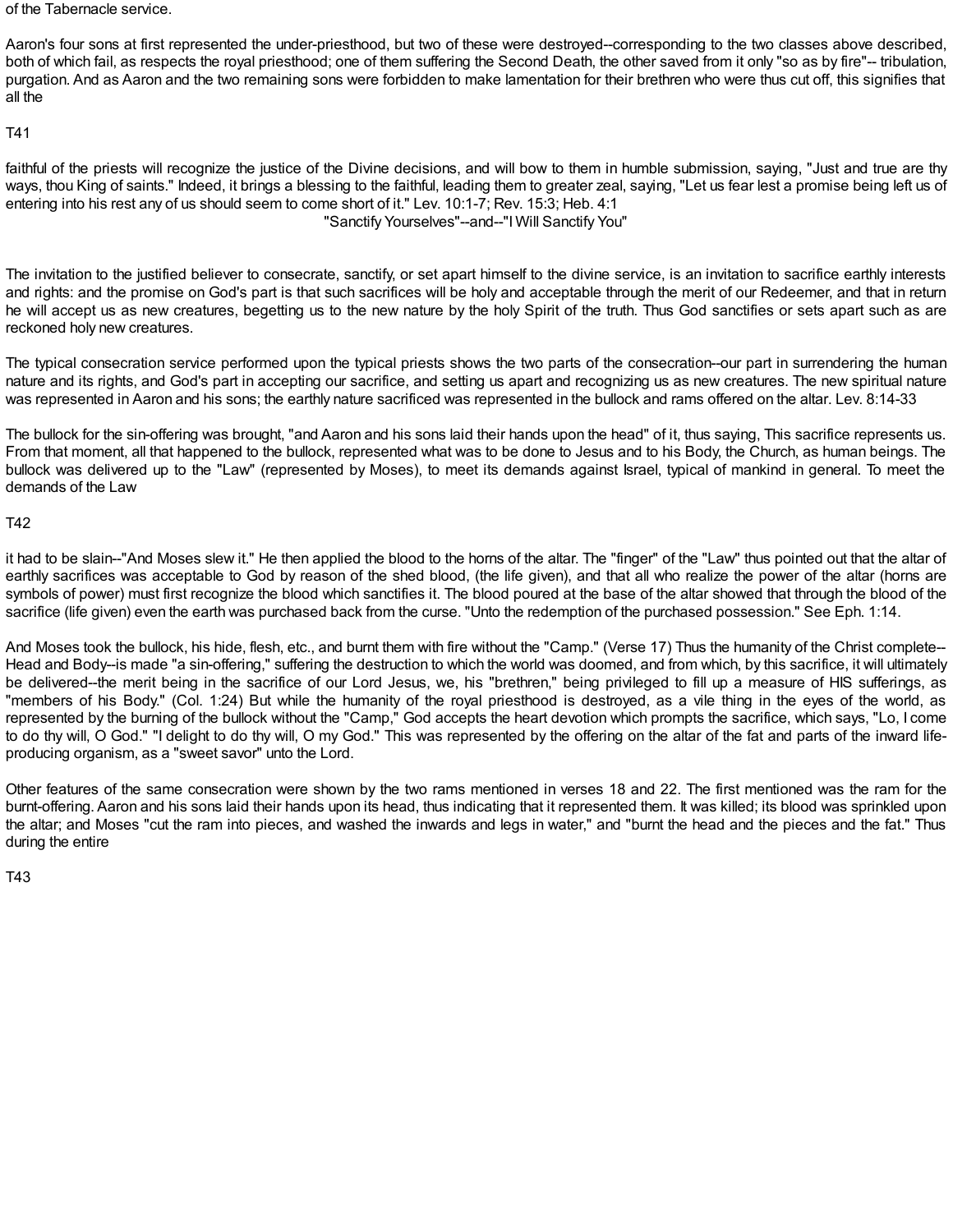of the Tabernacle service.

Aaron's four sons at first represented the under-priesthood, but two of these were destroyed--corresponding to the two classes above described, both of which fail, as respects the royal priesthood; one of them suffering the Second Death, the other saved from it only "so as by fire"-- tribulation, purgation. And as Aaron and the two remaining sons were forbidden to make lamentation for their brethren who were thus cut off, this signifies that all the

T41

faithful of the priests will recognize the justice of the Divine decisions, and will bow to them in humble submission, saying, "Just and true are thy ways, thou King of saints." Indeed, it brings a blessing to the faithful, leading them to greater zeal, saying, "Let us fear lest a promise being left us of entering into his rest any of us should seem to come short of it." Lev. 10:1-7; Rev. 15:3; Heb. 4:1

## "Sanctify Yourselves"--and--"I Will Sanctify You"

The invitation to the justified believer to consecrate, sanctify, or set apart himself to the divine service, is an invitation to sacrifice earthly interests and rights: and the promise on God's part is that such sacrifices will be holy and acceptable through the merit of our Redeemer, and that in return he will accept us as new creatures, begetting us to the new nature by the holy Spirit of the truth. Thus God sanctifies or sets apart such as are reckoned holy new creatures.

The typical consecration service performed upon the typical priests shows the two parts of the consecration--our part in surrendering the human nature and its rights, and God's part in accepting our sacrifice, and setting us apart and recognizing us as new creatures. The new spiritual nature was represented in Aaron and his sons; the earthly nature sacrificed was represented in the bullock and rams offered on the altar. Lev. 8:14-33

The bullock for the sin-offering was brought, "and Aaron and his sons laid their hands upon the head" of it, thus saying, This sacrifice represents us. From that moment, all that happened to the bullock, represented what was to be done to Jesus and to his Body, the Church, as human beings. The bullock was delivered up to the "Law" (represented by Moses), to meet its demands against Israel, typical of mankind in general. To meet the demands of the Law

T42

it had to be slain--"And Moses slew it." He then applied the blood to the horns of the altar. The "finger" of the "Law" thus pointed out that the altar of earthly sacrifices was acceptable to God by reason of the shed blood, (the life given), and that all who realize the power of the altar (horns are symbols of power) must first recognize the blood which sanctifies it. The blood poured at the base of the altar showed that through the blood of the sacrifice (life given) even the earth was purchased back from the curse. "Unto the redemption of the purchased possession." See Eph. 1:14.

And Moses took the bullock, his hide, flesh, etc., and burnt them with fire without the "Camp." (Verse 17) Thus the humanity of the Christ complete--Head and Body--is made "a sin-offering," suffering the destruction to which the world was doomed, and from which, by this sacrifice, it will ultimately be delivered--the merit being in the sacrifice of our Lord Jesus, we, his "brethren," being privileged to fill up a measure of HIS sufferings, as "members of his Body." (Col. 1:24) But while the humanity of the royal priesthood is destroyed, as a vile thing in the eyes of the world, as represented by the burning of the bullock without the "Camp," God accepts the heart devotion which prompts the sacrifice, which says, "Lo, I come to do thy will, O God." "I delight to do thy will, O my God." This was represented by the offering on the altar of the fat and parts of the inward life-producing organism, as a "sweet savor" unto the Lord.

Other features of the same consecration were shown by the two rams mentioned in verses 18 and 22. The first mentioned was the ram for the burnt-offering. Aaron and his sons laid their hands upon its head, thus indicating that it represented them. It was killed; its blood was sprinkled upon the altar; and Moses "cut the ram into pieces, and washed the inwards and legs in water," and "burnt the head and the pieces and the fat." Thus during the entire

T43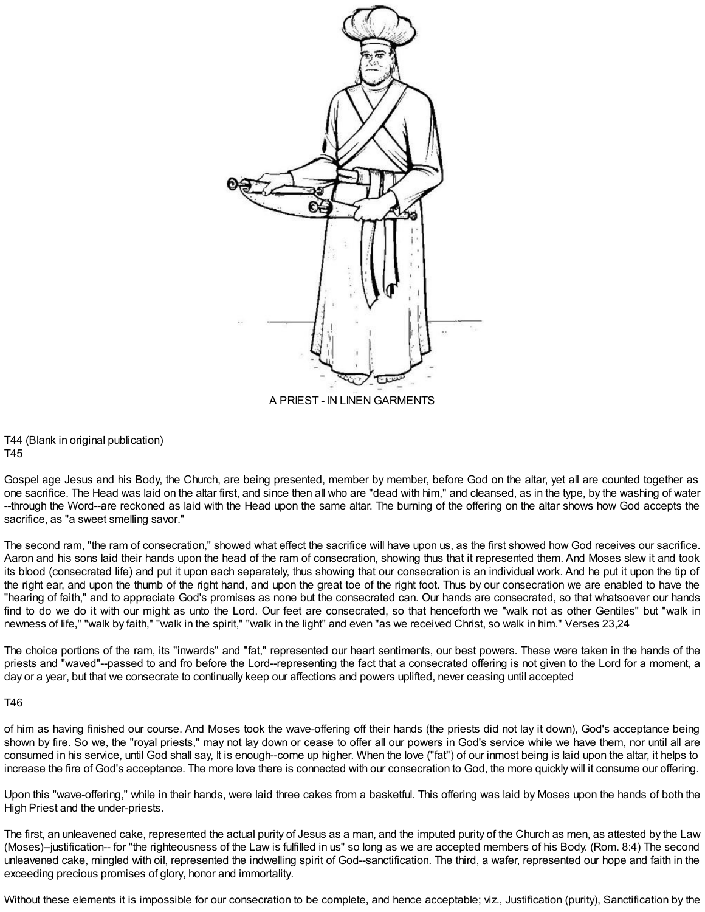A PRIEST - IN LINEN GARMENTS

T44 (Blank in original publication)
T45

Gospel age Jesus and his Body, the Church, are being presented, member by member, before God on the altar, yet all are counted together as one sacrifice. The Head was laid on the altar first, and since then all who are "dead with him," and cleansed, as in the type, by the washing of water --through the Word--are reckoned as laid with the Head upon the same altar. The burning of the offering on the altar shows how God accepts the sacrifice, as "a sweet smelling savor."

The second ram, "the ram of consecration," showed what effect the sacrifice will have upon us, as the first showed how God receives our sacrifice. Aaron and his sons laid their hands upon the head of the ram of consecration, showing thus that it represented them. And Moses slew it and took its blood (consecrated life) and put it upon each separately, thus showing that our consecration is an individual work. And he put it upon the tip of the right ear, and upon the thumb of the right hand, and upon the great toe of the right foot. Thus by our consecration we are enabled to have the "hearing of faith," and to appreciate God's promises as none but the consecrated can. Our hands are consecrated, so that whatsoever our hands find to do we do it with our might as unto the Lord. Our feet are consecrated, so that henceforth we "walk not as other Gentiles" but "walk in newness of life," "walk by faith," "walk in the spirit," "walk in the light" and even "as we received Christ, so walk in him." Verses 23,24

The choice portions of the ram, its "inwards" and "fat," represented our heart sentiments, our best powers. These were taken in the hands of the priests and "waved"--passed to and fro before the Lord--representing the fact that a consecrated offering is not given to the Lord for a moment, a day or a year, but that we consecrate to continually keep our affections and powers uplifted, never ceasing until accepted

T46

of him as having finished our course. And Moses took the wave-offering off their hands (the priests did not lay it down), God's acceptance being shown by fire. So we, the "royal priests," may not lay down or cease to offer all our powers in God's service while we have them, nor until all are consumed in his service, until God shall say, It is enough--come up higher. When the love ("fat") of our inmost being is laid upon the altar, it helps to increase the fire of God's acceptance. The more love there is connected with our consecration to God, the more quickly will it consume our offering.

Upon this "wave-offering," while in their hands, were laid three cakes from a basketful. This offering was laid by Moses upon the hands of both the High Priest and the under-priests.

The first, an unleavened cake, represented the actual purity of Jesus as a man, and the imputed purity of the Church as men, as attested by the Law (Moses)--justification-- for "the righteousness of the Law is fulfilled in us" so long as we are accepted members of his Body. (Rom. 8:4) The second unleavened cake, mingled with oil, represented the indwelling spirit of God--sanctification. The third, a wafer, represented our hope and faith in the exceeding precious promises of glory, honor and immortality.

Without these elements it is impossible for our consecration to be complete, and hence acceptable; viz., Justification (purity), Sanctification by the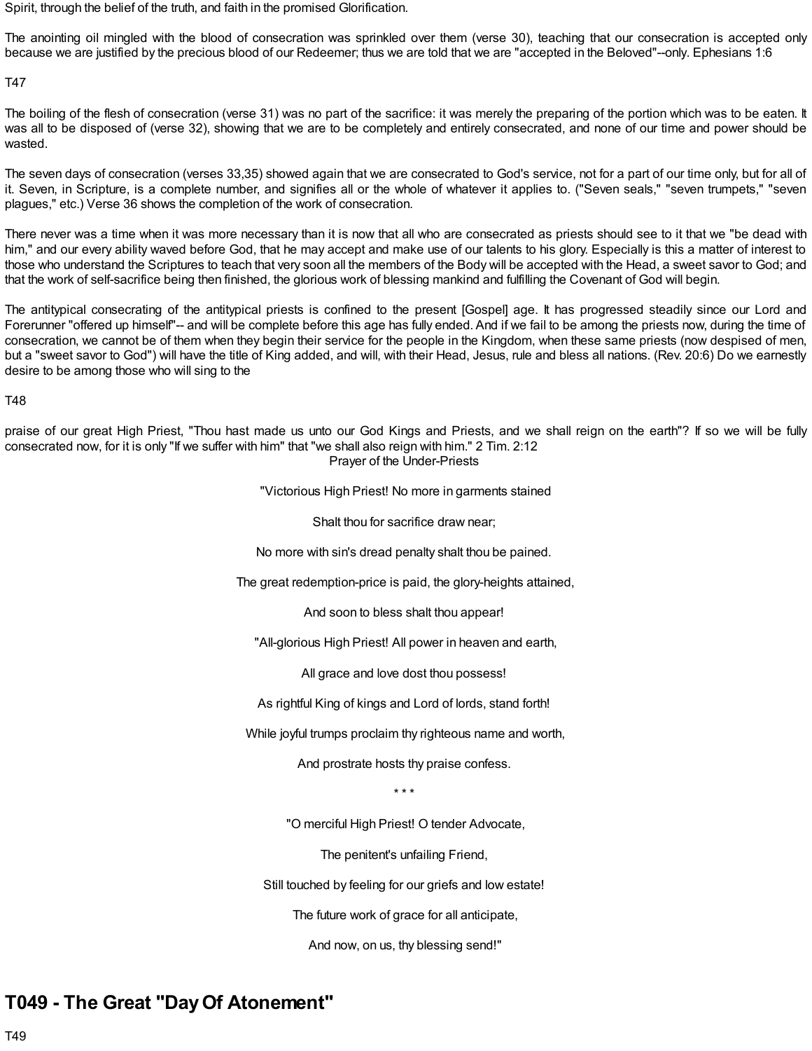Spirit, through the belief of the truth, and faith in the promised Glorification.

The anointing oil mingled with the blood of consecration was sprinkled over them (verse 30), teaching that our consecration is accepted only because we are justified by the precious blood of our Redeemer; thus we are told that we are "accepted in the Beloved"--only. Ephesians 1:6

T47

The boiling of the flesh of consecration (verse 31) was no part of the sacrifice: it was merely the preparing of the portion which was to be eaten. It was all to be disposed of (verse 32), showing that we are to be completely and entirely consecrated, and none of our time and power should be wasted.

The seven days of consecration (verses 33,35) showed again that we are consecrated to God's service, not for a part of our time only, but for all of it. Seven, in Scripture, is a complete number, and signifies all or the whole of whatever it applies to. ("Seven seals," "seven trumpets," "seven plagues," etc.) Verse 36 shows the completion of the work of consecration.

There never was a time when it was more necessary than it is now that all who are consecrated as priests should see to it that we "be dead with him," and our every ability waved before God, that he may accept and make use of our talents to his glory. Especially is this a matter of interest to those who understand the Scriptures to teach that very soon all the members of the Body will be accepted with the Head, a sweet savor to God; and that the work of self-sacrifice being then finished, the glorious work of blessing mankind and fulfilling the Covenant of God will begin.

The antitypical consecrating of the antitypical priests is confined to the present [Gospel] age. It has progressed steadily since our Lord and Forerunner "offered up himself"-- and will be complete before this age has fully ended. And if we fail to be among the priests now, during the time of consecration, we cannot be of them when they begin their service for the people in the Kingdom, when these same priests (now despised of men, but a "sweet savor to God") will have the title of King added, and will, with their Head, Jesus, rule and bless all nations. (Rev. 20:6) Do we earnestly desire to be among those who will sing to the

T48

praise of our great High Priest, "Thou hast made us unto our God Kings and Priests, and we shall reign on the earth"? If so we will be fully consecrated now, for it is only "If we suffer with him" that "we shall also reign with him." 2 Tim. 2:12

Prayer of the Under-Priests

"Victorious High Priest! No more in garments stained

Shalt thou for sacrifice draw near;

No more with sin's dread penalty shalt thou be pained.

The great redemption-price is paid, the glory-heights attained,

And soon to bless shalt thou appear!

"All-glorious High Priest! All power in heaven and earth,

All grace and love dost thou possess!

As rightful King of kings and Lord of lords, stand forth!

While joyful trumps proclaim thy righteous name and worth,

And prostrate hosts thy praise confess.

\* \* \*

"O merciful High Priest! O tender Advocate,

The penitent's unfailing Friend,

Still touched by feeling for our griefs and low estate!

The future work of grace for all anticipate,

And now, on us, thy blessing send!"

## T049 - The Great "Day Of Atonement"

T49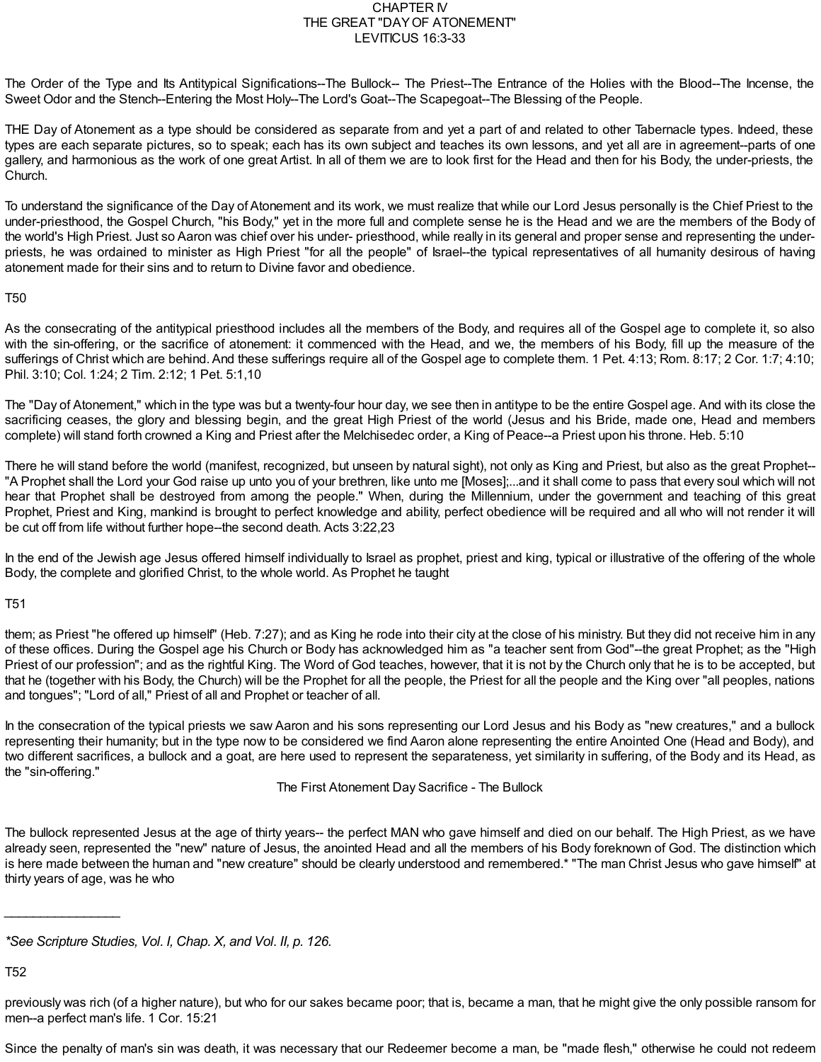# CHAPTER IV
## THE GREAT "DAY OF ATONEMENT"
### LEVITICUS 16:3-33

The Order of the Type and Its Antitypical Significations--The Bullock-- The Priest--The Entrance of the Holies with the Blood--The Incense, the Sweet Odor and the Stench--Entering the Most Holy--The Lord's Goat--The Scapegoat--The Blessing of the People.

THE Day of Atonement as a type should be considered as separate from and yet a part of and related to other Tabernacle types. Indeed, these types are each separate pictures, so to speak; each has its own subject and teaches its own lessons, and yet all are in agreement--parts of one gallery, and harmonious as the work of one great Artist. In all of them we are to look first for the Head and then for his Body, the under-priests, the Church.

To understand the significance of the Day of Atonement and its work, we must realize that while our Lord Jesus personally is the Chief Priest to the under-priesthood, the Gospel Church, "his Body," yet in the more full and complete sense he is the Head and we are the members of the Body of the world's High Priest. Just so Aaron was chief over his under- priesthood, while really in its general and proper sense and representing the under-priests, he was ordained to minister as High Priest "for all the people" of Israel--the typical representatives of all humanity desirous of having atonement made for their sins and to return to Divine favor and obedience.

T50

As the consecrating of the antitypical priesthood includes all the members of the Body, and requires all of the Gospel age to complete it, so also with the sin-offering, or the sacrifice of atonement: it commenced with the Head, and we, the members of his Body, fill up the measure of the sufferings of Christ which are behind. And these sufferings require all of the Gospel age to complete them. 1 Pet. 4:13; Rom. 8:17; 2 Cor. 1:7; 4:10; Phil. 3:10; Col. 1:24; 2 Tim. 2:12; 1 Pet. 5:1,10

The "Day of Atonement," which in the type was but a twenty-four hour day, we see then in antitype to be the entire Gospel age. And with its close the sacrificing ceases, the glory and blessing begin, and the great High Priest of the world (Jesus and his Bride, made one, Head and members complete) will stand forth crowned a King and Priest after the Melchisedec order, a King of Peace--a Priest upon his throne. Heb. 5:10

There he will stand before the world (manifest, recognized, but unseen by natural sight), not only as King and Priest, but also as the great Prophet-- "A Prophet shall the Lord your God raise up unto you of your brethren, like unto me [Moses];...and it shall come to pass that every soul which will not hear that Prophet shall be destroyed from among the people." When, during the Millennium, under the government and teaching of this great Prophet, Priest and King, mankind is brought to perfect knowledge and ability, perfect obedience will be required and all who will not render it will be cut off from life without further hope--the second death. Acts 3:22,23

In the end of the Jewish age Jesus offered himself individually to Israel as prophet, priest and king, typical or illustrative of the offering of the whole Body, the complete and glorified Christ, to the whole world. As Prophet he taught

T51

them; as Priest "he offered up himself" (Heb. 7:27); and as King he rode into their city at the close of his ministry. But they did not receive him in any of these offices. During the Gospel age his Church or Body has acknowledged him as "a teacher sent from God"--the great Prophet; as the "High Priest of our profession"; and as the rightful King. The Word of God teaches, however, that it is not by the Church only that he is to be accepted, but that he (together with his Body, the Church) will be the Prophet for all the people, the Priest for all the people and the King over "all peoples, nations and tongues"; "Lord of all," Priest of all and Prophet or teacher of all.

In the consecration of the typical priests we saw Aaron and his sons representing our Lord Jesus and his Body as "new creatures," and a bullock representing their humanity; but in the type now to be considered we find Aaron alone representing the entire Anointed One (Head and Body), and two different sacrifices, a bullock and a goat, are here used to represent the separateness, yet similarity in suffering, of the Body and its Head, as the "sin-offering."

### The First Atonement Day Sacrifice - The Bullock

The bullock represented Jesus at the age of thirty years-- the perfect MAN who gave himself and died on our behalf. The High Priest, as we have already seen, represented the "new" nature of Jesus, the anointed Head and all the members of his Body foreknown of God. The distinction which is here made between the human and "new creature" should be clearly understood and remembered.* "The man Christ Jesus who gave himself" at thirty years of age, was he who

---

*\*See Scripture Studies, Vol. I, Chap. X, and Vol. II, p. 126.*

T52

previously was rich (of a higher nature), but who for our sakes became poor; that is, became a man, that he might give the only possible ransom for men--a perfect man's life. 1 Cor. 15:21

Since the penalty of man's sin was death, it was necessary that our Redeemer become a man, be "made flesh," otherwise he could not redeem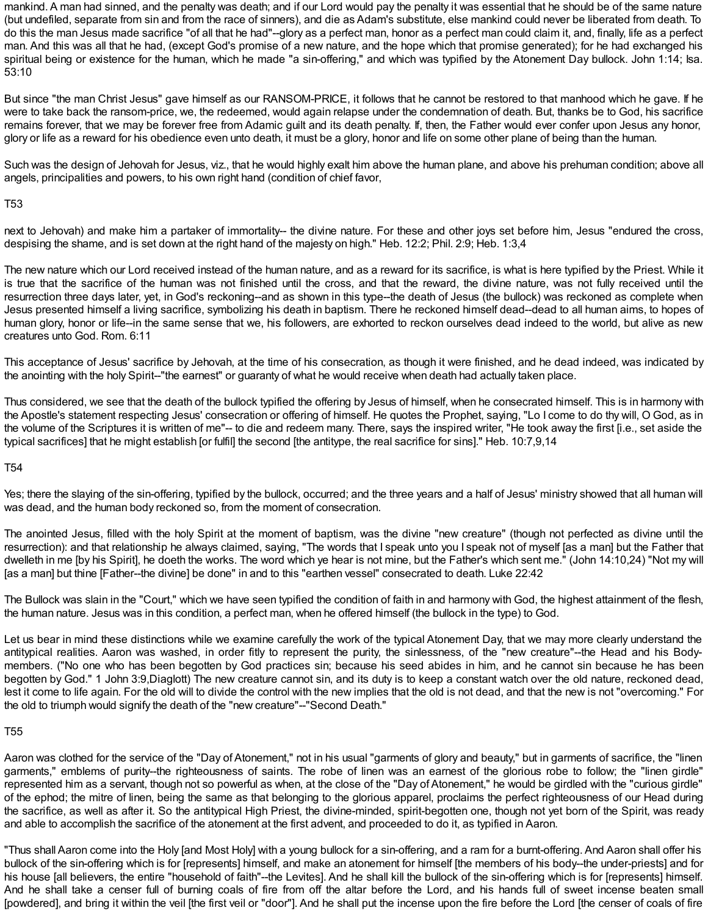mankind. A man had sinned, and the penalty was death; and if our Lord would pay the penalty it was essential that he should be of the same nature (but undefiled, separate from sin and from the race of sinners), and die as Adam's substitute, else mankind could never be liberated from death. To do this the man Jesus made sacrifice "of all that he had"--glory as a perfect man, honor as a perfect man could claim it, and, finally, life as a perfect man. And this was all that he had, (except God's promise of a new nature, and the hope which that promise generated); for he had exchanged his spiritual being or existence for the human, which he made "a sin-offering," and which was typified by the Atonement Day bullock. John 1:14; Isa. 53:10

But since "the man Christ Jesus" gave himself as our RANSOM-PRICE, it follows that he cannot be restored to that manhood which he gave. If he were to take back the ransom-price, we, the redeemed, would again relapse under the condemnation of death. But, thanks be to God, his sacrifice remains forever, that we may be forever free from Adamic guilt and its death penalty. If, then, the Father would ever confer upon Jesus any honor, glory or life as a reward for his obedience even unto death, it must be a glory, honor and life on some other plane of being than the human.

Such was the design of Jehovah for Jesus, viz., that he would highly exalt him above the human plane, and above his prehuman condition; above all angels, principalities and powers, to his own right hand (condition of chief favor,

T53

next to Jehovah) and make him a partaker of immortality-- the divine nature. For these and other joys set before him, Jesus "endured the cross, despising the shame, and is set down at the right hand of the majesty on high." Heb. 12:2; Phil. 2:9; Heb. 1:3,4

The new nature which our Lord received instead of the human nature, and as a reward for its sacrifice, is what is here typified by the Priest. While it is true that the sacrifice of the human was not finished until the cross, and that the reward, the divine nature, was not fully received until the resurrection three days later, yet, in God's reckoning--and as shown in this type--the death of Jesus (the bullock) was reckoned as complete when Jesus presented himself a living sacrifice, symbolizing his death in baptism. There he reckoned himself dead--dead to all human aims, to hopes of human glory, honor or life--in the same sense that we, his followers, are exhorted to reckon ourselves dead indeed to the world, but alive as new creatures unto God. Rom. 6:11

This acceptance of Jesus' sacrifice by Jehovah, at the time of his consecration, as though it were finished, and he dead indeed, was indicated by the anointing with the holy Spirit--"the earnest" or guaranty of what he would receive when death had actually taken place.

Thus considered, we see that the death of the bullock typified the offering by Jesus of himself, when he consecrated himself. This is in harmony with the Apostle's statement respecting Jesus' consecration or offering of himself. He quotes the Prophet, saying, "Lo I come to do thy will, O God, as in the volume of the Scriptures it is written of me"-- to die and redeem many. There, says the inspired writer, "He took away the first [i.e., set aside the typical sacrifices] that he might establish [or fulfil] the second [the antitype, the real sacrifice for sins]." Heb. 10:7,9,14

T54

Yes; there the slaying of the sin-offering, typified by the bullock, occurred; and the three years and a half of Jesus' ministry showed that all human will was dead, and the human body reckoned so, from the moment of consecration.

The anointed Jesus, filled with the holy Spirit at the moment of baptism, was the divine "new creature" (though not perfected as divine until the resurrection): and that relationship he always claimed, saying, "The words that I speak unto you I speak not of myself [as a man] but the Father that dwelleth in me [by his Spirit], he doeth the works. The word which ye hear is not mine, but the Father's which sent me." (John 14:10,24) "Not my will [as a man] but thine [Father--the divine] be done" in and to this "earthen vessel" consecrated to death. Luke 22:42

The Bullock was slain in the "Court," which we have seen typified the condition of faith in and harmony with God, the highest attainment of the flesh, the human nature. Jesus was in this condition, a perfect man, when he offered himself (the bullock in the type) to God.

Let us bear in mind these distinctions while we examine carefully the work of the typical Atonement Day, that we may more clearly understand the antitypical realities. Aaron was washed, in order fitly to represent the purity, the sinlessness, of the "new creature"--the Head and his Body-members. ("No one who has been begotten by God practices sin; because his seed abides in him, and he cannot sin because he has been begotten by God." 1 John 3:9,Diaglott) The new creature cannot sin, and its duty is to keep a constant watch over the old nature, reckoned dead, lest it come to life again. For the old will to divide the control with the new implies that the old is not dead, and that the new is not "overcoming." For the old to triumph would signify the death of the "new creature"--"Second Death."

T55

Aaron was clothed for the service of the "Day of Atonement," not in his usual "garments of glory and beauty," but in garments of sacrifice, the "linen garments," emblems of purity--the righteousness of saints. The robe of linen was an earnest of the glorious robe to follow; the "linen girdle" represented him as a servant, though not so powerful as when, at the close of the "Day of Atonement," he would be girdled with the "curious girdle" of the ephod; the mitre of linen, being the same as that belonging to the glorious apparel, proclaims the perfect righteousness of our Head during the sacrifice, as well as after it. So the antitypical High Priest, the divine-minded, spirit-begotten one, though not yet born of the Spirit, was ready and able to accomplish the sacrifice of the atonement at the first advent, and proceeded to do it, as typified in Aaron.

"Thus shall Aaron come into the Holy [and Most Holy] with a young bullock for a sin-offering, and a ram for a burnt-offering. And Aaron shall offer his bullock of the sin-offering which is for [represents] himself, and make an atonement for himself [the members of his body--the under-priests] and for his house [all believers, the entire "household of faith"--the Levites]. And he shall kill the bullock of the sin-offering which is for [represents] himself. And he shall take a censer full of burning coals of fire from off the altar before the Lord, and his hands full of sweet incense beaten small [powdered], and bring it within the veil [the first veil or "door"]. And he shall put the incense upon the fire before the Lord [the censer of coals of fire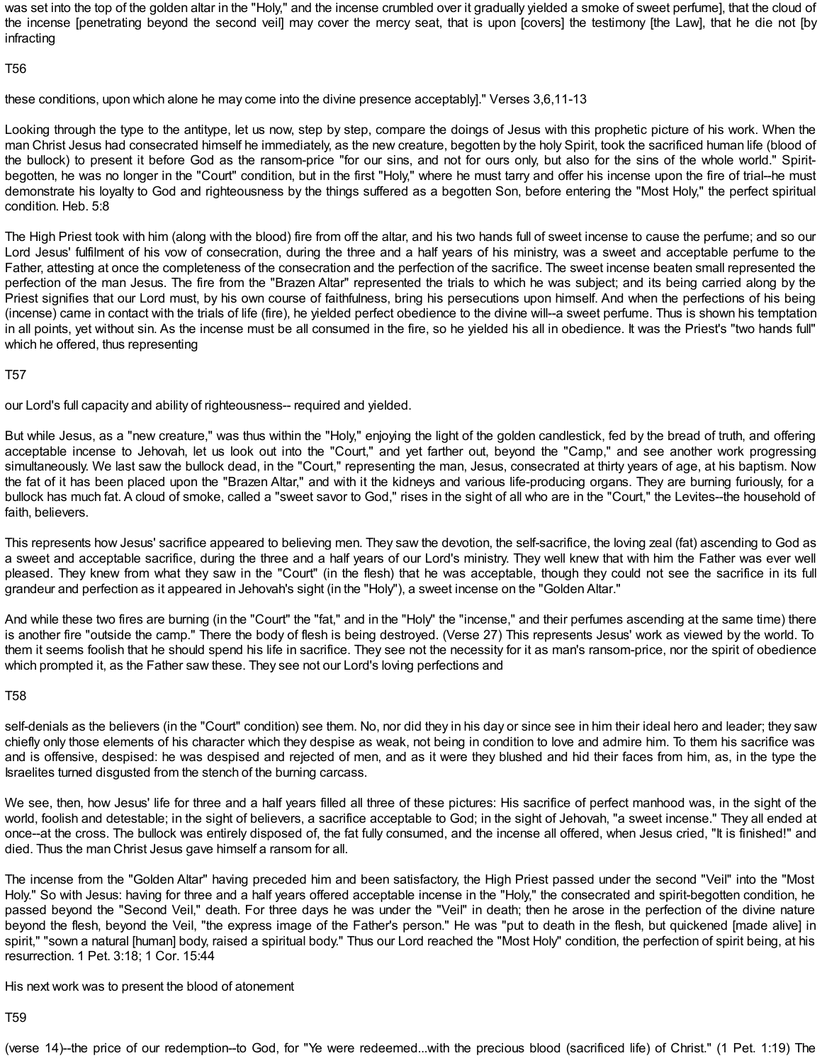was set into the top of the golden altar in the "Holy," and the incense crumbled over it gradually yielded a smoke of sweet perfume], that the cloud of the incense [penetrating beyond the second veil] may cover the mercy seat, that is upon [covers] the testimony [the Law], that he die not [by infracting

T56

these conditions, upon which alone he may come into the divine presence acceptably]." Verses 3,6,11-13

Looking through the type to the antitype, let us now, step by step, compare the doings of Jesus with this prophetic picture of his work. When the man Christ Jesus had consecrated himself he immediately, as the new creature, begotten by the holy Spirit, took the sacrificed human life (blood of the bullock) to present it before God as the ransom-price "for our sins, and not for ours only, but also for the sins of the whole world." Spirit-begotten, he was no longer in the "Court" condition, but in the first "Holy," where he must tarry and offer his incense upon the fire of trial--he must demonstrate his loyalty to God and righteousness by the things suffered as a begotten Son, before entering the "Most Holy," the perfect spiritual condition. Heb. 5:8

The High Priest took with him (along with the blood) fire from off the altar, and his two hands full of sweet incense to cause the perfume; and so our Lord Jesus' fulfilment of his vow of consecration, during the three and a half years of his ministry, was a sweet and acceptable perfume to the Father, attesting at once the completeness of the consecration and the perfection of the sacrifice. The sweet incense beaten small represented the perfection of the man Jesus. The fire from the "Brazen Altar" represented the trials to which he was subject; and its being carried along by the Priest signifies that our Lord must, by his own course of faithfulness, bring his persecutions upon himself. And when the perfections of his being (incense) came in contact with the trials of life (fire), he yielded perfect obedience to the divine will--a sweet perfume. Thus is shown his temptation in all points, yet without sin. As the incense must be all consumed in the fire, so he yielded his all in obedience. It was the Priest's "two hands full" which he offered, thus representing

T57

our Lord's full capacity and ability of righteousness-- required and yielded.

But while Jesus, as a "new creature," was thus within the "Holy," enjoying the light of the golden candlestick, fed by the bread of truth, and offering acceptable incense to Jehovah, let us look out into the "Court," and yet farther out, beyond the "Camp," and see another work progressing simultaneously. We last saw the bullock dead, in the "Court," representing the man, Jesus, consecrated at thirty years of age, at his baptism. Now the fat of it has been placed upon the "Brazen Altar," and with it the kidneys and various life-producing organs. They are burning furiously, for a bullock has much fat. A cloud of smoke, called a "sweet savor to God," rises in the sight of all who are in the "Court," the Levites--the household of faith, believers.

This represents how Jesus' sacrifice appeared to believing men. They saw the devotion, the self-sacrifice, the loving zeal (fat) ascending to God as a sweet and acceptable sacrifice, during the three and a half years of our Lord's ministry. They well knew that with him the Father was ever well pleased. They knew from what they saw in the "Court" (in the flesh) that he was acceptable, though they could not see the sacrifice in its full grandeur and perfection as it appeared in Jehovah's sight (in the "Holy"), a sweet incense on the "Golden Altar."

And while these two fires are burning (in the "Court" the "fat," and in the "Holy" the "incense," and their perfumes ascending at the same time) there is another fire "outside the camp." There the body of flesh is being destroyed. (Verse 27) This represents Jesus' work as viewed by the world. To them it seems foolish that he should spend his life in sacrifice. They see not the necessity for it as man's ransom-price, nor the spirit of obedience which prompted it, as the Father saw these. They see not our Lord's loving perfections and

T58

self-denials as the believers (in the "Court" condition) see them. No, nor did they in his day or since see in him their ideal hero and leader; they saw chiefly only those elements of his character which they despise as weak, not being in condition to love and admire him. To them his sacrifice was and is offensive, despised: he was despised and rejected of men, and as it were they blushed and hid their faces from him, as, in the type the Israelites turned disgusted from the stench of the burning carcass.

We see, then, how Jesus' life for three and a half years filled all three of these pictures: His sacrifice of perfect manhood was, in the sight of the world, foolish and detestable; in the sight of believers, a sacrifice acceptable to God; in the sight of Jehovah, "a sweet incense." They all ended at once--at the cross. The bullock was entirely disposed of, the fat fully consumed, and the incense all offered, when Jesus cried, "It is finished!" and died. Thus the man Christ Jesus gave himself a ransom for all.

The incense from the "Golden Altar" having preceded him and been satisfactory, the High Priest passed under the second "Veil" into the "Most Holy." So with Jesus: having for three and a half years offered acceptable incense in the "Holy," the consecrated and spirit-begotten condition, he passed beyond the "Second Veil," death. For three days he was under the "Veil" in death; then he arose in the perfection of the divine nature beyond the flesh, beyond the Veil, "the express image of the Father's person." He was "put to death in the flesh, but quickened [made alive] in spirit," "sown a natural [human] body, raised a spiritual body." Thus our Lord reached the "Most Holy" condition, the perfection of spirit being, at his resurrection. 1 Pet. 3:18; 1 Cor. 15:44

His next work was to present the blood of atonement

T59

(verse 14)--the price of our redemption--to God, for "Ye were redeemed...with the precious blood (sacrificed life) of Christ." (1 Pet. 1:19) The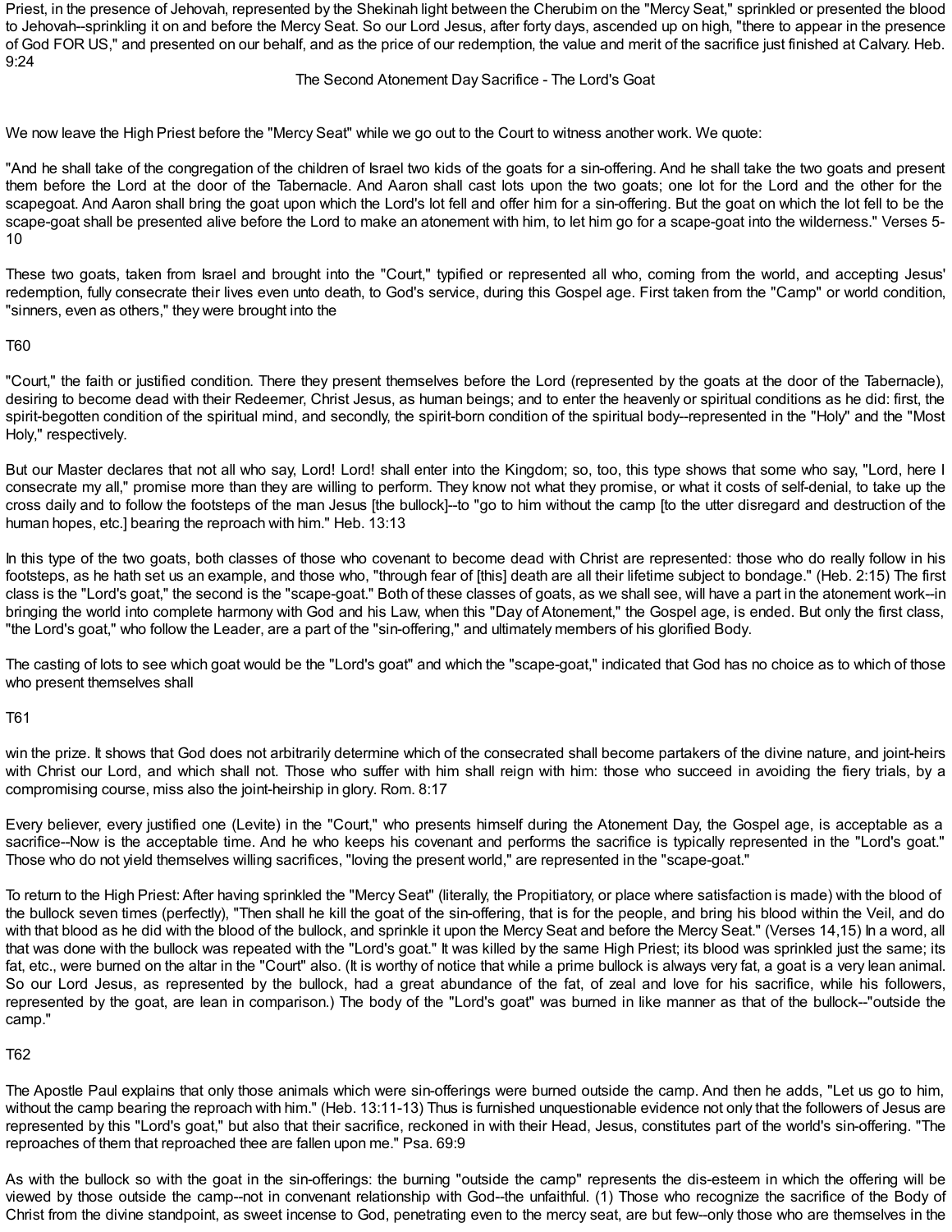Priest, in the presence of Jehovah, represented by the Shekinah light between the Cherubim on the "Mercy Seat," sprinkled or presented the blood to Jehovah--sprinkling it on and before the Mercy Seat. So our Lord Jesus, after forty days, ascended up on high, "there to appear in the presence of God FOR US," and presented on our behalf, and as the price of our redemption, the value and merit of the sacrifice just finished at Calvary. Heb. 9:24

## The Second Atonement Day Sacrifice - The Lord's Goat

We now leave the High Priest before the "Mercy Seat" while we go out to the Court to witness another work. We quote:

"And he shall take of the congregation of the children of Israel two kids of the goats for a sin-offering. And he shall take the two goats and present them before the Lord at the door of the Tabernacle. And Aaron shall cast lots upon the two goats; one lot for the Lord and the other for the scapegoat. And Aaron shall bring the goat upon which the Lord's lot fell and offer him for a sin-offering. But the goat on which the lot fell to be the scape-goat shall be presented alive before the Lord to make an atonement with him, to let him go for a scape-goat into the wilderness." Verses 5-10

These two goats, taken from Israel and brought into the "Court," typified or represented all who, coming from the world, and accepting Jesus' redemption, fully consecrate their lives even unto death, to God's service, during this Gospel age. First taken from the "Camp" or world condition, "sinners, even as others," they were brought into the

T60

"Court," the faith or justified condition. There they present themselves before the Lord (represented by the goats at the door of the Tabernacle), desiring to become dead with their Redeemer, Christ Jesus, as human beings; and to enter the heavenly or spiritual conditions as he did: first, the spirit-begotten condition of the spiritual mind, and secondly, the spirit-born condition of the spiritual body--represented in the "Holy" and the "Most Holy," respectively.

But our Master declares that not all who say, Lord! Lord! shall enter into the Kingdom; so, too, this type shows that some who say, "Lord, here I consecrate my all," promise more than they are willing to perform. They know not what they promise, or what it costs of self-denial, to take up the cross daily and to follow the footsteps of the man Jesus [the bullock]--to "go to him without the camp [to the utter disregard and destruction of the human hopes, etc.] bearing the reproach with him." Heb. 13:13

In this type of the two goats, both classes of those who covenant to become dead with Christ are represented: those who do really follow in his footsteps, as he hath set us an example, and those who, "through fear of [this] death are all their lifetime subject to bondage." (Heb. 2:15) The first class is the "Lord's goat," the second is the "scape-goat." Both of these classes of goats, as we shall see, will have a part in the atonement work--in bringing the world into complete harmony with God and his Law, when this "Day of Atonement," the Gospel age, is ended. But only the first class, "the Lord's goat," who follow the Leader, are a part of the "sin-offering," and ultimately members of his glorified Body.

The casting of lots to see which goat would be the "Lord's goat" and which the "scape-goat," indicated that God has no choice as to which of those who present themselves shall

T61

win the prize. It shows that God does not arbitrarily determine which of the consecrated shall become partakers of the divine nature, and joint-heirs with Christ our Lord, and which shall not. Those who suffer with him shall reign with him: those who succeed in avoiding the fiery trials, by a compromising course, miss also the joint-heirship in glory. Rom. 8:17

Every believer, every justified one (Levite) in the "Court," who presents himself during the Atonement Day, the Gospel age, is acceptable as a sacrifice--Now is the acceptable time. And he who keeps his covenant and performs the sacrifice is typically represented in the "Lord's goat." Those who do not yield themselves willing sacrifices, "loving the present world," are represented in the "scape-goat."

To return to the High Priest: After having sprinkled the "Mercy Seat" (literally, the Propitiatory, or place where satisfaction is made) with the blood of the bullock seven times (perfectly), "Then shall he kill the goat of the sin-offering, that is for the people, and bring his blood within the Veil, and do with that blood as he did with the blood of the bullock, and sprinkle it upon the Mercy Seat and before the Mercy Seat." (Verses 14,15) In a word, all that was done with the bullock was repeated with the "Lord's goat." It was killed by the same High Priest; its blood was sprinkled just the same; its fat, etc., were burned on the altar in the "Court" also. (It is worthy of notice that while a prime bullock is always very fat, a goat is a very lean animal. So our Lord Jesus, as represented by the bullock, had a great abundance of the fat, of zeal and love for his sacrifice, while his followers, represented by the goat, are lean in comparison.) The body of the "Lord's goat" was burned in like manner as that of the bullock--"outside the camp."

T62

The Apostle Paul explains that only those animals which were sin-offerings were burned outside the camp. And then he adds, "Let us go to him, without the camp bearing the reproach with him." (Heb. 13:11-13) Thus is furnished unquestionable evidence not only that the followers of Jesus are represented by this "Lord's goat," but also that their sacrifice, reckoned in with their Head, Jesus, constitutes part of the world's sin-offering. "The reproaches of them that reproached thee are fallen upon me." Psa. 69:9

As with the bullock so with the goat in the sin-offerings: the burning "outside the camp" represents the dis-esteem in which the offering will be viewed by those outside the camp--not in convenant relationship with God--the unfaithful. (1) Those who recognize the sacrifice of the Body of Christ from the divine standpoint, as sweet incense to God, penetrating even to the mercy seat, are but few--only those who are themselves in the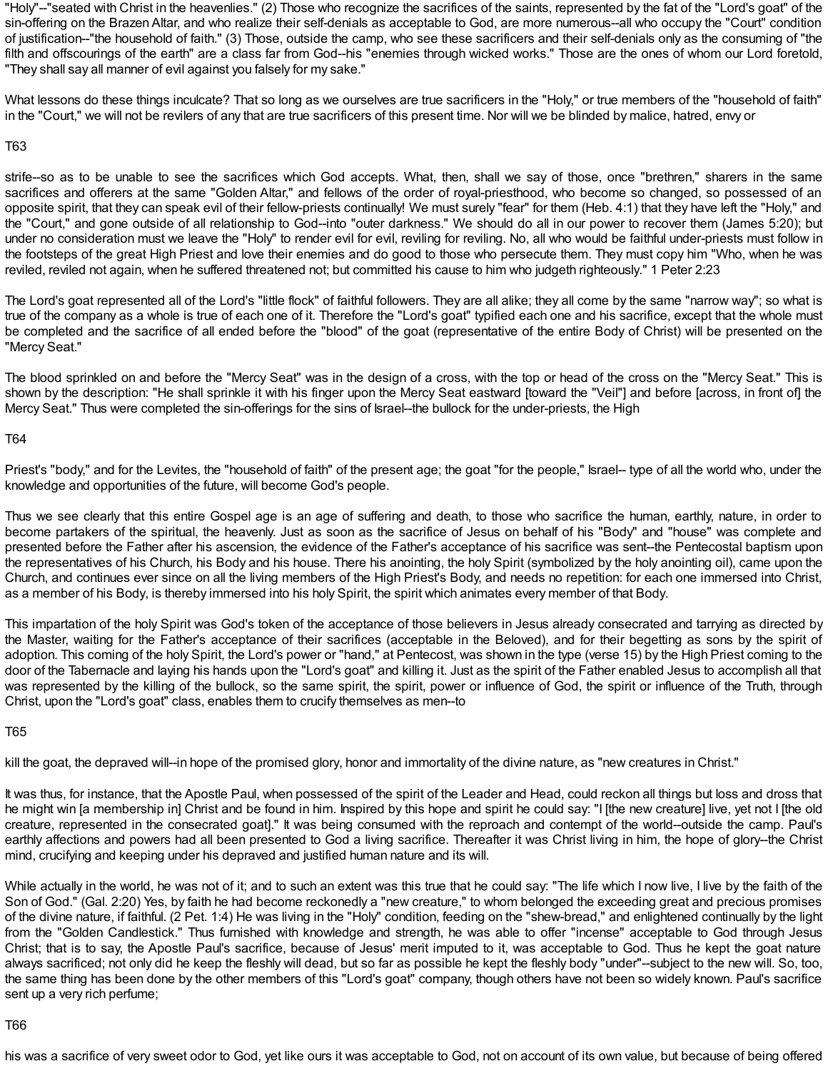"Holy"--"seated with Christ in the heavenlies." (2) Those who recognize the sacrifices of the saints, represented by the fat of the "Lord's goat" of the sin-offering on the Brazen Altar, and who realize their self-denials as acceptable to God, are more numerous--all who occupy the "Court" condition of justification--"the household of faith." (3) Those, outside the camp, who see these sacrificers and their self-denials only as the consuming of "the filth and offscourings of the earth" are a class far from God--his "enemies through wicked works." Those are the ones of whom our Lord foretold, "They shall say all manner of evil against you falsely for my sake."

What lessons do these things inculcate? That so long as we ourselves are true sacrificers in the "Holy," or true members of the "household of faith" in the "Court," we will not be revilers of any that are true sacrificers of this present time. Nor will we be blinded by malice, hatred, envy or

T63

strife--so as to be unable to see the sacrifices which God accepts. What, then, shall we say of those, once "brethren," sharers in the same sacrifices and offerers at the same "Golden Altar," and fellows of the order of royal-priesthood, who become so changed, so possessed of an opposite spirit, that they can speak evil of their fellow-priests continually! We must surely "fear" for them (Heb. 4:1) that they have left the "Holy," and the "Court," and gone outside of all relationship to God--into "outer darkness." We should do all in our power to recover them (James 5:20); but under no consideration must we leave the "Holy" to render evil for evil, reviling for reviling. No, all who would be faithful under-priests must follow in the footsteps of the great High Priest and love their enemies and do good to those who persecute them. They must copy him "Who, when he was reviled, reviled not again, when he suffered threatened not; but committed his cause to him who judgeth righteously." 1 Peter 2:23

The Lord's goat represented all of the Lord's "little flock" of faithful followers. They are all alike; they all come by the same "narrow way"; so what is true of the company as a whole is true of each one of it. Therefore the "Lord's goat" typified each one and his sacrifice, except that the whole must be completed and the sacrifice of all ended before the "blood" of the goat (representative of the entire Body of Christ) will be presented on the "Mercy Seat."

The blood sprinkled on and before the "Mercy Seat" was in the design of a cross, with the top or head of the cross on the "Mercy Seat." This is shown by the description: "He shall sprinkle it with his finger upon the Mercy Seat eastward [toward the "Veil"] and before [across, in front of] the Mercy Seat." Thus were completed the sin-offerings for the sins of Israel--the bullock for the under-priests, the High

T64

Priest's "body," and for the Levites, the "household of faith" of the present age; the goat "for the people," Israel-- type of all the world who, under the knowledge and opportunities of the future, will become God's people.

Thus we see clearly that this entire Gospel age is an age of suffering and death, to those who sacrifice the human, earthly, nature, in order to become partakers of the spiritual, the heavenly. Just as soon as the sacrifice of Jesus on behalf of his "Body" and "house" was complete and presented before the Father after his ascension, the evidence of the Father's acceptance of his sacrifice was sent--the Pentecostal baptism upon the representatives of his Church, his Body and his house. There his anointing, the holy Spirit (symbolized by the holy anointing oil), came upon the Church, and continues ever since on all the living members of the High Priest's Body, and needs no repetition: for each one immersed into Christ, as a member of his Body, is thereby immersed into his holy Spirit, the spirit which animates every member of that Body.

This impartation of the holy Spirit was God's token of the acceptance of those believers in Jesus already consecrated and tarrying as directed by the Master, waiting for the Father's acceptance of their sacrifices (acceptable in the Beloved), and for their begetting as sons by the spirit of adoption. This coming of the holy Spirit, the Lord's power or "hand," at Pentecost, was shown in the type (verse 15) by the High Priest coming to the door of the Tabernacle and laying his hands upon the "Lord's goat" and killing it. Just as the spirit of the Father enabled Jesus to accomplish all that was represented by the killing of the bullock, so the same spirit, the spirit, power or influence of God, the spirit or influence of the Truth, through Christ, upon the "Lord's goat" class, enables them to crucify themselves as men--to

T65

kill the goat, the depraved will--in hope of the promised glory, honor and immortality of the divine nature, as "new creatures in Christ."

It was thus, for instance, that the Apostle Paul, when possessed of the spirit of the Leader and Head, could reckon all things but loss and dross that he might win [a membership in] Christ and be found in him. Inspired by this hope and spirit he could say: "I [the new creature] live, yet not I [the old creature, represented in the consecrated goat]." It was being consumed with the reproach and contempt of the world--outside the camp. Paul's earthly affections and powers had all been presented to God a living sacrifice. Thereafter it was Christ living in him, the hope of glory--the Christ mind, crucifying and keeping under his depraved and justified human nature and its will.

While actually in the world, he was not of it; and to such an extent was this true that he could say: "The life which I now live, I live by the faith of the Son of God." (Gal. 2:20) Yes, by faith he had become reckonedly a "new creature," to whom belonged the exceeding great and precious promises of the divine nature, if faithful. (2 Pet. 1:4) He was living in the "Holy" condition, feeding on the "shew-bread," and enlightened continually by the light from the "Golden Candlestick." Thus furnished with knowledge and strength, he was able to offer "incense" acceptable to God through Jesus Christ; that is to say, the Apostle Paul's sacrifice, because of Jesus' merit imputed to it, was acceptable to God. Thus he kept the goat nature always sacrificed; not only did he keep the fleshly will dead, but so far as possible he kept the fleshly body "under"--subject to the new will. So, too, the same thing has been done by the other members of this "Lord's goat" company, though others have not been so widely known. Paul's sacrifice sent up a very rich perfume;

T66

his was a sacrifice of very sweet odor to God, yet like ours it was acceptable to God, not on account of its own value, but because of being offered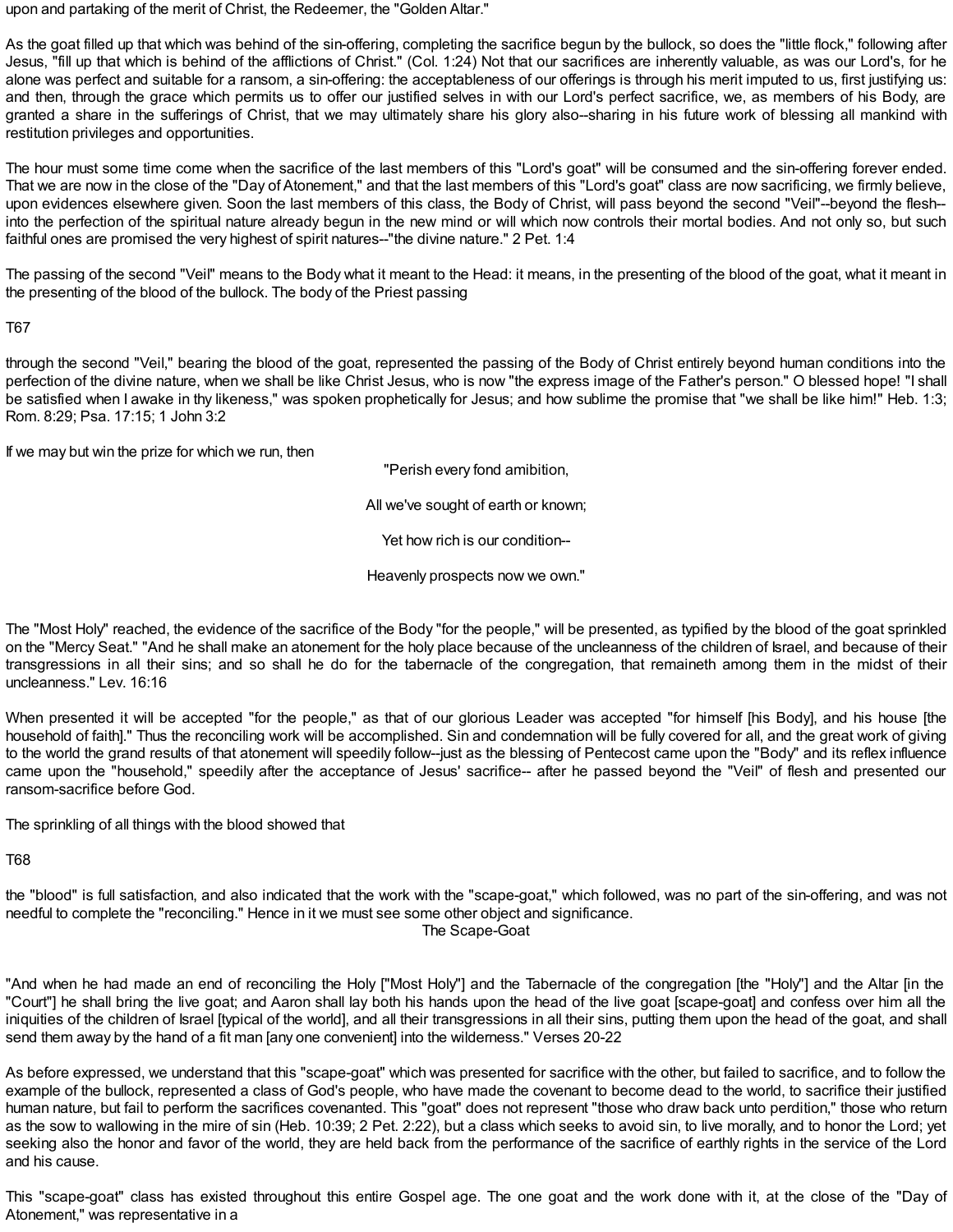upon and partaking of the merit of Christ, the Redeemer, the "Golden Altar."

As the goat filled up that which was behind of the sin-offering, completing the sacrifice begun by the bullock, so does the "little flock," following after Jesus, "fill up that which is behind of the afflictions of Christ." (Col. 1:24) Not that our sacrifices are inherently valuable, as was our Lord's, for he alone was perfect and suitable for a ransom, a sin-offering: the acceptableness of our offerings is through his merit imputed to us, first justifying us: and then, through the grace which permits us to offer our justified selves in with our Lord's perfect sacrifice, we, as members of his Body, are granted a share in the sufferings of Christ, that we may ultimately share his glory also--sharing in his future work of blessing all mankind with restitution privileges and opportunities.

The hour must some time come when the sacrifice of the last members of this "Lord's goat" will be consumed and the sin-offering forever ended. That we are now in the close of the "Day of Atonement," and that the last members of this "Lord's goat" class are now sacrificing, we firmly believe, upon evidences elsewhere given. Soon the last members of this class, the Body of Christ, will pass beyond the second "Veil"--beyond the flesh--into the perfection of the spiritual nature already begun in the new mind or will which now controls their mortal bodies. And not only so, but such faithful ones are promised the very highest of spirit natures--"the divine nature." 2 Pet. 1:4

The passing of the second "Veil" means to the Body what it meant to the Head: it means, in the presenting of the blood of the goat, what it meant in the presenting of the blood of the bullock. The body of the Priest passing

T67

through the second "Veil," bearing the blood of the goat, represented the passing of the Body of Christ entirely beyond human conditions into the perfection of the divine nature, when we shall be like Christ Jesus, who is now "the express image of the Father's person." O blessed hope! "I shall be satisfied when I awake in thy likeness," was spoken prophetically for Jesus; and how sublime the promise that "we shall be like him!" Heb. 1:3; Rom. 8:29; Psa. 17:15; 1 John 3:2

If we may but win the prize for which we run, then

"Perish every fond amibition,

All we've sought of earth or known;

Yet how rich is our condition--

Heavenly prospects now we own."

The "Most Holy" reached, the evidence of the sacrifice of the Body "for the people," will be presented, as typified by the blood of the goat sprinkled on the "Mercy Seat." "And he shall make an atonement for the holy place because of the uncleanness of the children of Israel, and because of their transgressions in all their sins; and so shall he do for the tabernacle of the congregation, that remaineth among them in the midst of their uncleanness." Lev. 16:16

When presented it will be accepted "for the people," as that of our glorious Leader was accepted "for himself [his Body], and his house [the household of faith]." Thus the reconciling work will be accomplished. Sin and condemnation will be fully covered for all, and the great work of giving to the world the grand results of that atonement will speedily follow--just as the blessing of Pentecost came upon the "Body" and its reflex influence came upon the "household," speedily after the acceptance of Jesus' sacrifice-- after he passed beyond the "Veil" of flesh and presented our ransom-sacrifice before God.

The sprinkling of all things with the blood showed that

T68

the "blood" is full satisfaction, and also indicated that the work with the "scape-goat," which followed, was no part of the sin-offering, and was not needful to complete the "reconciling." Hence in it we must see some other object and significance.

## The Scape-Goat

"And when he had made an end of reconciling the Holy ["Most Holy"] and the Tabernacle of the congregation [the "Holy"] and the Altar [in the "Court"] he shall bring the live goat; and Aaron shall lay both his hands upon the head of the live goat [scape-goat] and confess over him all the iniquities of the children of Israel [typical of the world], and all their transgressions in all their sins, putting them upon the head of the goat, and shall send them away by the hand of a fit man [any one convenient] into the wilderness." Verses 20-22

As before expressed, we understand that this "scape-goat" which was presented for sacrifice with the other, but failed to sacrifice, and to follow the example of the bullock, represented a class of God's people, who have made the covenant to become dead to the world, to sacrifice their justified human nature, but fail to perform the sacrifices covenanted. This "goat" does not represent "those who draw back unto perdition," those who return as the sow to wallowing in the mire of sin (Heb. 10:39; 2 Pet. 2:22), but a class which seeks to avoid sin, to live morally, and to honor the Lord; yet seeking also the honor and favor of the world, they are held back from the performance of the sacrifice of earthly rights in the service of the Lord and his cause.

This "scape-goat" class has existed throughout this entire Gospel age. The one goat and the work done with it, at the close of the "Day of Atonement," was representative in a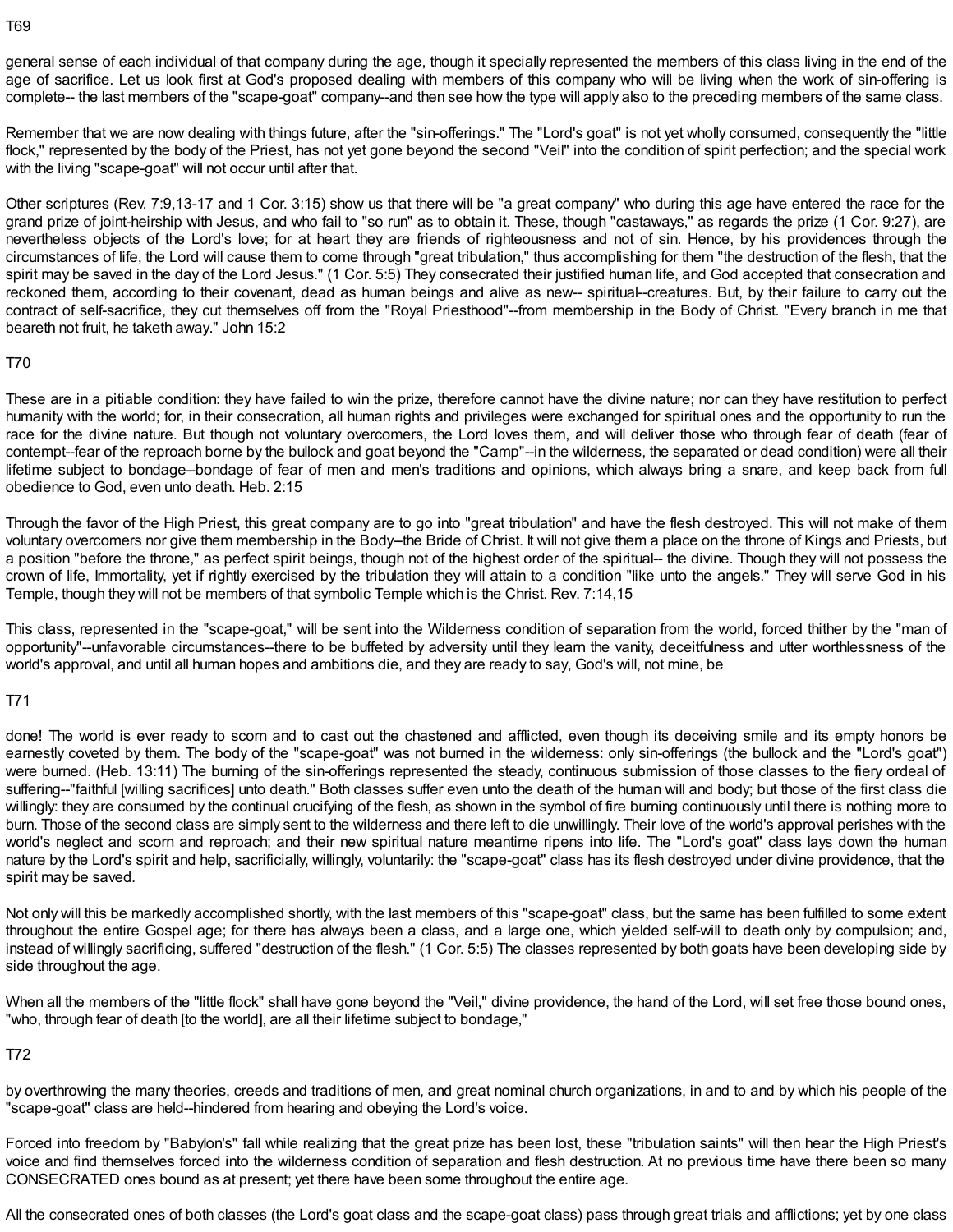T69

general sense of each individual of that company during the age, though it specially represented the members of this class living in the end of the age of sacrifice. Let us look first at God's proposed dealing with members of this company who will be living when the work of sin-offering is complete-- the last members of the "scape-goat" company--and then see how the type will apply also to the preceding members of the same class.

Remember that we are now dealing with things future, after the "sin-offerings." The "Lord's goat" is not yet wholly consumed, consequently the "little flock," represented by the body of the Priest, has not yet gone beyond the second "Veil" into the condition of spirit perfection; and the special work with the living "scape-goat" will not occur until after that.

Other scriptures (Rev. 7:9,13-17 and 1 Cor. 3:15) show us that there will be "a great company" who during this age have entered the race for the grand prize of joint-heirship with Jesus, and who fail to "so run" as to obtain it. These, though "castaways," as regards the prize (1 Cor. 9:27), are nevertheless objects of the Lord's love; for at heart they are friends of righteousness and not of sin. Hence, by his providences through the circumstances of life, the Lord will cause them to come through "great tribulation," thus accomplishing for them "the destruction of the flesh, that the spirit may be saved in the day of the Lord Jesus." (1 Cor. 5:5) They consecrated their justified human life, and God accepted that consecration and reckoned them, according to their covenant, dead as human beings and alive as new-- spiritual--creatures. But, by their failure to carry out the contract of self-sacrifice, they cut themselves off from the "Royal Priesthood"--from membership in the Body of Christ. "Every branch in me that beareth not fruit, he taketh away." John 15:2

T70

These are in a pitiable condition: they have failed to win the prize, therefore cannot have the divine nature; nor can they have restitution to perfect humanity with the world; for, in their consecration, all human rights and privileges were exchanged for spiritual ones and the opportunity to run the race for the divine nature. But though not voluntary overcomers, the Lord loves them, and will deliver those who through fear of death (fear of contempt--fear of the reproach borne by the bullock and goat beyond the "Camp"--in the wilderness, the separated or dead condition) were all their lifetime subject to bondage--bondage of fear of men and men's traditions and opinions, which always bring a snare, and keep back from full obedience to God, even unto death. Heb. 2:15

Through the favor of the High Priest, this great company are to go into "great tribulation" and have the flesh destroyed. This will not make of them voluntary overcomers nor give them membership in the Body--the Bride of Christ. It will not give them a place on the throne of Kings and Priests, but a position "before the throne," as perfect spirit beings, though not of the highest order of the spiritual-- the divine. Though they will not possess the crown of life, Immortality, yet if rightly exercised by the tribulation they will attain to a condition "like unto the angels." They will serve God in his Temple, though they will not be members of that symbolic Temple which is the Christ. Rev. 7:14,15

This class, represented in the "scape-goat," will be sent into the Wilderness condition of separation from the world, forced thither by the "man of opportunity"--unfavorable circumstances--there to be buffeted by adversity until they learn the vanity, deceitfulness and utter worthlessness of the world's approval, and until all human hopes and ambitions die, and they are ready to say, God's will, not mine, be

T71

done! The world is ever ready to scorn and to cast out the chastened and afflicted, even though its deceiving smile and its empty honors be earnestly coveted by them. The body of the "scape-goat" was not burned in the wilderness: only sin-offerings (the bullock and the "Lord's goat") were burned. (Heb. 13:11) The burning of the sin-offerings represented the steady, continuous submission of those classes to the fiery ordeal of suffering--"faithful [willing sacrifices] unto death." Both classes suffer even unto the death of the human will and body; but those of the first class die willingly: they are consumed by the continual crucifying of the flesh, as shown in the symbol of fire burning continuously until there is nothing more to burn. Those of the second class are simply sent to the wilderness and there left to die unwillingly. Their love of the world's approval perishes with the world's neglect and scorn and reproach; and their new spiritual nature meantime ripens into life. The "Lord's goat" class lays down the human nature by the Lord's spirit and help, sacrificially, willingly, voluntarily: the "scape-goat" class has its flesh destroyed under divine providence, that the spirit may be saved.

Not only will this be markedly accomplished shortly, with the last members of this "scape-goat" class, but the same has been fulfilled to some extent throughout the entire Gospel age; for there has always been a class, and a large one, which yielded self-will to death only by compulsion; and, instead of willingly sacrificing, suffered "destruction of the flesh." (1 Cor. 5:5) The classes represented by both goats have been developing side by side throughout the age.

When all the members of the "little flock" shall have gone beyond the "Veil," divine providence, the hand of the Lord, will set free those bound ones, "who, through fear of death [to the world], are all their lifetime subject to bondage,"

T72

by overthrowing the many theories, creeds and traditions of men, and great nominal church organizations, in and to and by which his people of the "scape-goat" class are held--hindered from hearing and obeying the Lord's voice.

Forced into freedom by "Babylon's" fall while realizing that the great prize has been lost, these "tribulation saints" will then hear the High Priest's voice and find themselves forced into the wilderness condition of separation and flesh destruction. At no previous time have there been so many CONSECRATED ones bound as at present; yet there have been some throughout the entire age.

All the consecrated ones of both classes (the Lord's goat class and the scape-goat class) pass through great trials and afflictions; yet by one class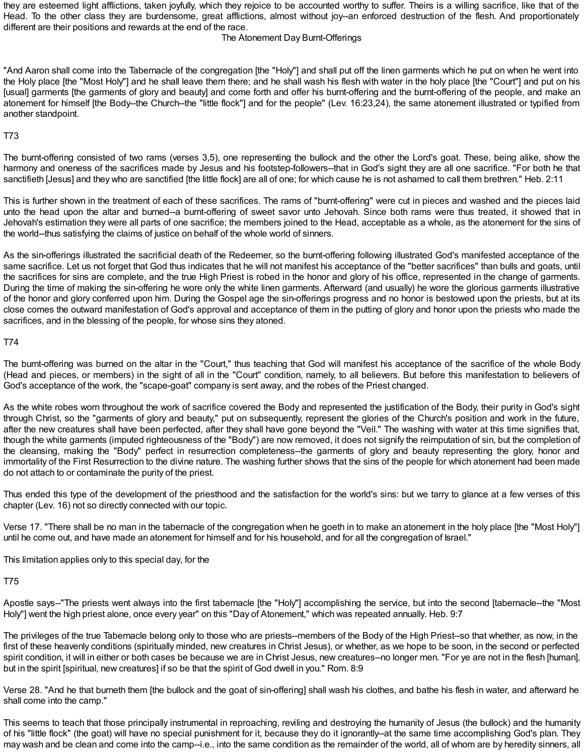they are esteemed light afflictions, taken joyfully, which they rejoice to be accounted worthy to suffer. Theirs is a willing sacrifice, like that of the Head. To the other class they are burdensome, great afflictions, almost without joy--an enforced destruction of the flesh. And proportionately different are their positions and rewards at the end of the race.

## The Atonement Day Burnt-Offerings

"And Aaron shall come into the Tabernacle of the congregation [the "Holy"] and shall put off the linen garments which he put on when he went into the Holy place [the "Most Holy"] and he shall leave them there; and he shall wash his flesh with water in the holy place [the "Court"] and put on his [usual] garments [the garments of glory and beauty] and come forth and offer his burnt-offering and the burnt-offering of the people, and make an atonement for himself [the Body--the Church--the "little flock"] and for the people" (Lev. 16:23,24), the same atonement illustrated or typified from another standpoint.

T73

The burnt-offering consisted of two rams (verses 3,5), one representing the bullock and the other the Lord's goat. These, being alike, show the harmony and oneness of the sacrifices made by Jesus and his footstep-followers--that in God's sight they are all one sacrifice. "For both he that sanctifieth [Jesus] and they who are sanctified [the little flock] are all of one; for which cause he is not ashamed to call them brethren." Heb. 2:11

This is further shown in the treatment of each of these sacrifices. The rams of "burnt-offering" were cut in pieces and washed and the pieces laid unto the head upon the altar and burned--a burnt-offering of sweet savor unto Jehovah. Since both rams were thus treated, it showed that in Jehovah's estimation they were all parts of one sacrifice; the members joined to the Head, acceptable as a whole, as the atonement for the sins of the world--thus satisfying the claims of justice on behalf of the whole world of sinners.

As the sin-offerings illustrated the sacrificial death of the Redeemer, so the burnt-offering following illustrated God's manifested acceptance of the same sacrifice. Let us not forget that God thus indicates that he will not manifest his acceptance of the "better sacrifices" than bulls and goats, until the sacrifices for sins are complete, and the true High Priest is robed in the honor and glory of his office, represented in the change of garments. During the time of making the sin-offering he wore only the white linen garments. Afterward (and usually) he wore the glorious garments illustrative of the honor and glory conferred upon him. During the Gospel age the sin-offerings progress and no honor is bestowed upon the priests, but at its close comes the outward manifestation of God's approval and acceptance of them in the putting of glory and honor upon the priests who made the sacrifices, and in the blessing of the people, for whose sins they atoned.

T74

The burnt-offering was burned on the altar in the "Court," thus teaching that God will manifest his acceptance of the sacrifice of the whole Body (Head and pieces, or members) in the sight of all in the "Court" condition, namely, to all believers. But before this manifestation to believers of God's acceptance of the work, the "scape-goat" company is sent away, and the robes of the Priest changed.

As the white robes worn throughout the work of sacrifice covered the Body and represented the justification of the Body, their purity in God's sight through Christ, so the "garments of glory and beauty," put on subsequently, represent the glories of the Church's position and work in the future, after the new creatures shall have been perfected, after they shall have gone beyond the "Veil." The washing with water at this time signifies that, though the white garments (imputed righteousness of the "Body") are now removed, it does not signify the reimputation of sin, but the completion of the cleansing, making the "Body" perfect in resurrection completeness--the garments of glory and beauty representing the glory, honor and immortality of the First Resurrection to the divine nature. The washing further shows that the sins of the people for which atonement had been made do not attach to or contaminate the purity of the priest.

Thus ended this type of the development of the priesthood and the satisfaction for the world's sins: but we tarry to glance at a few verses of this chapter (Lev. 16) not so directly connected with our topic.

Verse 17. "There shall be no man in the tabernacle of the congregation when he goeth in to make an atonement in the holy place [the "Most Holy"] until he come out, and have made an atonement for himself and for his household, and for all the congregation of Israel."

This limitation applies only to this special day, for the

T75

Apostle says--"The priests went always into the first tabernacle [the "Holy"] accomplishing the service, but into the second [tabernacle--the "Most Holy"] went the high priest alone, once every year" on this "Day of Atonement," which was repeated annually. Heb. 9:7

The privileges of the true Tabernacle belong only to those who are priests--members of the Body of the High Priest--so that whether, as now, in the first of these heavenly conditions (spiritually minded, new creatures in Christ Jesus), or whether, as we hope to be soon, in the second or perfected spirit condition, it will in either or both cases be because we are in Christ Jesus, new creatures--no longer men. "For ye are not in the flesh [human], but in the spirit [spiritual, new creatures] if so be that the spirit of God dwell in you." Rom. 8:9

Verse 28. "And he that burneth them [the bullock and the goat of sin-offering] shall wash his clothes, and bathe his flesh in water, and afterward he shall come into the camp."

This seems to teach that those principally instrumental in reproaching, reviling and destroying the humanity of Jesus (the bullock) and the humanity of his "little flock" (the goat) will have no special punishment for it, because they do it ignorantly--at the same time accomplishing God's plan. They may wash and be clean and come into the camp--i.e., into the same condition as the remainder of the world, all of whom are by heredity sinners, all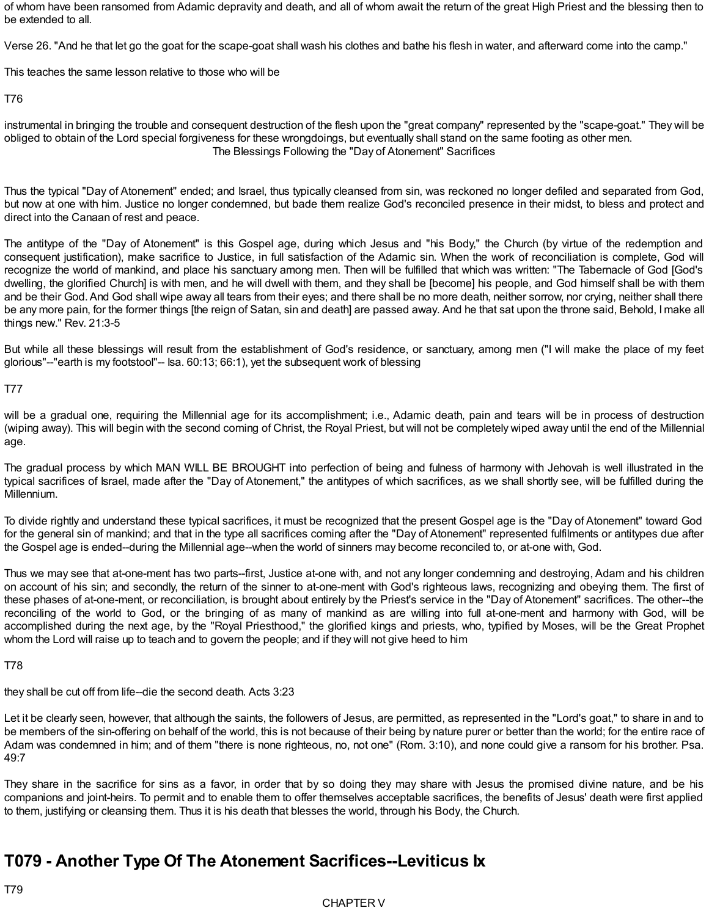of whom have been ransomed from Adamic depravity and death, and all of whom await the return of the great High Priest and the blessing then to be extended to all.

Verse 26. "And he that let go the goat for the scape-goat shall wash his clothes and bathe his flesh in water, and afterward come into the camp."

This teaches the same lesson relative to those who will be

T76

instrumental in bringing the trouble and consequent destruction of the flesh upon the "great company" represented by the "scape-goat." They will be obliged to obtain of the Lord special forgiveness for these wrongdoings, but eventually shall stand on the same footing as other men.

The Blessings Following the "Day of Atonement" Sacrifices

Thus the typical "Day of Atonement" ended; and Israel, thus typically cleansed from sin, was reckoned no longer defiled and separated from God, but now at one with him. Justice no longer condemned, but bade them realize God's reconciled presence in their midst, to bless and protect and direct into the Canaan of rest and peace.

The antitype of the "Day of Atonement" is this Gospel age, during which Jesus and "his Body," the Church (by virtue of the redemption and consequent justification), make sacrifice to Justice, in full satisfaction of the Adamic sin. When the work of reconciliation is complete, God will recognize the world of mankind, and place his sanctuary among men. Then will be fulfilled that which was written: "The Tabernacle of God [God's dwelling, the glorified Church] is with men, and he will dwell with them, and they shall be [become] his people, and God himself shall be with them and be their God. And God shall wipe away all tears from their eyes; and there shall be no more death, neither sorrow, nor crying, neither shall there be any more pain, for the former things [the reign of Satan, sin and death] are passed away. And he that sat upon the throne said, Behold, I make all things new." Rev. 21:3-5

But while all these blessings will result from the establishment of God's residence, or sanctuary, among men ("I will make the place of my feet glorious"--"earth is my footstool"-- Isa. 60:13; 66:1), yet the subsequent work of blessing

T77

will be a gradual one, requiring the Millennial age for its accomplishment; i.e., Adamic death, pain and tears will be in process of destruction (wiping away). This will begin with the second coming of Christ, the Royal Priest, but will not be completely wiped away until the end of the Millennial age.

The gradual process by which MAN WILL BE BROUGHT into perfection of being and fulness of harmony with Jehovah is well illustrated in the typical sacrifices of Israel, made after the "Day of Atonement," the antitypes of which sacrifices, as we shall shortly see, will be fulfilled during the Millennium.

To divide rightly and understand these typical sacrifices, it must be recognized that the present Gospel age is the "Day of Atonement" toward God for the general sin of mankind; and that in the type all sacrifices coming after the "Day of Atonement" represented fulfilments or antitypes due after the Gospel age is ended--during the Millennial age--when the world of sinners may become reconciled to, or at-one with, God.

Thus we may see that at-one-ment has two parts--first, Justice at-one with, and not any longer condemning and destroying, Adam and his children on account of his sin; and secondly, the return of the sinner to at-one-ment with God's righteous laws, recognizing and obeying them. The first of these phases of at-one-ment, or reconciliation, is brought about entirely by the Priest's service in the "Day of Atonement" sacrifices. The other--the reconciling of the world to God, or the bringing of as many of mankind as are willing into full at-one-ment and harmony with God, will be accomplished during the next age, by the "Royal Priesthood," the glorified kings and priests, who, typified by Moses, will be the Great Prophet whom the Lord will raise up to teach and to govern the people; and if they will not give heed to him

T78

they shall be cut off from life--die the second death. Acts 3:23

Let it be clearly seen, however, that although the saints, the followers of Jesus, are permitted, as represented in the "Lord's goat," to share in and to be members of the sin-offering on behalf of the world, this is not because of their being by nature purer or better than the world; for the entire race of Adam was condemned in him; and of them "there is none righteous, no, not one" (Rom. 3:10), and none could give a ransom for his brother. Psa. 49:7

They share in the sacrifice for sins as a favor, in order that by so doing they may share with Jesus the promised divine nature, and be his companions and joint-heirs. To permit and to enable them to offer themselves acceptable sacrifices, the benefits of Jesus' death were first applied to them, justifying or cleansing them. Thus it is his death that blesses the world, through his Body, the Church.

## T079 - Another Type Of The Atonement Sacrifices--Leviticus Ix

T79

CHAPTER V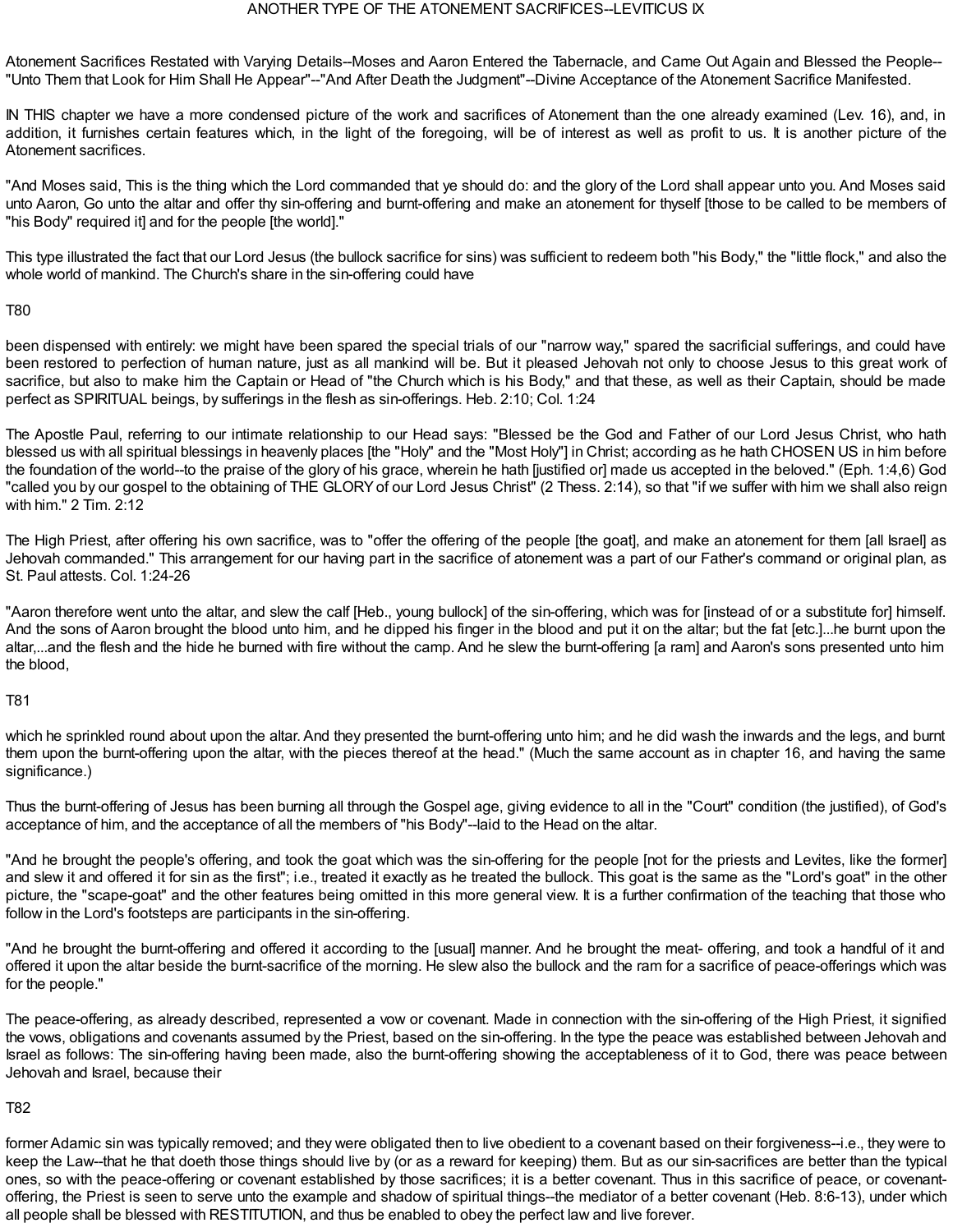# ANOTHER TYPE OF THE ATONEMENT SACRIFICES--LEVITICUS IX

Atonement Sacrifices Restated with Varying Details--Moses and Aaron Entered the Tabernacle, and Came Out Again and Blessed the People--"Unto Them that Look for Him Shall He Appear"--"And After Death the Judgment"--Divine Acceptance of the Atonement Sacrifice Manifested.

IN THIS chapter we have a more condensed picture of the work and sacrifices of Atonement than the one already examined (Lev. 16), and, in addition, it furnishes certain features which, in the light of the foregoing, will be of interest as well as profit to us. It is another picture of the Atonement sacrifices.

"And Moses said, This is the thing which the Lord commanded that ye should do: and the glory of the Lord shall appear unto you. And Moses said unto Aaron, Go unto the altar and offer thy sin-offering and burnt-offering and make an atonement for thyself [those to be called to be members of "his Body" required it] and for the people [the world]."

This type illustrated the fact that our Lord Jesus (the bullock sacrifice for sins) was sufficient to redeem both "his Body," the "little flock," and also the whole world of mankind. The Church's share in the sin-offering could have

T80

been dispensed with entirely: we might have been spared the special trials of our "narrow way," spared the sacrificial sufferings, and could have been restored to perfection of human nature, just as all mankind will be. But it pleased Jehovah not only to choose Jesus to this great work of sacrifice, but also to make him the Captain or Head of "the Church which is his Body," and that these, as well as their Captain, should be made perfect as SPIRITUAL beings, by sufferings in the flesh as sin-offerings. Heb. 2:10; Col. 1:24

The Apostle Paul, referring to our intimate relationship to our Head says: "Blessed be the God and Father of our Lord Jesus Christ, who hath blessed us with all spiritual blessings in heavenly places [the "Holy" and the "Most Holy"] in Christ; according as he hath CHOSEN US in him before the foundation of the world--to the praise of the glory of his grace, wherein he hath [justified or] made us accepted in the beloved." (Eph. 1:4,6) God "called you by our gospel to the obtaining of THE GLORY of our Lord Jesus Christ" (2 Thess. 2:14), so that "if we suffer with him we shall also reign with him." 2 Tim. 2:12

The High Priest, after offering his own sacrifice, was to "offer the offering of the people [the goat], and make an atonement for them [all Israel] as Jehovah commanded." This arrangement for our having part in the sacrifice of atonement was a part of our Father's command or original plan, as St. Paul attests. Col. 1:24-26

"Aaron therefore went unto the altar, and slew the calf [Heb., young bullock] of the sin-offering, which was for [instead of or a substitute for] himself. And the sons of Aaron brought the blood unto him, and he dipped his finger in the blood and put it on the altar; but the fat [etc.]...he burnt upon the altar,...and the flesh and the hide he burned with fire without the camp. And he slew the burnt-offering [a ram] and Aaron's sons presented unto him the blood,

T81

which he sprinkled round about upon the altar. And they presented the burnt-offering unto him; and he did wash the inwards and the legs, and burnt them upon the burnt-offering upon the altar, with the pieces thereof at the head." (Much the same account as in chapter 16, and having the same significance.)

Thus the burnt-offering of Jesus has been burning all through the Gospel age, giving evidence to all in the "Court" condition (the justified), of God's acceptance of him, and the acceptance of all the members of "his Body"--laid to the Head on the altar.

"And he brought the people's offering, and took the goat which was the sin-offering for the people [not for the priests and Levites, like the former] and slew it and offered it for sin as the first"; i.e., treated it exactly as he treated the bullock. This goat is the same as the "Lord's goat" in the other picture, the "scape-goat" and the other features being omitted in this more general view. It is a further confirmation of the teaching that those who follow in the Lord's footsteps are participants in the sin-offering.

"And he brought the burnt-offering and offered it according to the [usual] manner. And he brought the meat- offering, and took a handful of it and offered it upon the altar beside the burnt-sacrifice of the morning. He slew also the bullock and the ram for a sacrifice of peace-offerings which was for the people."

The peace-offering, as already described, represented a vow or covenant. Made in connection with the sin-offering of the High Priest, it signified the vows, obligations and covenants assumed by the Priest, based on the sin-offering. In the type the peace was established between Jehovah and Israel as follows: The sin-offering having been made, also the burnt-offering showing the acceptableness of it to God, there was peace between Jehovah and Israel, because their

T82

former Adamic sin was typically removed; and they were obligated then to live obedient to a covenant based on their forgiveness--i.e., they were to keep the Law--that he that doeth those things should live by (or as a reward for keeping) them. But as our sin-sacrifices are better than the typical ones, so with the peace-offering or covenant established by those sacrifices; it is a better covenant. Thus in this sacrifice of peace, or covenant-offering, the Priest is seen to serve unto the example and shadow of spiritual things--the mediator of a better covenant (Heb. 8:6-13), under which all people shall be blessed with RESTITUTION, and thus be enabled to obey the perfect law and live forever.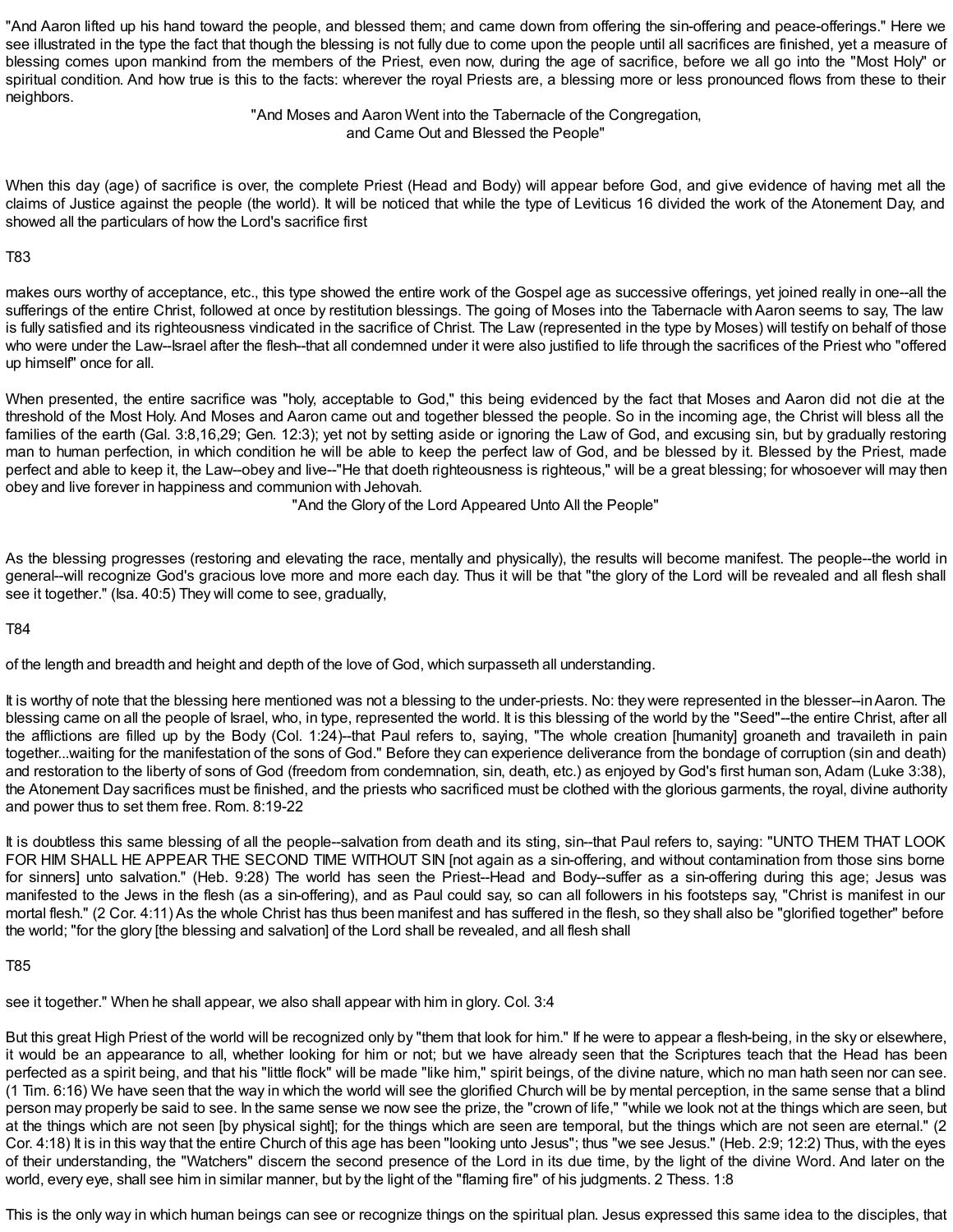"And Aaron lifted up his hand toward the people, and blessed them; and came down from offering the sin-offering and peace-offerings." Here we see illustrated in the type the fact that though the blessing is not fully due to come upon the people until all sacrifices are finished, yet a measure of blessing comes upon mankind from the members of the Priest, even now, during the age of sacrifice, before we all go into the "Most Holy" or spiritual condition. And how true is this to the facts: wherever the royal Priests are, a blessing more or less pronounced flows from these to their neighbors.

### "And Moses and Aaron Went into the Tabernacle of the Congregation, and Came Out and Blessed the People"

When this day (age) of sacrifice is over, the complete Priest (Head and Body) will appear before God, and give evidence of having met all the claims of Justice against the people (the world). It will be noticed that while the type of Leviticus 16 divided the work of the Atonement Day, and showed all the particulars of how the Lord's sacrifice first

T83

makes ours worthy of acceptance, etc., this type showed the entire work of the Gospel age as successive offerings, yet joined really in one--all the sufferings of the entire Christ, followed at once by restitution blessings. The going of Moses into the Tabernacle with Aaron seems to say, The law is fully satisfied and its righteousness vindicated in the sacrifice of Christ. The Law (represented in the type by Moses) will testify on behalf of those who were under the Law--Israel after the flesh--that all condemned under it were also justified to life through the sacrifices of the Priest who "offered up himself" once for all.

When presented, the entire sacrifice was "holy, acceptable to God," this being evidenced by the fact that Moses and Aaron did not die at the threshold of the Most Holy. And Moses and Aaron came out and together blessed the people. So in the incoming age, the Christ will bless all the families of the earth (Gal. 3:8,16,29; Gen. 12:3); yet not by setting aside or ignoring the Law of God, and excusing sin, but by gradually restoring man to human perfection, in which condition he will be able to keep the perfect law of God, and be blessed by it. Blessed by the Priest, made perfect and able to keep it, the Law--obey and live--"He that doeth righteousness is righteous," will be a great blessing; for whosoever will may then obey and live forever in happiness and communion with Jehovah.

### "And the Glory of the Lord Appeared Unto All the People"

As the blessing progresses (restoring and elevating the race, mentally and physically), the results will become manifest. The people--the world in general--will recognize God's gracious love more and more each day. Thus it will be that "the glory of the Lord will be revealed and all flesh shall see it together." (Isa. 40:5) They will come to see, gradually,

T84

of the length and breadth and height and depth of the love of God, which surpasseth all understanding.

It is worthy of note that the blessing here mentioned was not a blessing to the under-priests. No: they were represented in the blesser--in Aaron. The blessing came on all the people of Israel, who, in type, represented the world. It is this blessing of the world by the "Seed"--the entire Christ, after all the afflictions are filled up by the Body (Col. 1:24)--that Paul refers to, saying, "The whole creation [humanity] groaneth and travaileth in pain together...waiting for the manifestation of the sons of God." Before they can experience deliverance from the bondage of corruption (sin and death) and restoration to the liberty of sons of God (freedom from condemnation, sin, death, etc.) as enjoyed by God's first human son, Adam (Luke 3:38), the Atonement Day sacrifices must be finished, and the priests who sacrificed must be clothed with the glorious garments, the royal, divine authority and power thus to set them free. Rom. 8:19-22

It is doubtless this same blessing of all the people--salvation from death and its sting, sin--that Paul refers to, saying: "UNTO THEM THAT LOOK FOR HIM SHALL HE APPEAR THE SECOND TIME WITHOUT SIN [not again as a sin-offering, and without contamination from those sins borne for sinners] unto salvation." (Heb. 9:28) The world has seen the Priest--Head and Body--suffer as a sin-offering during this age; Jesus was manifested to the Jews in the flesh (as a sin-offering), and as Paul could say, so can all followers in his footsteps say, "Christ is manifest in our mortal flesh." (2 Cor. 4:11) As the whole Christ has thus been manifest and has suffered in the flesh, so they shall also be "glorified together" before the world; "for the glory [the blessing and salvation] of the Lord shall be revealed, and all flesh shall

T85

see it together." When he shall appear, we also shall appear with him in glory. Col. 3:4

But this great High Priest of the world will be recognized only by "them that look for him." If he were to appear a flesh-being, in the sky or elsewhere, it would be an appearance to all, whether looking for him or not; but we have already seen that the Scriptures teach that the Head has been perfected as a spirit being, and that his "little flock" will be made "like him," spirit beings, of the divine nature, which no man hath seen nor can see. (1 Tim. 6:16) We have seen that the way in which the world will see the glorified Church will be by mental perception, in the same sense that a blind person may properly be said to see. In the same sense we now see the prize, the "crown of life," "while we look not at the things which are seen, but at the things which are not seen [by physical sight]; for the things which are seen are temporal, but the things which are not seen are eternal." (2 Cor. 4:18) It is in this way that the entire Church of this age has been "looking unto Jesus"; thus "we see Jesus." (Heb. 2:9; 12:2) Thus, with the eyes of their understanding, the "Watchers" discern the second presence of the Lord in its due time, by the light of the divine Word. And later on the world, every eye, shall see him in similar manner, but by the light of the "flaming fire" of his judgments. 2 Thess. 1:8

This is the only way in which human beings can see or recognize things on the spiritual plan. Jesus expressed this same idea to the disciples, that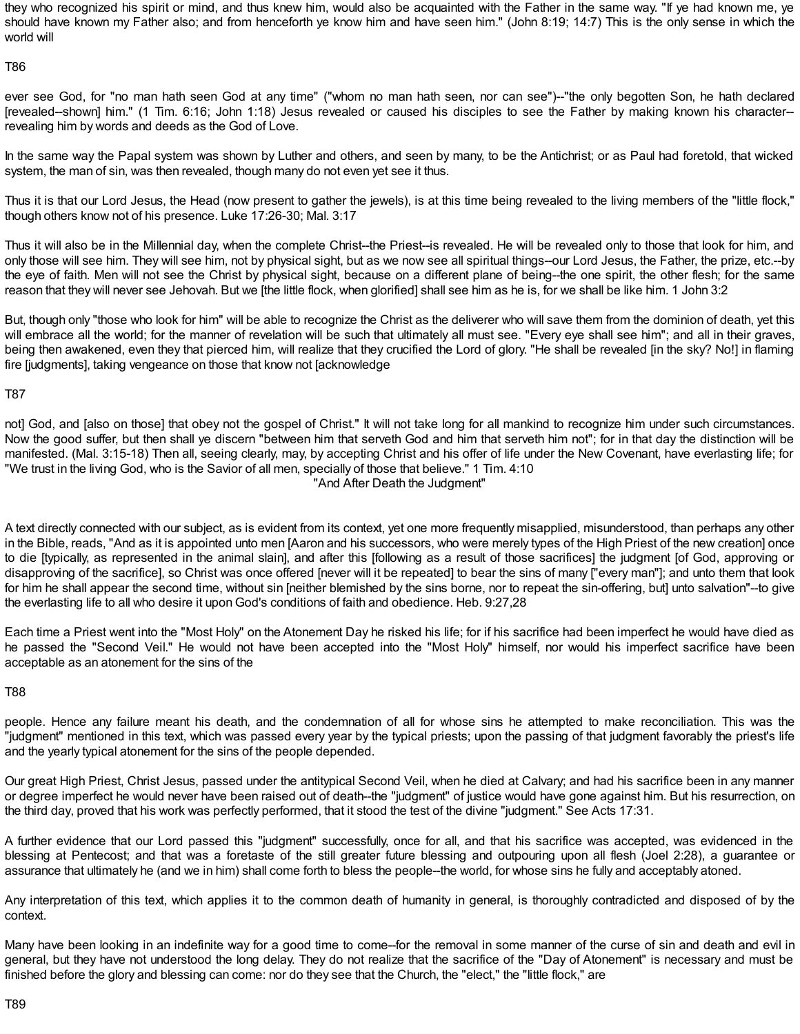they who recognized his spirit or mind, and thus knew him, would also be acquainted with the Father in the same way. "If ye had known me, ye should have known my Father also; and from henceforth ye know him and have seen him." (John 8:19; 14:7) This is the only sense in which the world will

T86

ever see God, for "no man hath seen God at any time" ("whom no man hath seen, nor can see")--"the only begotten Son, he hath declared [revealed--shown] him." (1 Tim. 6:16; John 1:18) Jesus revealed or caused his disciples to see the Father by making known his character--revealing him by words and deeds as the God of Love.

In the same way the Papal system was shown by Luther and others, and seen by many, to be the Antichrist; or as Paul had foretold, that wicked system, the man of sin, was then revealed, though many do not even yet see it thus.

Thus it is that our Lord Jesus, the Head (now present to gather the jewels), is at this time being revealed to the living members of the "little flock," though others know not of his presence. Luke 17:26-30; Mal. 3:17

Thus it will also be in the Millennial day, when the complete Christ--the Priest--is revealed. He will be revealed only to those that look for him, and only those will see him. They will see him, not by physical sight, but as we now see all spiritual things--our Lord Jesus, the Father, the prize, etc.--by the eye of faith. Men will not see the Christ by physical sight, because on a different plane of being--the one spirit, the other flesh; for the same reason that they will never see Jehovah. But we [the little flock, when glorified] shall see him as he is, for we shall be like him. 1 John 3:2

But, though only "those who look for him" will be able to recognize the Christ as the deliverer who will save them from the dominion of death, yet this will embrace all the world; for the manner of revelation will be such that ultimately all must see. "Every eye shall see him"; and all in their graves, being then awakened, even they that pierced him, will realize that they crucified the Lord of glory. "He shall be revealed [in the sky? No!] in flaming fire [judgments], taking vengeance on those that know not [acknowledge

T87

not] God, and [also on those] that obey not the gospel of Christ." It will not take long for all mankind to recognize him under such circumstances. Now the good suffer, but then shall ye discern "between him that serveth God and him that serveth him not"; for in that day the distinction will be manifested. (Mal. 3:15-18) Then all, seeing clearly, may, by accepting Christ and his offer of life under the New Covenant, have everlasting life; for "We trust in the living God, who is the Savior of all men, specially of those that believe." 1 Tim. 4:10

## "And After Death the Judgment"

A text directly connected with our subject, as is evident from its context, yet one more frequently misapplied, misunderstood, than perhaps any other in the Bible, reads, "And as it is appointed unto men [Aaron and his successors, who were merely types of the High Priest of the new creation] once to die [typically, as represented in the animal slain], and after this [following as a result of those sacrifices] the judgment [of God, approving or disapproving of the sacrifice], so Christ was once offered [never will it be repeated] to bear the sins of many ["every man"]; and unto them that look for him he shall appear the second time, without sin [neither blemished by the sins borne, nor to repeat the sin-offering, but] unto salvation"--to give the everlasting life to all who desire it upon God's conditions of faith and obedience. Heb. 9:27,28

Each time a Priest went into the "Most Holy" on the Atonement Day he risked his life; for if his sacrifice had been imperfect he would have died as he passed the "Second Veil." He would not have been accepted into the "Most Holy" himself, nor would his imperfect sacrifice have been acceptable as an atonement for the sins of the

T88

people. Hence any failure meant his death, and the condemnation of all for whose sins he attempted to make reconciliation. This was the "judgment" mentioned in this text, which was passed every year by the typical priests; upon the passing of that judgment favorably the priest's life and the yearly typical atonement for the sins of the people depended.

Our great High Priest, Christ Jesus, passed under the antitypical Second Veil, when he died at Calvary; and had his sacrifice been in any manner or degree imperfect he would never have been raised out of death--the "judgment" of justice would have gone against him. But his resurrection, on the third day, proved that his work was perfectly performed, that it stood the test of the divine "judgment." See Acts 17:31.

A further evidence that our Lord passed this "judgment" successfully, once for all, and that his sacrifice was accepted, was evidenced in the blessing at Pentecost; and that was a foretaste of the still greater future blessing and outpouring upon all flesh (Joel 2:28), a guarantee or assurance that ultimately he (and we in him) shall come forth to bless the people--the world, for whose sins he fully and acceptably atoned.

Any interpretation of this text, which applies it to the common death of humanity in general, is thoroughly contradicted and disposed of by the context.

Many have been looking in an indefinite way for a good time to come--for the removal in some manner of the curse of sin and death and evil in general, but they have not understood the long delay. They do not realize that the sacrifice of the "Day of Atonement" is necessary and must be finished before the glory and blessing can come: nor do they see that the Church, the "elect," the "little flock," are

T89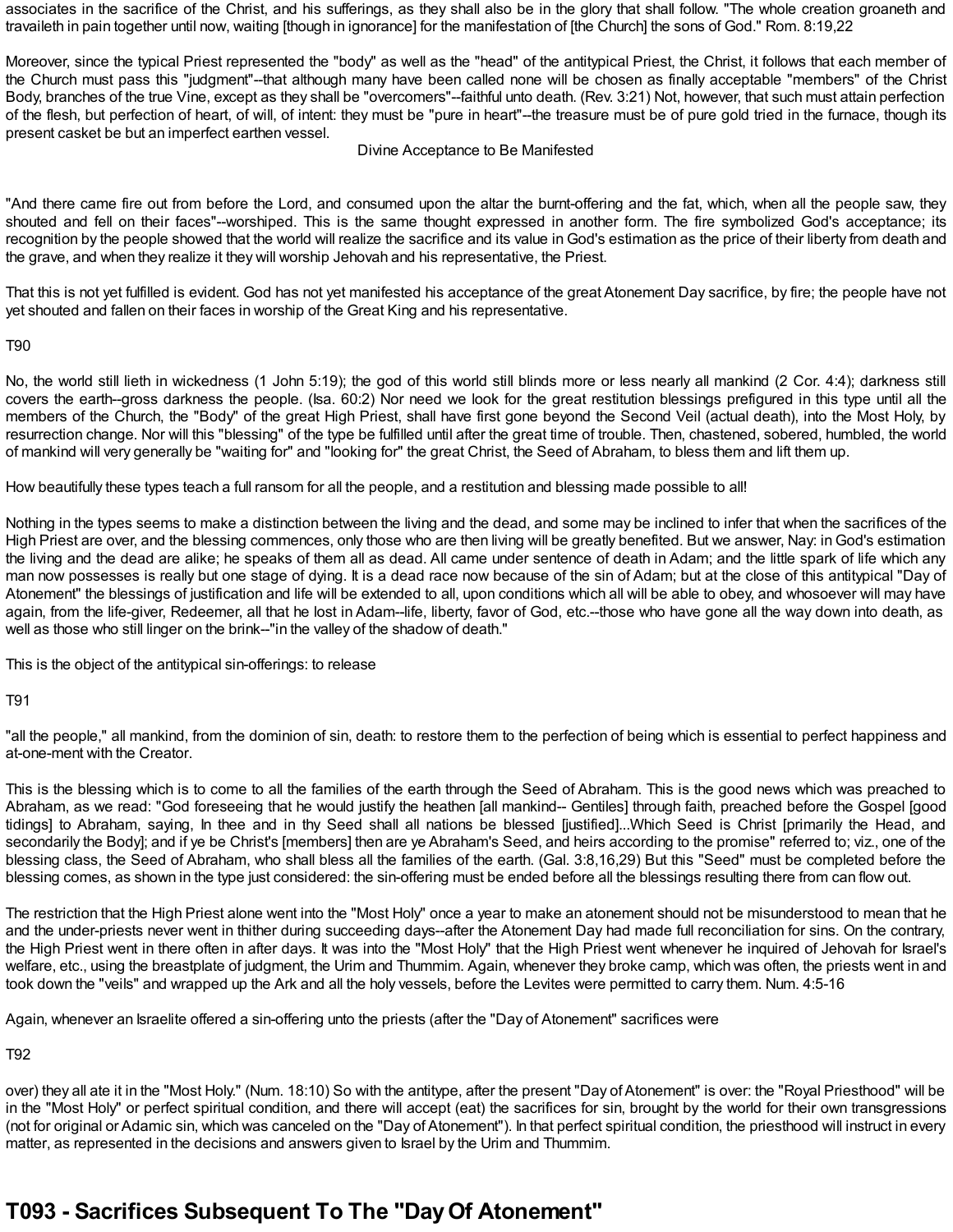associates in the sacrifice of the Christ, and his sufferings, as they shall also be in the glory that shall follow. "The whole creation groaneth and travaileth in pain together until now, waiting [though in ignorance] for the manifestation of [the Church] the sons of God." Rom. 8:19,22

Moreover, since the typical Priest represented the "body" as well as the "head" of the antitypical Priest, the Christ, it follows that each member of the Church must pass this "judgment"--that although many have been called none will be chosen as finally acceptable "members" of the Christ Body, branches of the true Vine, except as they shall be "overcomers"--faithful unto death. (Rev. 3:21) Not, however, that such must attain perfection of the flesh, but perfection of heart, of will, of intent: they must be "pure in heart"--the treasure must be of pure gold tried in the furnace, though its present casket be but an imperfect earthen vessel.

### Divine Acceptance to Be Manifested

"And there came fire out from before the Lord, and consumed upon the altar the burnt-offering and the fat, which, when all the people saw, they shouted and fell on their faces"--worshiped. This is the same thought expressed in another form. The fire symbolized God's acceptance; its recognition by the people showed that the world will realize the sacrifice and its value in God's estimation as the price of their liberty from death and the grave, and when they realize it they will worship Jehovah and his representative, the Priest.

That this is not yet fulfilled is evident. God has not yet manifested his acceptance of the great Atonement Day sacrifice, by fire; the people have not yet shouted and fallen on their faces in worship of the Great King and his representative.

T90

No, the world still lieth in wickedness (1 John 5:19); the god of this world still blinds more or less nearly all mankind (2 Cor. 4:4); darkness still covers the earth--gross darkness the people. (Isa. 60:2) Nor need we look for the great restitution blessings prefigured in this type until all the members of the Church, the "Body" of the great High Priest, shall have first gone beyond the Second Veil (actual death), into the Most Holy, by resurrection change. Nor will this "blessing" of the type be fulfilled until after the great time of trouble. Then, chastened, sobered, humbled, the world of mankind will very generally be "waiting for" and "looking for" the great Christ, the Seed of Abraham, to bless them and lift them up.

How beautifully these types teach a full ransom for all the people, and a restitution and blessing made possible to all!

Nothing in the types seems to make a distinction between the living and the dead, and some may be inclined to infer that when the sacrifices of the High Priest are over, and the blessing commences, only those who are then living will be greatly benefited. But we answer, Nay: in God's estimation the living and the dead are alike; he speaks of them all as dead. All came under sentence of death in Adam; and the little spark of life which any man now possesses is really but one stage of dying. It is a dead race now because of the sin of Adam; but at the close of this antitypical "Day of Atonement" the blessings of justification and life will be extended to all, upon conditions which all will be able to obey, and whosoever will may have again, from the life-giver, Redeemer, all that he lost in Adam--life, liberty, favor of God, etc.--those who have gone all the way down into death, as well as those who still linger on the brink--"in the valley of the shadow of death."

This is the object of the antitypical sin-offerings: to release

T91

"all the people," all mankind, from the dominion of sin, death: to restore them to the perfection of being which is essential to perfect happiness and at-one-ment with the Creator.

This is the blessing which is to come to all the families of the earth through the Seed of Abraham. This is the good news which was preached to Abraham, as we read: "God foreseeing that he would justify the heathen [all mankind-- Gentiles] through faith, preached before the Gospel [good tidings] to Abraham, saying, In thee and in thy Seed shall all nations be blessed [justified]...Which Seed is Christ [primarily the Head, and secondarily the Body]; and if ye be Christ's [members] then are ye Abraham's Seed, and heirs according to the promise" referred to; viz., one of the blessing class, the Seed of Abraham, who shall bless all the families of the earth. (Gal. 3:8,16,29) But this "Seed" must be completed before the blessing comes, as shown in the type just considered: the sin-offering must be ended before all the blessings resulting there from can flow out.

The restriction that the High Priest alone went into the "Most Holy" once a year to make an atonement should not be misunderstood to mean that he and the under-priests never went in thither during succeeding days--after the Atonement Day had made full reconciliation for sins. On the contrary, the High Priest went in there often in after days. It was into the "Most Holy" that the High Priest went whenever he inquired of Jehovah for Israel's welfare, etc., using the breastplate of judgment, the Urim and Thummim. Again, whenever they broke camp, which was often, the priests went in and took down the "veils" and wrapped up the Ark and all the holy vessels, before the Levites were permitted to carry them. Num. 4:5-16

Again, whenever an Israelite offered a sin-offering unto the priests (after the "Day of Atonement" sacrifices were

T92

over) they all ate it in the "Most Holy." (Num. 18:10) So with the antitype, after the present "Day of Atonement" is over: the "Royal Priesthood" will be in the "Most Holy" or perfect spiritual condition, and there will accept (eat) the sacrifices for sin, brought by the world for their own transgressions (not for original or Adamic sin, which was canceled on the "Day of Atonement"). In that perfect spiritual condition, the priesthood will instruct in every matter, as represented in the decisions and answers given to Israel by the Urim and Thummim.

# T093 - Sacrifices Subsequent To The "Day Of Atonement"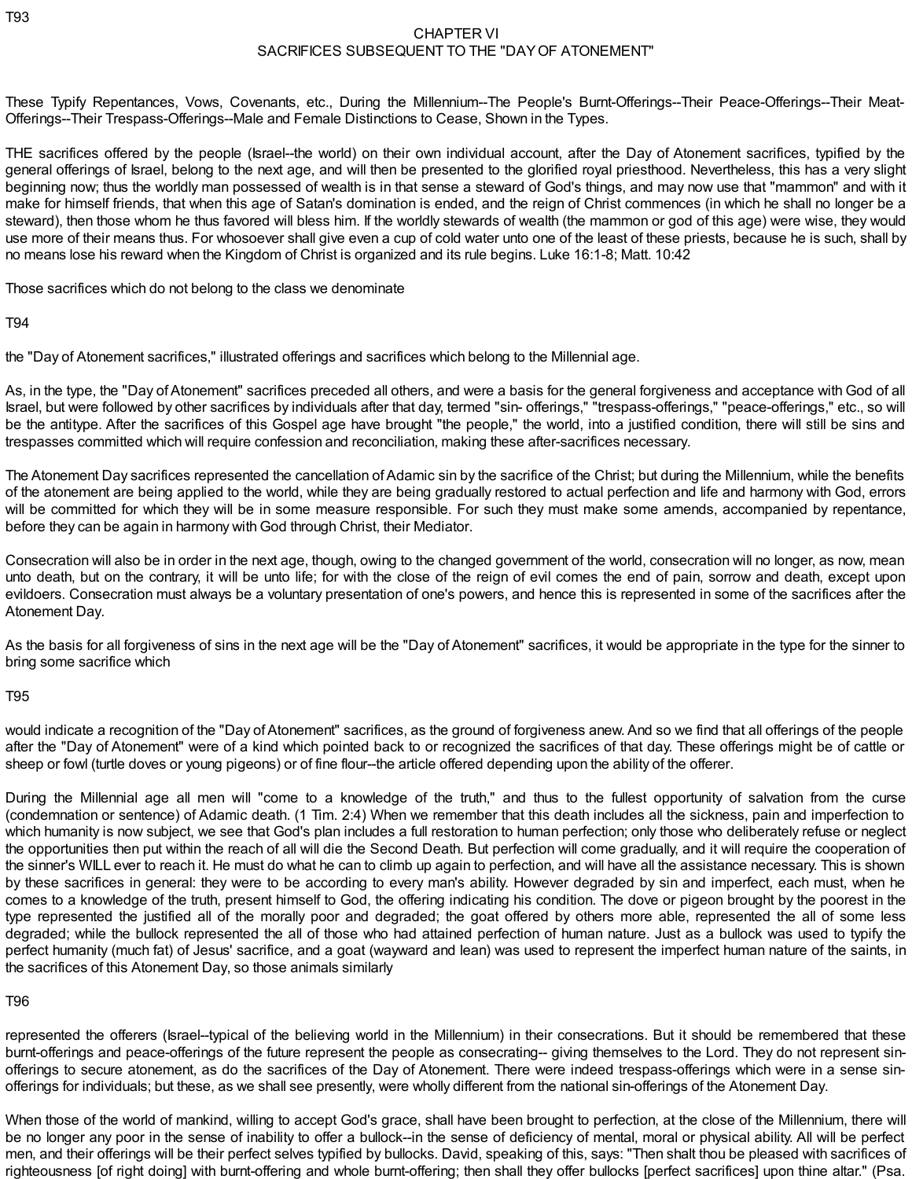T93

## CHAPTER VI
## SACRIFICES SUBSEQUENT TO THE "DAY OF ATONEMENT"

These Typify Repentances, Vows, Covenants, etc., During the Millennium--The People's Burnt-Offerings--Their Peace-Offerings--Their Meat-Offerings--Their Trespass-Offerings--Male and Female Distinctions to Cease, Shown in the Types.

THE sacrifices offered by the people (Israel--the world) on their own individual account, after the Day of Atonement sacrifices, typified by the general offerings of Israel, belong to the next age, and will then be presented to the glorified royal priesthood. Nevertheless, this has a very slight beginning now; thus the worldly man possessed of wealth is in that sense a steward of God's things, and may now use that "mammon" and with it make for himself friends, that when this age of Satan's domination is ended, and the reign of Christ commences (in which he shall no longer be a steward), then those whom he thus favored will bless him. If the worldly stewards of wealth (the mammon or god of this age) were wise, they would use more of their means thus. For whosoever shall give even a cup of cold water unto one of the least of these priests, because he is such, shall by no means lose his reward when the Kingdom of Christ is organized and its rule begins. Luke 16:1-8; Matt. 10:42

Those sacrifices which do not belong to the class we denominate

T94

the "Day of Atonement sacrifices," illustrated offerings and sacrifices which belong to the Millennial age.

As, in the type, the "Day of Atonement" sacrifices preceded all others, and were a basis for the general forgiveness and acceptance with God of all Israel, but were followed by other sacrifices by individuals after that day, termed "sin- offerings," "trespass-offerings," "peace-offerings," etc., so will be the antitype. After the sacrifices of this Gospel age have brought "the people," the world, into a justified condition, there will still be sins and trespasses committed which will require confession and reconciliation, making these after-sacrifices necessary.

The Atonement Day sacrifices represented the cancellation of Adamic sin by the sacrifice of the Christ; but during the Millennium, while the benefits of the atonement are being applied to the world, while they are being gradually restored to actual perfection and life and harmony with God, errors will be committed for which they will be in some measure responsible. For such they must make some amends, accompanied by repentance, before they can be again in harmony with God through Christ, their Mediator.

Consecration will also be in order in the next age, though, owing to the changed government of the world, consecration will no longer, as now, mean unto death, but on the contrary, it will be unto life; for with the close of the reign of evil comes the end of pain, sorrow and death, except upon evildoers. Consecration must always be a voluntary presentation of one's powers, and hence this is represented in some of the sacrifices after the Atonement Day.

As the basis for all forgiveness of sins in the next age will be the "Day of Atonement" sacrifices, it would be appropriate in the type for the sinner to bring some sacrifice which

T95

would indicate a recognition of the "Day of Atonement" sacrifices, as the ground of forgiveness anew. And so we find that all offerings of the people after the "Day of Atonement" were of a kind which pointed back to or recognized the sacrifices of that day. These offerings might be of cattle or sheep or fowl (turtle doves or young pigeons) or of fine flour--the article offered depending upon the ability of the offerer.

During the Millennial age all men will "come to a knowledge of the truth," and thus to the fullest opportunity of salvation from the curse (condemnation or sentence) of Adamic death. (1 Tim. 2:4) When we remember that this death includes all the sickness, pain and imperfection to which humanity is now subject, we see that God's plan includes a full restoration to human perfection; only those who deliberately refuse or neglect the opportunities then put within the reach of all will die the Second Death. But perfection will come gradually, and it will require the cooperation of the sinner's WILL ever to reach it. He must do what he can to climb up again to perfection, and will have all the assistance necessary. This is shown by these sacrifices in general: they were to be according to every man's ability. However degraded by sin and imperfect, each must, when he comes to a knowledge of the truth, present himself to God, the offering indicating his condition. The dove or pigeon brought by the poorest in the type represented the justified all of the morally poor and degraded; the goat offered by others more able, represented the all of some less degraded; while the bullock represented the all of those who had attained perfection of human nature. Just as a bullock was used to typify the perfect humanity (much fat) of Jesus' sacrifice, and a goat (wayward and lean) was used to represent the imperfect human nature of the saints, in the sacrifices of this Atonement Day, so those animals similarly

T96

represented the offerers (Israel--typical of the believing world in the Millennium) in their consecrations. But it should be remembered that these burnt-offerings and peace-offerings of the future represent the people as consecrating-- giving themselves to the Lord. They do not represent sin-offerings to secure atonement, as do the sacrifices of the Day of Atonement. There were indeed trespass-offerings which were in a sense sin-offerings for individuals; but these, as we shall see presently, were wholly different from the national sin-offerings of the Atonement Day.

When those of the world of mankind, willing to accept God's grace, shall have been brought to perfection, at the close of the Millennium, there will be no longer any poor in the sense of inability to offer a bullock--in the sense of deficiency of mental, moral or physical ability. All will be perfect men, and their offerings will be their perfect selves typified by bullocks. David, speaking of this, says: "Then shalt thou be pleased with sacrifices of righteousness [of right doing] with burnt-offering and whole burnt-offering; then shall they offer bullocks [perfect sacrifices] upon thine altar." (Psa.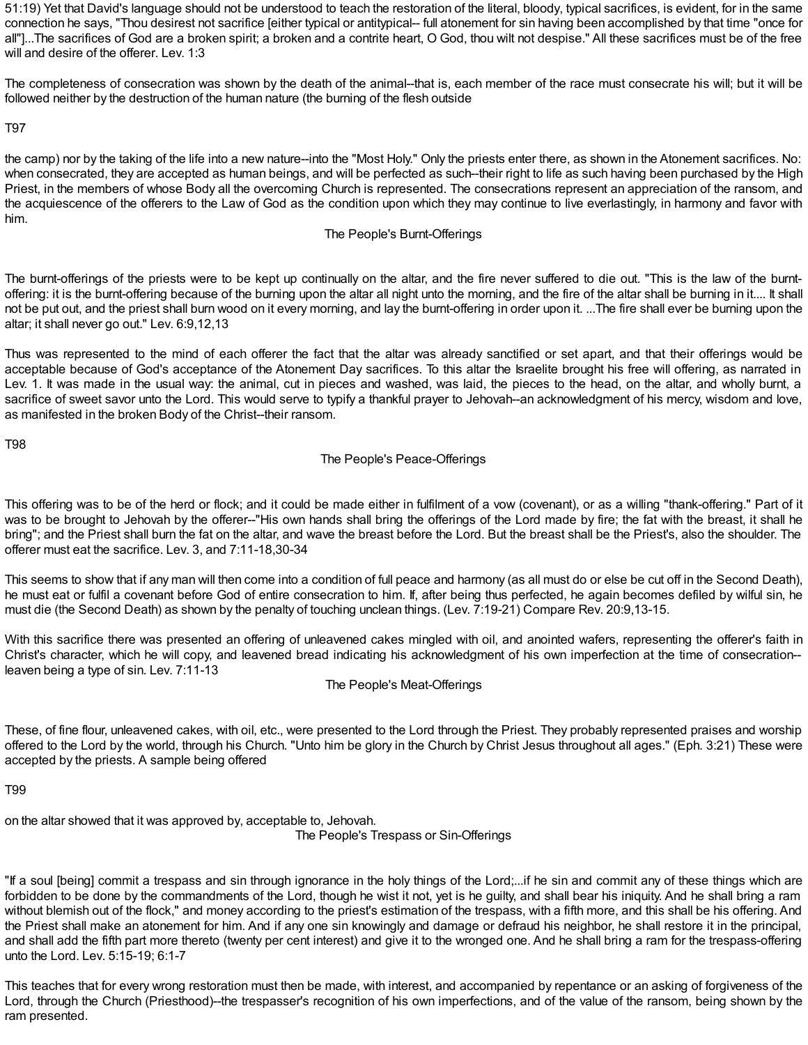51:19) Yet that David's language should not be understood to teach the restoration of the literal, bloody, typical sacrifices, is evident, for in the same connection he says, "Thou desirest not sacrifice [either typical or antitypical-- full atonement for sin having been accomplished by that time "once for all"]...The sacrifices of God are a broken spirit; a broken and a contrite heart, O God, thou wilt not despise." All these sacrifices must be of the free will and desire of the offerer. Lev. 1:3

The completeness of consecration was shown by the death of the animal--that is, each member of the race must consecrate his will; but it will be followed neither by the destruction of the human nature (the burning of the flesh outside

T97

the camp) nor by the taking of the life into a new nature--into the "Most Holy." Only the priests enter there, as shown in the Atonement sacrifices. No: when consecrated, they are accepted as human beings, and will be perfected as such--their right to life as such having been purchased by the High Priest, in the members of whose Body all the overcoming Church is represented. The consecrations represent an appreciation of the ransom, and the acquiescence of the offerers to the Law of God as the condition upon which they may continue to live everlastingly, in harmony and favor with him.

## The People's Burnt-Offerings

The burnt-offerings of the priests were to be kept up continually on the altar, and the fire never suffered to die out. "This is the law of the burnt-offering: it is the burnt-offering because of the burning upon the altar all night unto the morning, and the fire of the altar shall be burning in it.... It shall not be put out, and the priest shall burn wood on it every morning, and lay the burnt-offering in order upon it. ...The fire shall ever be burning upon the altar; it shall never go out." Lev. 6:9,12,13

Thus was represented to the mind of each offerer the fact that the altar was already sanctified or set apart, and that their offerings would be acceptable because of God's acceptance of the Atonement Day sacrifices. To this altar the Israelite brought his free will offering, as narrated in Lev. 1. It was made in the usual way: the animal, cut in pieces and washed, was laid, the pieces to the head, on the altar, and wholly burnt, a sacrifice of sweet savor unto the Lord. This would serve to typify a thankful prayer to Jehovah--an acknowledgment of his mercy, wisdom and love, as manifested in the broken Body of the Christ--their ransom.

T98

## The People's Peace-Offerings

This offering was to be of the herd or flock; and it could be made either in fulfilment of a vow (covenant), or as a willing "thank-offering." Part of it was to be brought to Jehovah by the offerer--"His own hands shall bring the offerings of the Lord made by fire; the fat with the breast, it shall he bring"; and the Priest shall burn the fat on the altar, and wave the breast before the Lord. But the breast shall be the Priest's, also the shoulder. The offerer must eat the sacrifice. Lev. 3, and 7:11-18,30-34

This seems to show that if any man will then come into a condition of full peace and harmony (as all must do or else be cut off in the Second Death), he must eat or fulfil a covenant before God of entire consecration to him. If, after being thus perfected, he again becomes defiled by wilful sin, he must die (the Second Death) as shown by the penalty of touching unclean things. (Lev. 7:19-21) Compare Rev. 20:9,13-15.

With this sacrifice there was presented an offering of unleavened cakes mingled with oil, and anointed wafers, representing the offerer's faith in Christ's character, which he will copy, and leavened bread indicating his acknowledgment of his own imperfection at the time of consecration--leaven being a type of sin. Lev. 7:11-13

## The People's Meat-Offerings

These, of fine flour, unleavened cakes, with oil, etc., were presented to the Lord through the Priest. They probably represented praises and worship offered to the Lord by the world, through his Church. "Unto him be glory in the Church by Christ Jesus throughout all ages." (Eph. 3:21) These were accepted by the priests. A sample being offered

T99

on the altar showed that it was approved by, acceptable to, Jehovah.

## The People's Trespass or Sin-Offerings

"If a soul [being] commit a trespass and sin through ignorance in the holy things of the Lord;...if he sin and commit any of these things which are forbidden to be done by the commandments of the Lord, though he wist it not, yet is he guilty, and shall bear his iniquity. And he shall bring a ram without blemish out of the flock," and money according to the priest's estimation of the trespass, with a fifth more, and this shall be his offering. And the Priest shall make an atonement for him. And if any one sin knowingly and damage or defraud his neighbor, he shall restore it in the principal, and shall add the fifth part more thereto (twenty per cent interest) and give it to the wronged one. And he shall bring a ram for the trespass-offering unto the Lord. Lev. 5:15-19; 6:1-7

This teaches that for every wrong restoration must then be made, with interest, and accompanied by repentance or an asking of forgiveness of the Lord, through the Church (Priesthood)--the trespasser's recognition of his own imperfections, and of the value of the ransom, being shown by the ram presented.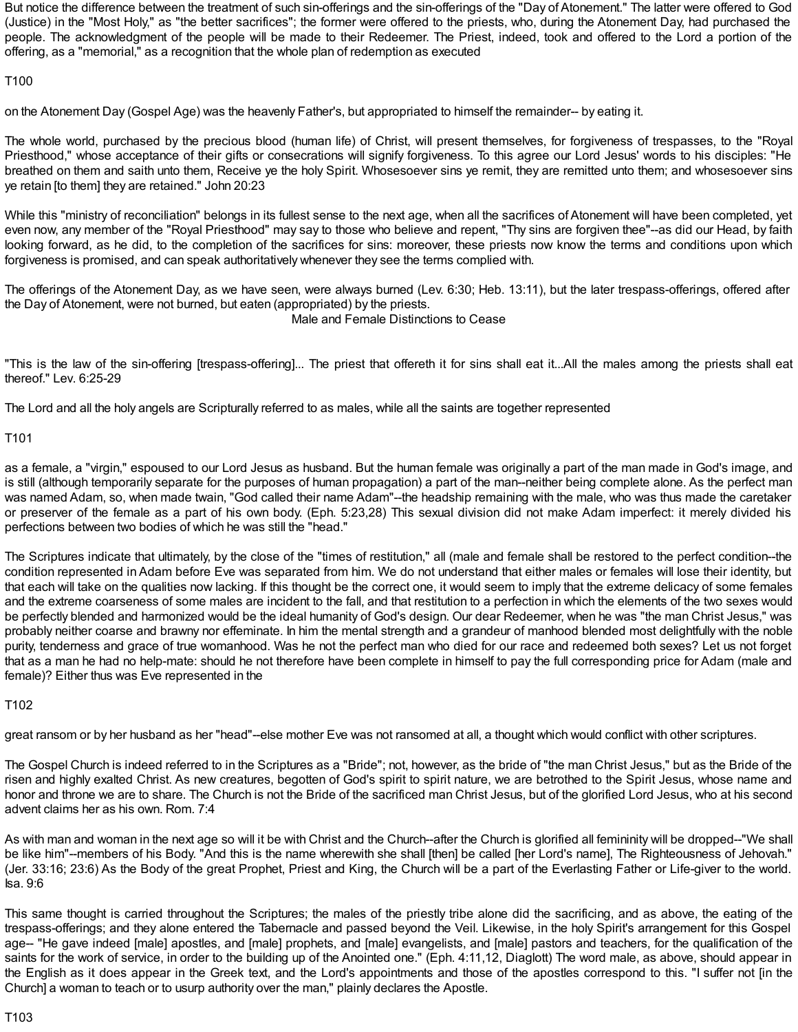But notice the difference between the treatment of such sin-offerings and the sin-offerings of the "Day of Atonement." The latter were offered to God (Justice) in the "Most Holy," as "the better sacrifices"; the former were offered to the priests, who, during the Atonement Day, had purchased the people. The acknowledgment of the people will be made to their Redeemer. The Priest, indeed, took and offered to the Lord a portion of the offering, as a "memorial," as a recognition that the whole plan of redemption as executed

T100

on the Atonement Day (Gospel Age) was the heavenly Father's, but appropriated to himself the remainder-- by eating it.

The whole world, purchased by the precious blood (human life) of Christ, will present themselves, for forgiveness of trespasses, to the "Royal Priesthood," whose acceptance of their gifts or consecrations will signify forgiveness. To this agree our Lord Jesus' words to his disciples: "He breathed on them and saith unto them, Receive ye the holy Spirit. Whosesoever sins ye remit, they are remitted unto them; and whosesoever sins ye retain [to them] they are retained." John 20:23

While this "ministry of reconciliation" belongs in its fullest sense to the next age, when all the sacrifices of Atonement will have been completed, yet even now, any member of the "Royal Priesthood" may say to those who believe and repent, "Thy sins are forgiven thee"--as did our Head, by faith looking forward, as he did, to the completion of the sacrifices for sins: moreover, these priests now know the terms and conditions upon which forgiveness is promised, and can speak authoritatively whenever they see the terms complied with.

The offerings of the Atonement Day, as we have seen, were always burned (Lev. 6:30; Heb. 13:11), but the later trespass-offerings, offered after the Day of Atonement, were not burned, but eaten (appropriated) by the priests.

## Male and Female Distinctions to Cease

"This is the law of the sin-offering [trespass-offering]... The priest that offereth it for sins shall eat it...All the males among the priests shall eat thereof." Lev. 6:25-29

The Lord and all the holy angels are Scripturally referred to as males, while all the saints are together represented

T101

as a female, a "virgin," espoused to our Lord Jesus as husband. But the human female was originally a part of the man made in God's image, and is still (although temporarily separate for the purposes of human propagation) a part of the man--neither being complete alone. As the perfect man was named Adam, so, when made twain, "God called their name Adam"--the headship remaining with the male, who was thus made the caretaker or preserver of the female as a part of his own body. (Eph. 5:23,28) This sexual division did not make Adam imperfect: it merely divided his perfections between two bodies of which he was still the "head."

The Scriptures indicate that ultimately, by the close of the "times of restitution," all (male and female shall be restored to the perfect condition--the condition represented in Adam before Eve was separated from him. We do not understand that either males or females will lose their identity, but that each will take on the qualities now lacking. If this thought be the correct one, it would seem to imply that the extreme delicacy of some females and the extreme coarseness of some males are incident to the fall, and that restitution to a perfection in which the elements of the two sexes would be perfectly blended and harmonized would be the ideal humanity of God's design. Our dear Redeemer, when he was "the man Christ Jesus," was probably neither coarse and brawny nor effeminate. In him the mental strength and a grandeur of manhood blended most delightfully with the noble purity, tenderness and grace of true womanhood. Was he not the perfect man who died for our race and redeemed both sexes? Let us not forget that as a man he had no help-mate: should he not therefore have been complete in himself to pay the full corresponding price for Adam (male and female)? Either thus was Eve represented in the

T102

great ransom or by her husband as her "head"--else mother Eve was not ransomed at all, a thought which would conflict with other scriptures.

The Gospel Church is indeed referred to in the Scriptures as a "Bride"; not, however, as the bride of "the man Christ Jesus," but as the Bride of the risen and highly exalted Christ. As new creatures, begotten of God's spirit to spirit nature, we are betrothed to the Spirit Jesus, whose name and honor and throne we are to share. The Church is not the Bride of the sacrificed man Christ Jesus, but of the glorified Lord Jesus, who at his second advent claims her as his own. Rom. 7:4

As with man and woman in the next age so will it be with Christ and the Church--after the Church is glorified all femininity will be dropped--"We shall be like him"--members of his Body. "And this is the name wherewith she shall [then] be called [her Lord's name], The Righteousness of Jehovah." (Jer. 33:16; 23:6) As the Body of the great Prophet, Priest and King, the Church will be a part of the Everlasting Father or Life-giver to the world. Isa. 9:6

This same thought is carried throughout the Scriptures; the males of the priestly tribe alone did the sacrificing, and as above, the eating of the trespass-offerings; and they alone entered the Tabernacle and passed beyond the Veil. Likewise, in the holy Spirit's arrangement for this Gospel age-- "He gave indeed [male] apostles, and [male] prophets, and [male] evangelists, and [male] pastors and teachers, for the qualification of the saints for the work of service, in order to the building up of the Anointed one." (Eph. 4:11,12, Diaglott) The word male, as above, should appear in the English as it does appear in the Greek text, and the Lord's appointments and those of the apostles correspond to this. "I suffer not [in the Church] a woman to teach or to usurp authority over the man," plainly declares the Apostle.

T103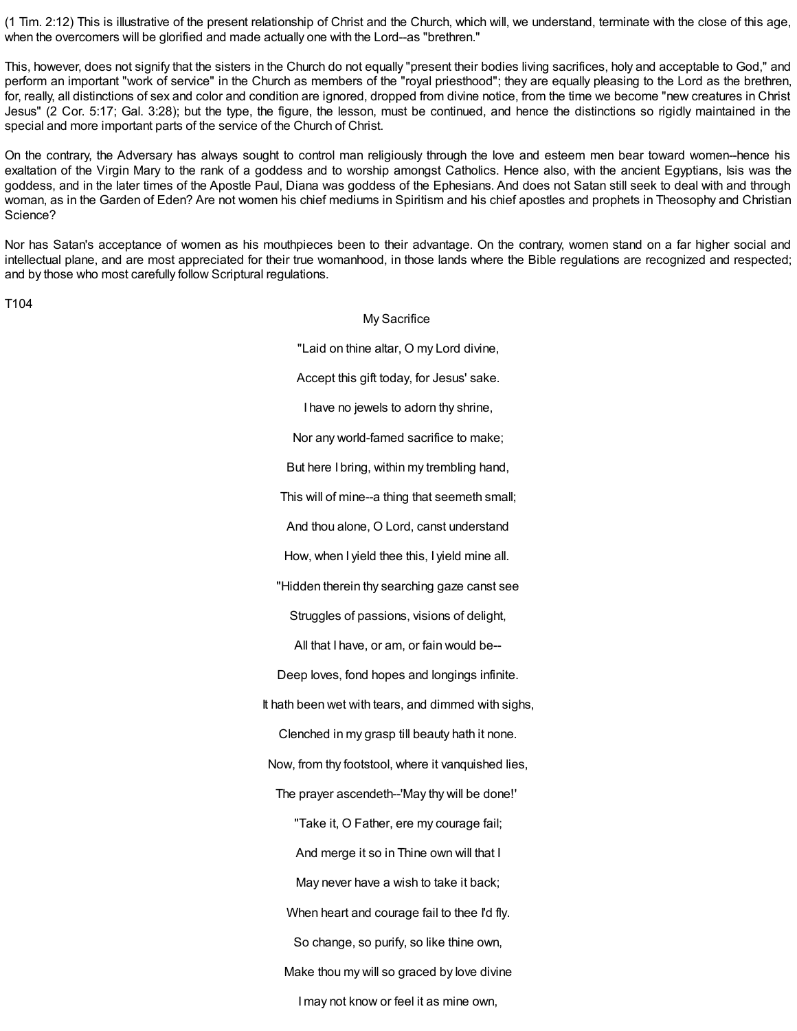(1 Tim. 2:12) This is illustrative of the present relationship of Christ and the Church, which will, we understand, terminate with the close of this age, when the overcomers will be glorified and made actually one with the Lord--as "brethren."

This, however, does not signify that the sisters in the Church do not equally "present their bodies living sacrifices, holy and acceptable to God," and perform an important "work of service" in the Church as members of the "royal priesthood"; they are equally pleasing to the Lord as the brethren, for, really, all distinctions of sex and color and condition are ignored, dropped from divine notice, from the time we become "new creatures in Christ Jesus" (2 Cor. 5:17; Gal. 3:28); but the type, the figure, the lesson, must be continued, and hence the distinctions so rigidly maintained in the special and more important parts of the service of the Church of Christ.

On the contrary, the Adversary has always sought to control man religiously through the love and esteem men bear toward women--hence his exaltation of the Virgin Mary to the rank of a goddess and to worship amongst Catholics. Hence also, with the ancient Egyptians, Isis was the goddess, and in the later times of the Apostle Paul, Diana was goddess of the Ephesians. And does not Satan still seek to deal with and through woman, as in the Garden of Eden? Are not women his chief mediums in Spiritism and his chief apostles and prophets in Theosophy and Christian Science?

Nor has Satan's acceptance of women as his mouthpieces been to their advantage. On the contrary, women stand on a far higher social and intellectual plane, and are most appreciated for their true womanhood, in those lands where the Bible regulations are recognized and respected; and by those who most carefully follow Scriptural regulations.

T104

My Sacrifice

"Laid on thine altar, O my Lord divine,

Accept this gift today, for Jesus' sake.

I have no jewels to adorn thy shrine,

Nor any world-famed sacrifice to make;

But here I bring, within my trembling hand,

This will of mine--a thing that seemeth small;

And thou alone, O Lord, canst understand

How, when I yield thee this, I yield mine all.

"Hidden therein thy searching gaze canst see

Struggles of passions, visions of delight,

All that I have, or am, or fain would be--

Deep loves, fond hopes and longings infinite.

It hath been wet with tears, and dimmed with sighs,

Clenched in my grasp till beauty hath it none.

Now, from thy footstool, where it vanquished lies,

The prayer ascendeth--'May thy will be done!'

"Take it, O Father, ere my courage fail;

And merge it so in Thine own will that I

May never have a wish to take it back;

When heart and courage fail to thee I'd fly.

So change, so purify, so like thine own,

Make thou my will so graced by love divine

I may not know or feel it as mine own,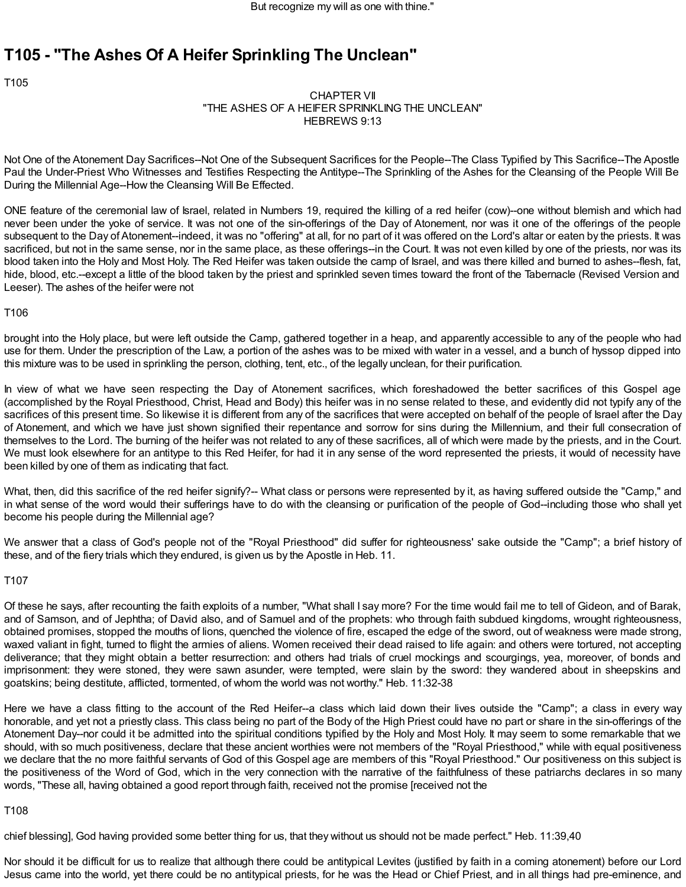But recognize my will as one with thine."

# T105 - "The Ashes Of A Heifer Sprinkling The Unclean"

T105

CHAPTER VII
"THE ASHES OF A HEIFER SPRINKLING THE UNCLEAN"
HEBREWS 9:13

Not One of the Atonement Day Sacrifices--Not One of the Subsequent Sacrifices for the People--The Class Typified by This Sacrifice--The Apostle Paul the Under-Priest Who Witnesses and Testifies Respecting the Antitype--The Sprinkling of the Ashes for the Cleansing of the People Will Be During the Millennial Age--How the Cleansing Will Be Effected.

ONE feature of the ceremonial law of Israel, related in Numbers 19, required the killing of a red heifer (cow)--one without blemish and which had never been under the yoke of service. It was not one of the sin-offerings of the Day of Atonement, nor was it one of the offerings of the people subsequent to the Day of Atonement--indeed, it was no "offering" at all, for no part of it was offered on the Lord's altar or eaten by the priests. It was sacrificed, but not in the same sense, nor in the same place, as these offerings--in the Court. It was not even killed by one of the priests, nor was its blood taken into the Holy and Most Holy. The Red Heifer was taken outside the camp of Israel, and was there killed and burned to ashes--flesh, fat, hide, blood, etc.--except a little of the blood taken by the priest and sprinkled seven times toward the front of the Tabernacle (Revised Version and Leeser). The ashes of the heifer were not

T106

brought into the Holy place, but were left outside the Camp, gathered together in a heap, and apparently accessible to any of the people who had use for them. Under the prescription of the Law, a portion of the ashes was to be mixed with water in a vessel, and a bunch of hyssop dipped into this mixture was to be used in sprinkling the person, clothing, tent, etc., of the legally unclean, for their purification.

In view of what we have seen respecting the Day of Atonement sacrifices, which foreshadowed the better sacrifices of this Gospel age (accomplished by the Royal Priesthood, Christ, Head and Body) this heifer was in no sense related to these, and evidently did not typify any of the sacrifices of this present time. So likewise it is different from any of the sacrifices that were accepted on behalf of the people of Israel after the Day of Atonement, and which we have just shown signified their repentance and sorrow for sins during the Millennium, and their full consecration of themselves to the Lord. The burning of the heifer was not related to any of these sacrifices, all of which were made by the priests, and in the Court. We must look elsewhere for an antitype to this Red Heifer, for had it in any sense of the word represented the priests, it would of necessity have been killed by one of them as indicating that fact.

What, then, did this sacrifice of the red heifer signify?-- What class or persons were represented by it, as having suffered outside the "Camp," and in what sense of the word would their sufferings have to do with the cleansing or purification of the people of God--including those who shall yet become his people during the Millennial age?

We answer that a class of God's people not of the "Royal Priesthood" did suffer for righteousness' sake outside the "Camp"; a brief history of these, and of the fiery trials which they endured, is given us by the Apostle in Heb. 11.

T107

Of these he says, after recounting the faith exploits of a number, "What shall I say more? For the time would fail me to tell of Gideon, and of Barak, and of Samson, and of Jephtha; of David also, and of Samuel and of the prophets: who through faith subdued kingdoms, wrought righteousness, obtained promises, stopped the mouths of lions, quenched the violence of fire, escaped the edge of the sword, out of weakness were made strong, waxed valiant in fight, turned to flight the armies of aliens. Women received their dead raised to life again: and others were tortured, not accepting deliverance; that they might obtain a better resurrection: and others had trials of cruel mockings and scourgings, yea, moreover, of bonds and imprisonment: they were stoned, they were sawn asunder, were tempted, were slain by the sword: they wandered about in sheepskins and goatskins; being destitute, afflicted, tormented, of whom the world was not worthy." Heb. 11:32-38

Here we have a class fitting to the account of the Red Heifer--a class which laid down their lives outside the "Camp"; a class in every way honorable, and yet not a priestly class. This class being no part of the Body of the High Priest could have no part or share in the sin-offerings of the Atonement Day--nor could it be admitted into the spiritual conditions typified by the Holy and Most Holy. It may seem to some remarkable that we should, with so much positiveness, declare that these ancient worthies were not members of the "Royal Priesthood," while with equal positiveness we declare that the no more faithful servants of God of this Gospel age are members of this "Royal Priesthood." Our positiveness on this subject is the positiveness of the Word of God, which in the very connection with the narrative of the faithfulness of these patriarchs declares in so many words, "These all, having obtained a good report through faith, received not the promise [received not the

T108

chief blessing], God having provided some better thing for us, that they without us should not be made perfect." Heb. 11:39,40

Nor should it be difficult for us to realize that although there could be antitypical Levites (justified by faith in a coming atonement) before our Lord Jesus came into the world, yet there could be no antitypical priests, for he was the Head or Chief Priest, and in all things had pre-eminence, and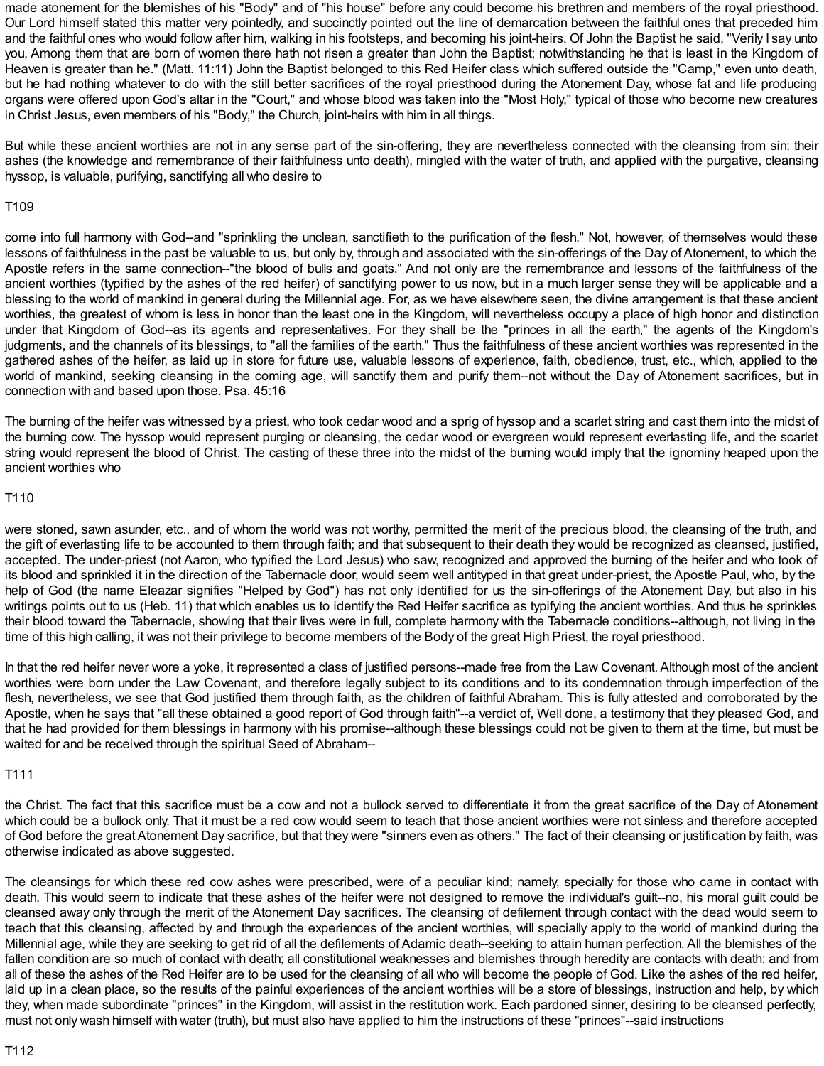made atonement for the blemishes of his "Body" and of "his house" before any could become his brethren and members of the royal priesthood. Our Lord himself stated this matter very pointedly, and succinctly pointed out the line of demarcation between the faithful ones that preceded him and the faithful ones who would follow after him, walking in his footsteps, and becoming his joint-heirs. Of John the Baptist he said, "Verily I say unto you, Among them that are born of women there hath not risen a greater than John the Baptist; notwithstanding he that is least in the Kingdom of Heaven is greater than he." (Matt. 11:11) John the Baptist belonged to this Red Heifer class which suffered outside the "Camp," even unto death, but he had nothing whatever to do with the still better sacrifices of the royal priesthood during the Atonement Day, whose fat and life producing organs were offered upon God's altar in the "Court," and whose blood was taken into the "Most Holy," typical of those who become new creatures in Christ Jesus, even members of his "Body," the Church, joint-heirs with him in all things.

But while these ancient worthies are not in any sense part of the sin-offering, they are nevertheless connected with the cleansing from sin: their ashes (the knowledge and remembrance of their faithfulness unto death), mingled with the water of truth, and applied with the purgative, cleansing hyssop, is valuable, purifying, sanctifying all who desire to come into full harmony with God--and "sprinkling the unclean, sanctifieth to the purification of the flesh." Not, however, of themselves would these lessons of faithfulness in the past be valuable to us, but only by, through and associated with the sin-offerings of the Day of Atonement, to which the Apostle refers in the same connection--"the blood of bulls and goats." And not only are the remembrance and lessons of the faithfulness of the ancient worthies (typified by the ashes of the red heifer) of sanctifying power to us now, but in a much larger sense they will be applicable and a blessing to the world of mankind in general during the Millennial age. For, as we have elsewhere seen, the divine arrangement is that these ancient worthies, the greatest of whom is less in honor than the least one in the Kingdom, will nevertheless occupy a place of high honor and distinction under that Kingdom of God--as its agents and representatives. For they shall be the "princes in all the earth," the agents of the Kingdom's judgments, and the channels of its blessings, to "all the families of the earth." Thus the faithfulness of these ancient worthies was represented in the gathered ashes of the heifer, as laid up in store for future use, valuable lessons of experience, faith, obedience, trust, etc., which, applied to the world of mankind, seeking cleansing in the coming age, will sanctify them and purify them--not without the Day of Atonement sacrifices, but in connection with and based upon those. Psa. 45:16

The burning of the heifer was witnessed by a priest, who took cedar wood and a sprig of hyssop and a scarlet string and cast them into the midst of the burning cow. The hyssop would represent purging or cleansing, the cedar wood or evergreen would represent everlasting life, and the scarlet string would represent the blood of Christ. The casting of these three into the midst of the burning would imply that the ignominy heaped upon the ancient worthies who were stoned, sawn asunder, etc., and of whom the world was not worthy, permitted the merit of the precious blood, the cleansing of the truth, and the gift of everlasting life to be accounted to them through faith; and that subsequent to their death they would be recognized as cleansed, justified, accepted. The under-priest (not Aaron, who typified the Lord Jesus) who saw, recognized and approved the burning of the heifer and who took of its blood and sprinkled it in the direction of the Tabernacle door, would seem well antityped in that great under-priest, the Apostle Paul, who, by the help of God (the name Eleazar signifies "Helped by God") has not only identified for us the sin-offerings of the Atonement Day, but also in his writings points out to us (Heb. 11) that which enables us to identify the Red Heifer sacrifice as typifying the ancient worthies. And thus he sprinkles their blood toward the Tabernacle, showing that their lives were in full, complete harmony with the Tabernacle conditions--although, not living in the time of this high calling, it was not their privilege to become members of the Body of the great High Priest, the royal priesthood.

In that the red heifer never wore a yoke, it represented a class of justified persons--made free from the Law Covenant. Although most of the ancient worthies were born under the Law Covenant, and therefore legally subject to its conditions and to its condemnation through imperfection of the flesh, nevertheless, we see that God justified them through faith, as the children of faithful Abraham. This is fully attested and corroborated by the Apostle, when he says that "all these obtained a good report of God through faith"--a verdict of, Well done, a testimony that they pleased God, and that he had provided for them blessings in harmony with his promise--although these blessings could not be given to them at the time, but must be waited for and be received through the spiritual Seed of Abraham--the Christ. The fact that this sacrifice must be a cow and not a bullock served to differentiate it from the great sacrifice of the Day of Atonement which could be a bullock only. That it must be a red cow would seem to teach that those ancient worthies were not sinless and therefore accepted of God before the great Atonement Day sacrifice, but that they were "sinners even as others." The fact of their cleansing or justification by faith, was otherwise indicated as above suggested.

The cleansings for which these red cow ashes were prescribed, were of a peculiar kind; namely, specially for those who came in contact with death. This would seem to indicate that these ashes of the heifer were not designed to remove the individual's guilt--no, his moral guilt could be cleansed away only through the merit of the Atonement Day sacrifices. The cleansing of defilement through contact with the dead would seem to teach that this cleansing, affected by and through the experiences of the ancient worthies, will specially apply to the world of mankind during the Millennial age, while they are seeking to get rid of all the defilements of Adamic death--seeking to attain human perfection. All the blemishes of the fallen condition are so much of contact with death; all constitutional weaknesses and blemishes through heredity are contacts with death: and from all of these the ashes of the Red Heifer are to be used for the cleansing of all who will become the people of God. Like the ashes of the red heifer, laid up in a clean place, so the results of the painful experiences of the ancient worthies will be a store of blessings, instruction and help, by which they, when made subordinate "princes" in the Kingdom, will assist in the restitution work. Each pardoned sinner, desiring to be cleansed perfectly, must not only wash himself with water (truth), but must also have applied to him the instructions of these "princes"--said instructions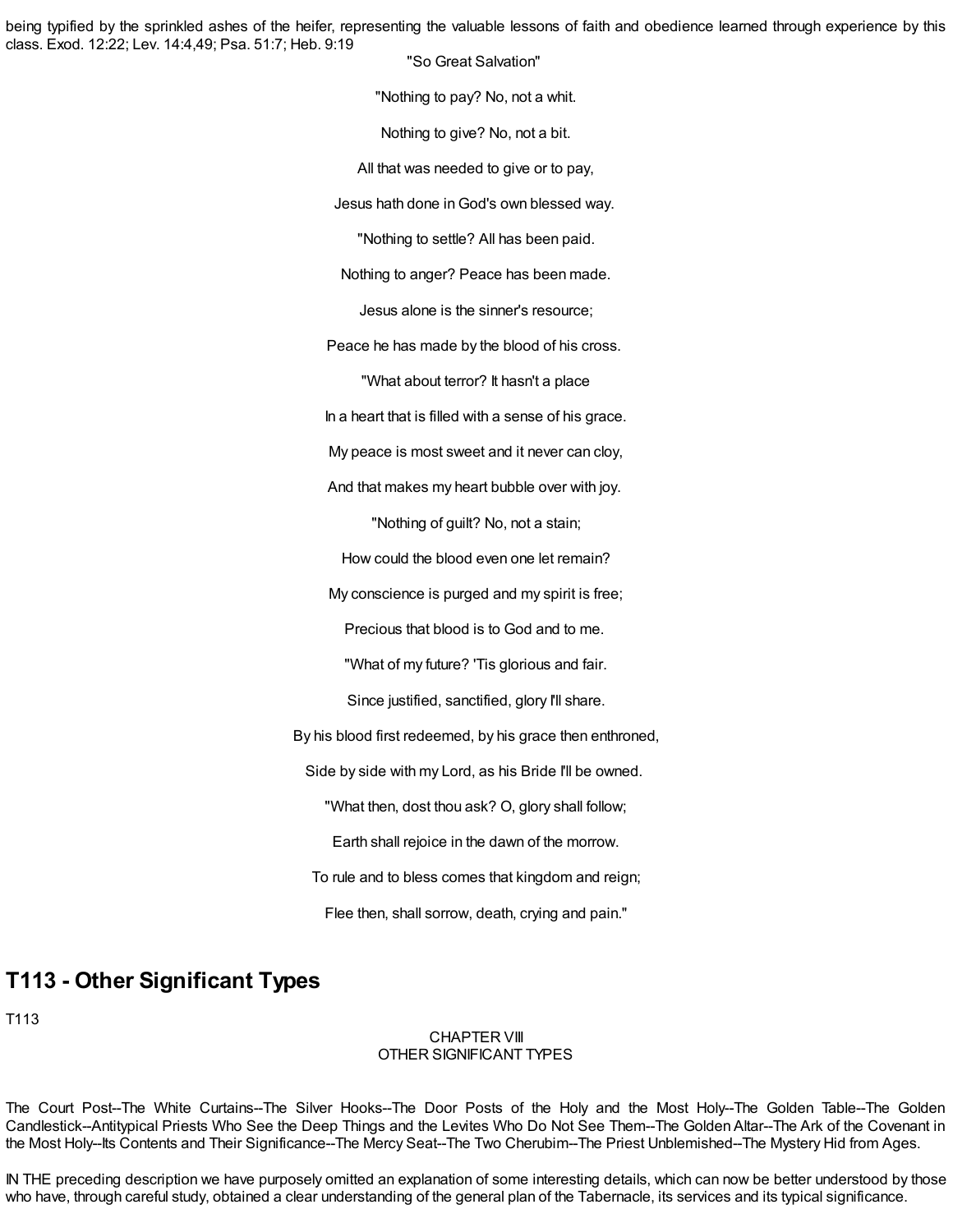being typified by the sprinkled ashes of the heifer, representing the valuable lessons of faith and obedience learned through experience by this class. Exod. 12:22; Lev. 14:4,49; Psa. 51:7; Heb. 9:19

"So Great Salvation"

"Nothing to pay? No, not a whit.

Nothing to give? No, not a bit.

All that was needed to give or to pay,

Jesus hath done in God's own blessed way.

"Nothing to settle? All has been paid.

Nothing to anger? Peace has been made.

Jesus alone is the sinner's resource;

Peace he has made by the blood of his cross.

"What about terror? It hasn't a place

In a heart that is filled with a sense of his grace.

My peace is most sweet and it never can cloy,

And that makes my heart bubble over with joy.

"Nothing of guilt? No, not a stain;

How could the blood even one let remain?

My conscience is purged and my spirit is free;

Precious that blood is to God and to me.

"What of my future? 'Tis glorious and fair.

Since justified, sanctified, glory I'll share.

By his blood first redeemed, by his grace then enthroned,

Side by side with my Lord, as his Bride I'll be owned.

"What then, dost thou ask? O, glory shall follow;

Earth shall rejoice in the dawn of the morrow.

To rule and to bless comes that kingdom and reign;

Flee then, shall sorrow, death, crying and pain."

## T113 - Other Significant Types

T113

CHAPTER VIII
OTHER SIGNIFICANT TYPES

The Court Post--The White Curtains--The Silver Hooks--The Door Posts of the Holy and the Most Holy--The Golden Table--The Golden Candlestick--Antitypical Priests Who See the Deep Things and the Levites Who Do Not See Them--The Golden Altar--The Ark of the Covenant in the Most Holy--Its Contents and Their Significance--The Mercy Seat--The Two Cherubim--The Priest Unblemished--The Mystery Hid from Ages.

IN THE preceding description we have purposely omitted an explanation of some interesting details, which can now be better understood by those who have, through careful study, obtained a clear understanding of the general plan of the Tabernacle, its services and its typical significance.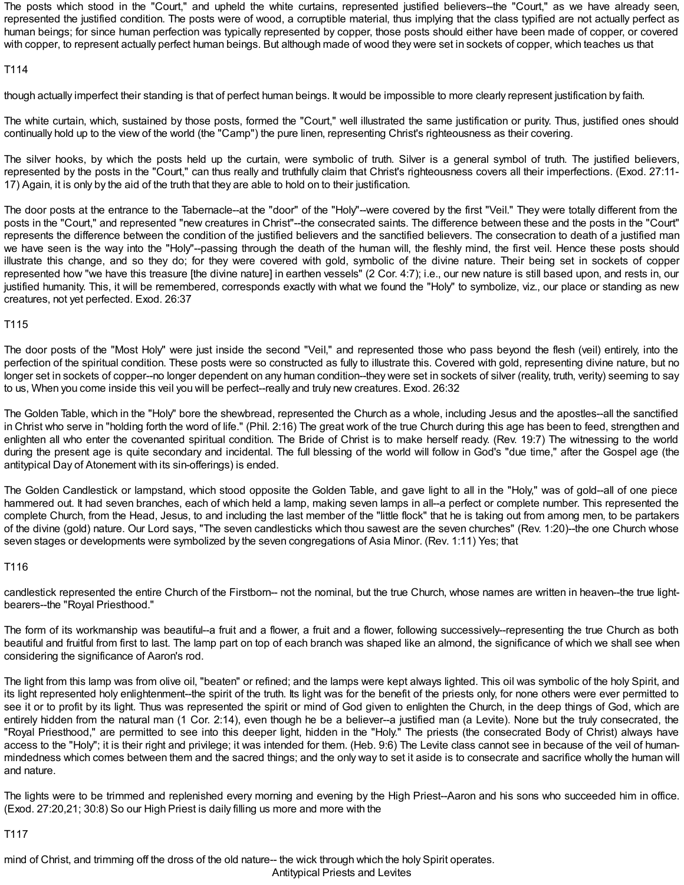The posts which stood in the "Court," and upheld the white curtains, represented justified believers--the "Court," as we have already seen, represented the justified condition. The posts were of wood, a corruptible material, thus implying that the class typified are not actually perfect as human beings; for since human perfection was typically represented by copper, those posts should either have been made of copper, or covered with copper, to represent actually perfect human beings. But although made of wood they were set in sockets of copper, which teaches us that

T114

though actually imperfect their standing is that of perfect human beings. It would be impossible to more clearly represent justification by faith.

The white curtain, which, sustained by those posts, formed the "Court," well illustrated the same justification or purity. Thus, justified ones should continually hold up to the view of the world (the "Camp") the pure linen, representing Christ's righteousness as their covering.

The silver hooks, by which the posts held up the curtain, were symbolic of truth. Silver is a general symbol of truth. The justified believers, represented by the posts in the "Court," can thus really and truthfully claim that Christ's righteousness covers all their imperfections. (Exod. 27:11-17) Again, it is only by the aid of the truth that they are able to hold on to their justification.

The door posts at the entrance to the Tabernacle--at the "door" of the "Holy"--were covered by the first "Veil." They were totally different from the posts in the "Court," and represented "new creatures in Christ"--the consecrated saints. The difference between these and the posts in the "Court" represents the difference between the condition of the justified believers and the sanctified believers. The consecration to death of a justified man we have seen is the way into the "Holy"--passing through the death of the human will, the fleshly mind, the first veil. Hence these posts should illustrate this change, and so they do; for they were covered with gold, symbolic of the divine nature. Their being set in sockets of copper represented how "we have this treasure [the divine nature] in earthen vessels" (2 Cor. 4:7); i.e., our new nature is still based upon, and rests in, our justified humanity. This, it will be remembered, corresponds exactly with what we found the "Holy" to symbolize, viz., our place or standing as new creatures, not yet perfected. Exod. 26:37

T115

The door posts of the "Most Holy" were just inside the second "Veil," and represented those who pass beyond the flesh (veil) entirely, into the perfection of the spiritual condition. These posts were so constructed as fully to illustrate this. Covered with gold, representing divine nature, but no longer set in sockets of copper--no longer dependent on any human condition--they were set in sockets of silver (reality, truth, verity) seeming to say to us, When you come inside this veil you will be perfect--really and truly new creatures. Exod. 26:32

The Golden Table, which in the "Holy" bore the shewbread, represented the Church as a whole, including Jesus and the apostles--all the sanctified in Christ who serve in "holding forth the word of life." (Phil. 2:16) The great work of the true Church during this age has been to feed, strengthen and enlighten all who enter the covenanted spiritual condition. The Bride of Christ is to make herself ready. (Rev. 19:7) The witnessing to the world during the present age is quite secondary and incidental. The full blessing of the world will follow in God's "due time," after the Gospel age (the antitypical Day of Atonement with its sin-offerings) is ended.

The Golden Candlestick or lampstand, which stood opposite the Golden Table, and gave light to all in the "Holy," was of gold--all of one piece hammered out. It had seven branches, each of which held a lamp, making seven lamps in all--a perfect or complete number. This represented the complete Church, from the Head, Jesus, to and including the last member of the "little flock" that he is taking out from among men, to be partakers of the divine (gold) nature. Our Lord says, "The seven candlesticks which thou sawest are the seven churches" (Rev. 1:20)--the one Church whose seven stages or developments were symbolized by the seven congregations of Asia Minor. (Rev. 1:11) Yes; that

T116

candlestick represented the entire Church of the Firstborn-- not the nominal, but the true Church, whose names are written in heaven--the true light-bearers--the "Royal Priesthood."

The form of its workmanship was beautiful--a fruit and a flower, a fruit and a flower, following successively--representing the true Church as both beautiful and fruitful from first to last. The lamp part on top of each branch was shaped like an almond, the significance of which we shall see when considering the significance of Aaron's rod.

The light from this lamp was from olive oil, "beaten" or refined; and the lamps were kept always lighted. This oil was symbolic of the holy Spirit, and its light represented holy enlightenment--the spirit of the truth. Its light was for the benefit of the priests only, for none others were ever permitted to see it or to profit by its light. Thus was represented the spirit or mind of God given to enlighten the Church, in the deep things of God, which are entirely hidden from the natural man (1 Cor. 2:14), even though he be a believer--a justified man (a Levite). None but the truly consecrated, the "Royal Priesthood," are permitted to see into this deeper light, hidden in the "Holy." The priests (the consecrated Body of Christ) always have access to the "Holy"; it is their right and privilege; it was intended for them. (Heb. 9:6) The Levite class cannot see in because of the veil of human-mindedness which comes between them and the sacred things; and the only way to set it aside is to consecrate and sacrifice wholly the human will and nature.

The lights were to be trimmed and replenished every morning and evening by the High Priest--Aaron and his sons who succeeded him in office. (Exod. 27:20,21; 30:8) So our High Priest is daily filling us more and more with the

T117

mind of Christ, and trimming off the dross of the old nature-- the wick through which the holy Spirit operates.

## Antitypical Priests and Levites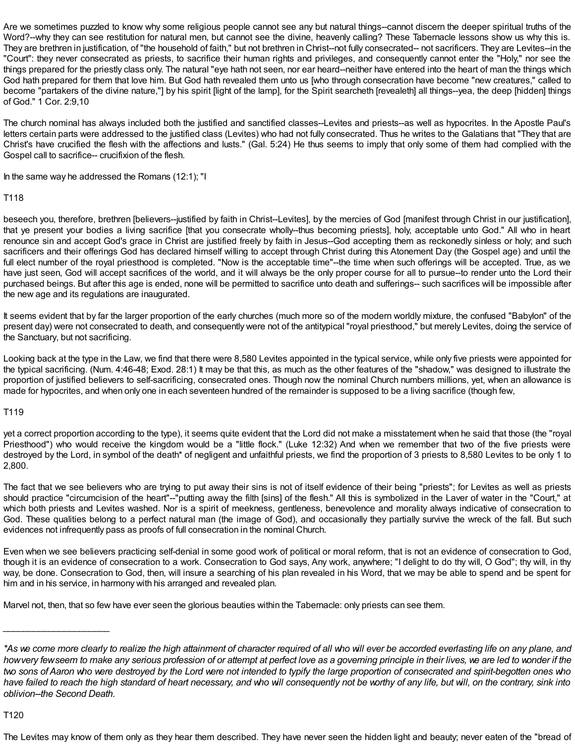Are we sometimes puzzled to know why some religious people cannot see any but natural things--cannot discern the deeper spiritual truths of the Word?--why they can see restitution for natural men, but cannot see the divine, heavenly calling? These Tabernacle lessons show us why this is. They are brethren in justification, of "the household of faith," but not brethren in Christ--not fully consecrated-- not sacrificers. They are Levites--in the "Court": they never consecrated as priests, to sacrifice their human rights and privileges, and consequently cannot enter the "Holy," nor see the things prepared for the priestly class only. The natural "eye hath not seen, nor ear heard--neither have entered into the heart of man the things which God hath prepared for them that love him. But God hath revealed them unto us [who through consecration have become "new creatures," called to become "partakers of the divine nature,"] by his spirit [light of the lamp], for the Spirit searcheth [revealeth] all things--yea, the deep [hidden] things of God." 1 Cor. 2:9,10

The church nominal has always included both the justified and sanctified classes--Levites and priests--as well as hypocrites. In the Apostle Paul's letters certain parts were addressed to the justified class (Levites) who had not fully consecrated. Thus he writes to the Galatians that "They that are Christ's have crucified the flesh with the affections and lusts." (Gal. 5:24) He thus seems to imply that only some of them had complied with the Gospel call to sacrifice-- crucifixion of the flesh.

In the same way he addressed the Romans (12:1); "I

T118

beseech you, therefore, brethren [believers--justified by faith in Christ--Levites], by the mercies of God [manifest through Christ in our justification], that ye present your bodies a living sacrifice [that you consecrate wholly--thus becoming priests], holy, acceptable unto God." All who in heart renounce sin and accept God's grace in Christ are justified freely by faith in Jesus--God accepting them as reckonedly sinless or holy; and such sacrificers and their offerings God has declared himself willing to accept through Christ during this Atonement Day (the Gospel age) and until the full elect number of the royal priesthood is completed. "Now is the acceptable time"--the time when such offerings will be accepted. True, as we have just seen, God will accept sacrifices of the world, and it will always be the only proper course for all to pursue--to render unto the Lord their purchased beings. But after this age is ended, none will be permitted to sacrifice unto death and sufferings-- such sacrifices will be impossible after the new age and its regulations are inaugurated.

It seems evident that by far the larger proportion of the early churches (much more so of the modern worldly mixture, the confused "Babylon" of the present day) were not consecrated to death, and consequently were not of the antitypical "royal priesthood," but merely Levites, doing the service of the Sanctuary, but not sacrificing.

Looking back at the type in the Law, we find that there were 8,580 Levites appointed in the typical service, while only five priests were appointed for the typical sacrificing. (Num. 4:46-48; Exod. 28:1) It may be that this, as much as the other features of the "shadow," was designed to illustrate the proportion of justified believers to self-sacrificing, consecrated ones. Though now the nominal Church numbers millions, yet, when an allowance is made for hypocrites, and when only one in each seventeen hundred of the remainder is supposed to be a living sacrifice (though few,

T119

yet a correct proportion according to the type), it seems quite evident that the Lord did not make a misstatement when he said that those (the "royal Priesthood") who would receive the kingdom would be a "little flock." (Luke 12:32) And when we remember that two of the five priests were destroyed by the Lord, in symbol of the death* of negligent and unfaithful priests, we find the proportion of 3 priests to 8,580 Levites to be only 1 to 2,800.

The fact that we see believers who are trying to put away their sins is not of itself evidence of their being "priests"; for Levites as well as priests should practice "circumcision of the heart"--"putting away the filth [sins] of the flesh." All this is symbolized in the Laver of water in the "Court," at which both priests and Levites washed. Nor is a spirit of meekness, gentleness, benevolence and morality always indicative of consecration to God. These qualities belong to a perfect natural man (the image of God), and occasionally they partially survive the wreck of the fall. But such evidences not infrequently pass as proofs of full consecration in the nominal Church.

Even when we see believers practicing self-denial in some good work of political or moral reform, that is not an evidence of consecration to God, though it is an evidence of consecration to a work. Consecration to God says, Any work, anywhere; "I delight to do thy will, O God"; thy will, in thy way, be done. Consecration to God, then, will insure a searching of his plan revealed in his Word, that we may be able to spend and be spent for him and in his service, in harmony with his arranged and revealed plan.

Marvel not, then, that so few have ever seen the glorious beauties within the Tabernacle: only priests can see them.

---

*\*As we come more clearly to realize the high attainment of character required of all who will ever be accorded everlasting life on any plane, and how very few seem to make any serious profession of or attempt at perfect love as a governing principle in their lives, we are led to wonder if the two sons of Aaron who were destroyed by the Lord were not intended to typify the large proportion of consecrated and spirit-begotten ones who have failed to reach the high standard of heart necessary, and who will consequently not be worthy of any life, but will, on the contrary, sink into oblivion--the Second Death.*

T120

The Levites may know of them only as they hear them described. They have never seen the hidden light and beauty; never eaten of the "bread of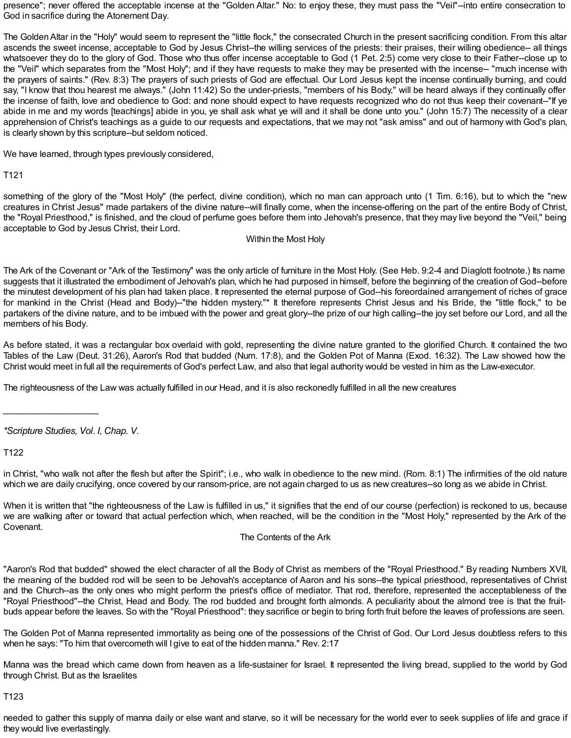presence"; never offered the acceptable incense at the "Golden Altar." No: to enjoy these, they must pass the "Veil"--into entire consecration to God in sacrifice during the Atonement Day.

The Golden Altar in the "Holy" would seem to represent the "little flock," the consecrated Church in the present sacrificing condition. From this altar ascends the sweet incense, acceptable to God by Jesus Christ--the willing services of the priests: their praises, their willing obedience-- all things whatsoever they do to the glory of God. Those who thus offer incense acceptable to God (1 Pet. 2:5) come very close to their Father--close up to the "Veil" which separates from the "Most Holy"; and if they have requests to make they may be presented with the incense-- "much incense with the prayers of saints." (Rev. 8:3) The prayers of such priests of God are effectual. Our Lord Jesus kept the incense continually burning, and could say, "I know that thou hearest me always." (John 11:42) So the under-priests, "members of his Body," will be heard always if they continually offer the incense of faith, love and obedience to God: and none should expect to have requests recognized who do not thus keep their covenant--"If ye abide in me and my words [teachings] abide in you, ye shall ask what ye will and it shall be done unto you." (John 15:7) The necessity of a clear apprehension of Christ's teachings as a guide to our requests and expectations, that we may not "ask amiss" and out of harmony with God's plan, is clearly shown by this scripture--but seldom noticed.

We have learned, through types previously considered,

T121

something of the glory of the "Most Holy" (the perfect, divine condition), which no man can approach unto (1 Tim. 6:16), but to which the "new creatures in Christ Jesus" made partakers of the divine nature--will finally come, when the incense-offering on the part of the entire Body of Christ, the "Royal Priesthood," is finished, and the cloud of perfume goes before them into Jehovah's presence, that they may live beyond the "Veil," being acceptable to God by Jesus Christ, their Lord.

## Within the Most Holy

The Ark of the Covenant or "Ark of the Testimony" was the only article of furniture in the Most Holy. (See Heb. 9:2-4 and Diaglott footnote.) Its name suggests that it illustrated the embodiment of Jehovah's plan, which he had purposed in himself, before the beginning of the creation of God--before the minutest development of his plan had taken place. It represented the eternal purpose of God--his foreordained arrangement of riches of grace for mankind in the Christ (Head and Body)--"the hidden mystery."* It therefore represents Christ Jesus and his Bride, the "little flock," to be partakers of the divine nature, and to be imbued with the power and great glory--the prize of our high calling--the joy set before our Lord, and all the members of his Body.

As before stated, it was a rectangular box overlaid with gold, representing the divine nature granted to the glorified Church. It contained the two Tables of the Law (Deut. 31:26), Aaron's Rod that budded (Num. 17:8), and the Golden Pot of Manna (Exod. 16:32). The Law showed how the Christ would meet in full all the requirements of God's perfect Law, and also that legal authority would be vested in him as the Law-executor.

The righteousness of the Law was actually fulfilled in our Head, and it is also reckonedly fulfilled in all the new creatures

___________________

*\*Scripture Studies, Vol. I, Chap. V.*

T122

in Christ, "who walk not after the flesh but after the Spirit"; i.e., who walk in obedience to the new mind. (Rom. 8:1) The infirmities of the old nature which we are daily crucifying, once covered by our ransom-price, are not again charged to us as new creatures--so long as we abide in Christ.

When it is written that "the righteousness of the Law is fulfilled in us," it signifies that the end of our course (perfection) is reckoned to us, because we are walking after or toward that actual perfection which, when reached, will be the condition in the "Most Holy," represented by the Ark of the Covenant.

## The Contents of the Ark

"Aaron's Rod that budded" showed the elect character of all the Body of Christ as members of the "Royal Priesthood." By reading Numbers XVII, the meaning of the budded rod will be seen to be Jehovah's acceptance of Aaron and his sons--the typical priesthood, representatives of Christ and the Church--as the only ones who might perform the priest's office of mediator. That rod, therefore, represented the acceptableness of the "Royal Priesthood"--the Christ, Head and Body. The rod budded and brought forth almonds. A peculiarity about the almond tree is that the fruit-buds appear before the leaves. So with the "Royal Priesthood": they sacrifice or begin to bring forth fruit before the leaves of professions are seen.

The Golden Pot of Manna represented immortality as being one of the possessions of the Christ of God. Our Lord Jesus doubtless refers to this when he says: "To him that overcometh will I give to eat of the hidden manna." Rev. 2:17

Manna was the bread which came down from heaven as a life-sustainer for Israel. It represented the living bread, supplied to the world by God through Christ. But as the Israelites

T123

needed to gather this supply of manna daily or else want and starve, so it will be necessary for the world ever to seek supplies of life and grace if they would live everlastingly.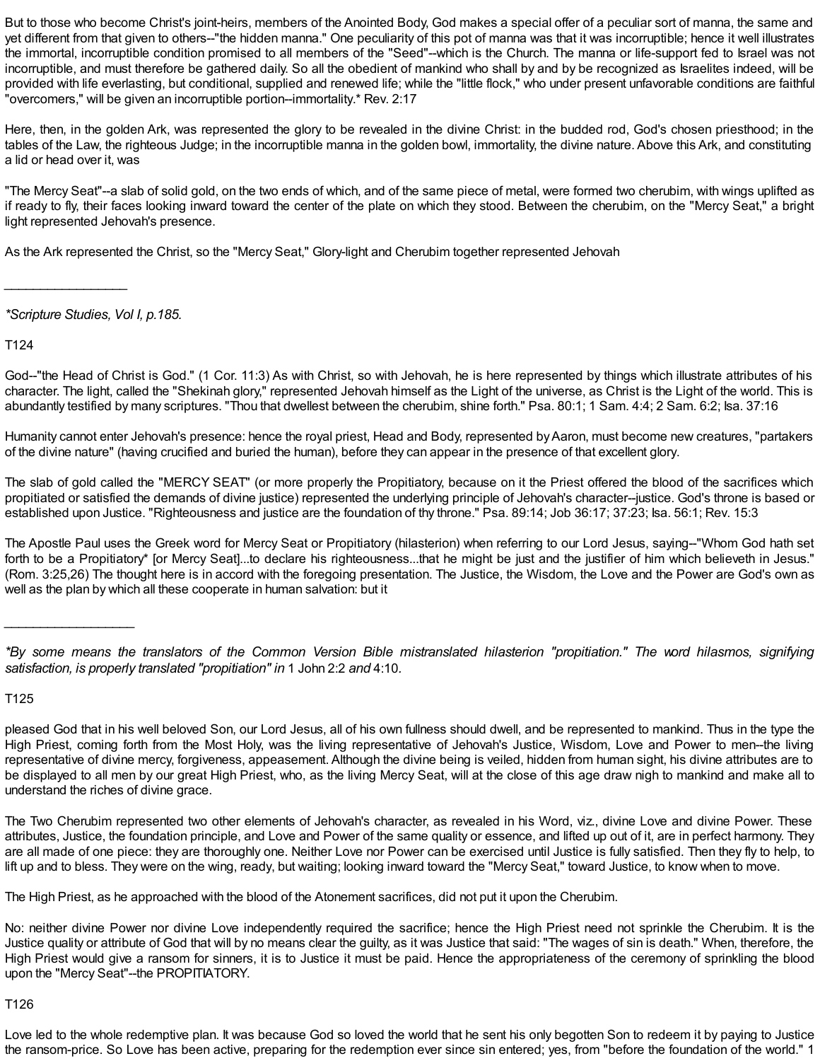But to those who become Christ's joint-heirs, members of the Anointed Body, God makes a special offer of a peculiar sort of manna, the same and yet different from that given to others--"the hidden manna." One peculiarity of this pot of manna was that it was incorruptible; hence it well illustrates the immortal, incorruptible condition promised to all members of the "Seed"--which is the Church. The manna or life-support fed to Israel was not incorruptible, and must therefore be gathered daily. So all the obedient of mankind who shall by and by be recognized as Israelites indeed, will be provided with life everlasting, but conditional, supplied and renewed life; while the "little flock," who under present unfavorable conditions are faithful "overcomers," will be given an incorruptible portion--immortality.* Rev. 2:17

Here, then, in the golden Ark, was represented the glory to be revealed in the divine Christ: in the budded rod, God's chosen priesthood; in the tables of the Law, the righteous Judge; in the incorruptible manna in the golden bowl, immortality, the divine nature. Above this Ark, and constituting a lid or head over it, was

"The Mercy Seat"--a slab of solid gold, on the two ends of which, and of the same piece of metal, were formed two cherubim, with wings uplifted as if ready to fly, their faces looking inward toward the center of the plate on which they stood. Between the cherubim, on the "Mercy Seat," a bright light represented Jehovah's presence.

As the Ark represented the Christ, so the "Mercy Seat," Glory-light and Cherubim together represented Jehovah

_________________

**Scripture Studies, Vol I, p.185.*

T124

God--"the Head of Christ is God." (1 Cor. 11:3) As with Christ, so with Jehovah, he is here represented by things which illustrate attributes of his character. The light, called the "Shekinah glory," represented Jehovah himself as the Light of the universe, as Christ is the Light of the world. This is abundantly testified by many scriptures. "Thou that dwellest between the cherubim, shine forth." Psa. 80:1; 1 Sam. 4:4; 2 Sam. 6:2; Isa. 37:16

Humanity cannot enter Jehovah's presence: hence the royal priest, Head and Body, represented by Aaron, must become new creatures, "partakers of the divine nature" (having crucified and buried the human), before they can appear in the presence of that excellent glory.

The slab of gold called the "MERCY SEAT" (or more properly the Propitiatory, because on it the Priest offered the blood of the sacrifices which propitiated or satisfied the demands of divine justice) represented the underlying principle of Jehovah's character--justice. God's throne is based or established upon Justice. "Righteousness and justice are the foundation of thy throne." Psa. 89:14; Job 36:17; 37:23; Isa. 56:1; Rev. 15:3

The Apostle Paul uses the Greek word for Mercy Seat or Propitiatory (hilasterion) when referring to our Lord Jesus, saying--"Whom God hath set forth to be a Propitiatory* [or Mercy Seat]...to declare his righteousness...that he might be just and the justifier of him which believeth in Jesus." (Rom. 3:25,26) The thought here is in accord with the foregoing presentation. The Justice, the Wisdom, the Love and the Power are God's own as well as the plan by which all these cooperate in human salvation: but it

_________________

**By some means the translators of the Common Version Bible mistranslated hilasterion "propitiation." The word hilasmos, signifying satisfaction, is properly translated "propitiation" in* 1 John 2:2 *and* 4:10.

T125

pleased God that in his well beloved Son, our Lord Jesus, all of his own fullness should dwell, and be represented to mankind. Thus in the type the High Priest, coming forth from the Most Holy, was the living representative of Jehovah's Justice, Wisdom, Love and Power to men--the living representative of divine mercy, forgiveness, appeasement. Although the divine being is veiled, hidden from human sight, his divine attributes are to be displayed to all men by our great High Priest, who, as the living Mercy Seat, will at the close of this age draw nigh to mankind and make all to understand the riches of divine grace.

The Two Cherubim represented two other elements of Jehovah's character, as revealed in his Word, viz., divine Love and divine Power. These attributes, Justice, the foundation principle, and Love and Power of the same quality or essence, and lifted up out of it, are in perfect harmony. They are all made of one piece: they are thoroughly one. Neither Love nor Power can be exercised until Justice is fully satisfied. Then they fly to help, to lift up and to bless. They were on the wing, ready, but waiting; looking inward toward the "Mercy Seat," toward Justice, to know when to move.

The High Priest, as he approached with the blood of the Atonement sacrifices, did not put it upon the Cherubim.

No: neither divine Power nor divine Love independently required the sacrifice; hence the High Priest need not sprinkle the Cherubim. It is the Justice quality or attribute of God that will by no means clear the guilty, as it was Justice that said: "The wages of sin is death." When, therefore, the High Priest would give a ransom for sinners, it is to Justice it must be paid. Hence the appropriateness of the ceremony of sprinkling the blood upon the "Mercy Seat"--the PROPITIATORY.

T126

Love led to the whole redemptive plan. It was because God so loved the world that he sent his only begotten Son to redeem it by paying to Justice the ransom-price. So Love has been active, preparing for the redemption ever since sin entered; yes, from "before the foundation of the world." 1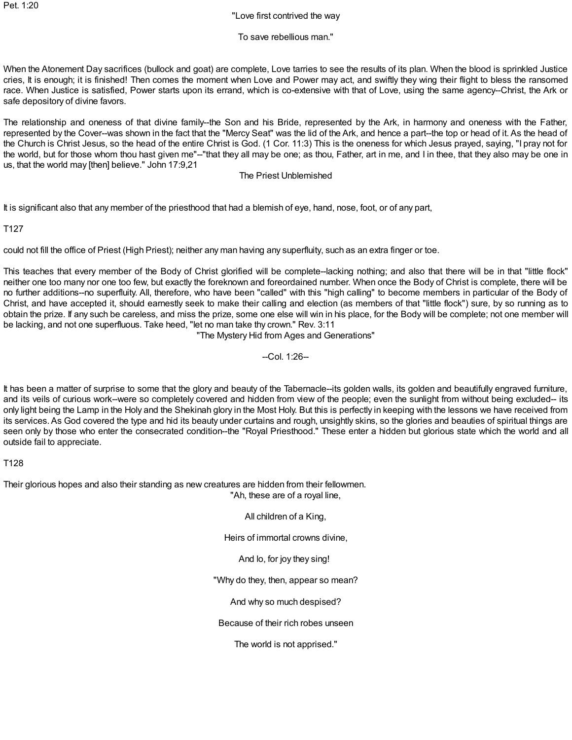Pet. 1:20

"Love first contrived the way

To save rebellious man."

When the Atonement Day sacrifices (bullock and goat) are complete, Love tarries to see the results of its plan. When the blood is sprinkled Justice cries, It is enough; it is finished! Then comes the moment when Love and Power may act, and swiftly they wing their flight to bless the ransomed race. When Justice is satisfied, Power starts upon its errand, which is co-extensive with that of Love, using the same agency--Christ, the Ark or safe depository of divine favors.

The relationship and oneness of that divine family--the Son and his Bride, represented by the Ark, in harmony and oneness with the Father, represented by the Cover--was shown in the fact that the "Mercy Seat" was the lid of the Ark, and hence a part--the top or head of it. As the head of the Church is Christ Jesus, so the head of the entire Christ is God. (1 Cor. 11:3) This is the oneness for which Jesus prayed, saying, "I pray not for the world, but for those whom thou hast given me"--"that they all may be one; as thou, Father, art in me, and I in thee, that they also may be one in us, that the world may [then] believe." John 17:9,21

## The Priest Unblemished

It is significant also that any member of the priesthood that had a blemish of eye, hand, nose, foot, or of any part,

T127

could not fill the office of Priest (High Priest); neither any man having any superfluity, such as an extra finger or toe.

This teaches that every member of the Body of Christ glorified will be complete--lacking nothing; and also that there will be in that "little flock" neither one too many nor one too few, but exactly the foreknown and foreordained number. When once the Body of Christ is complete, there will be no further additions--no superfluity. All, therefore, who have been "called" with this "high calling" to become members in particular of the Body of Christ, and have accepted it, should earnestly seek to make their calling and election (as members of that "little flock") sure, by so running as to obtain the prize. If any such be careless, and miss the prize, some one else will win in his place, for the Body will be complete; not one member will be lacking, and not one superfluous. Take heed, "let no man take thy crown." Rev. 3:11

## "The Mystery Hid from Ages and Generations"

--Col. 1:26--

It has been a matter of surprise to some that the glory and beauty of the Tabernacle--its golden walls, its golden and beautifully engraved furniture, and its veils of curious work--were so completely covered and hidden from view of the people; even the sunlight from without being excluded-- its only light being the Lamp in the Holy and the Shekinah glory in the Most Holy. But this is perfectly in keeping with the lessons we have received from its services. As God covered the type and hid its beauty under curtains and rough, unsightly skins, so the glories and beauties of spiritual things are seen only by those who enter the consecrated condition--the "Royal Priesthood." These enter a hidden but glorious state which the world and all outside fail to appreciate.

T128

Their glorious hopes and also their standing as new creatures are hidden from their fellowmen.

"Ah, these are of a royal line,

All children of a King,

Heirs of immortal crowns divine,

And lo, for joy they sing!

"Why do they, then, appear so mean?

And why so much despised?

Because of their rich robes unseen

The world is not apprised."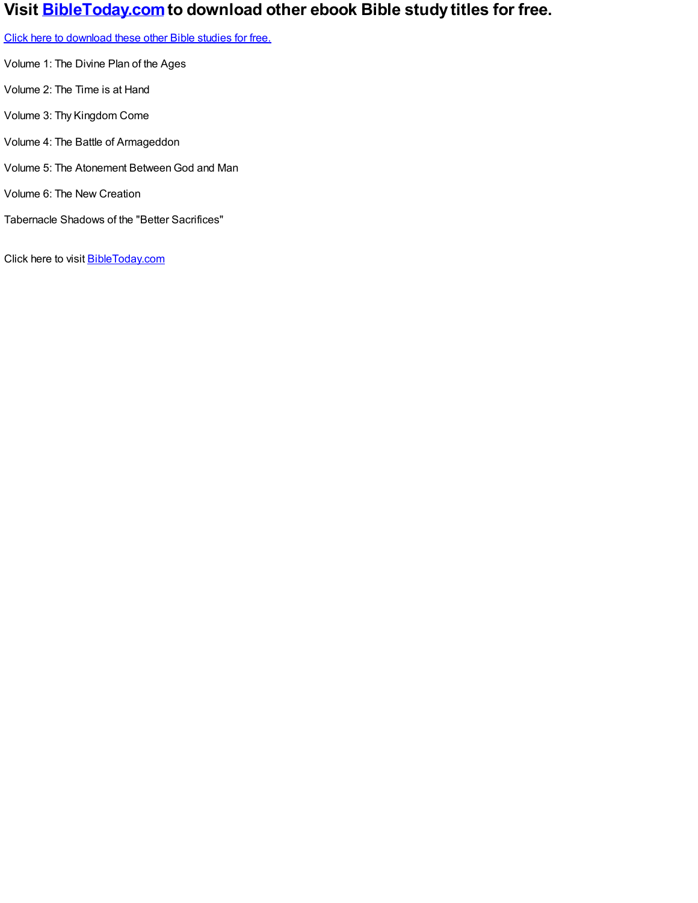# Visit BibleToday.com to download other ebook Bible study titles for free.

Click here to download these other Bible studies for free.

Volume 1: The Divine Plan of the Ages

Volume 2: The Time is at Hand

Volume 3: Thy Kingdom Come

Volume 4: The Battle of Armageddon

Volume 5: The Atonement Between God and Man

Volume 6: The New Creation

Tabernacle Shadows of the "Better Sacrifices"

Click here to visit BibleToday.com